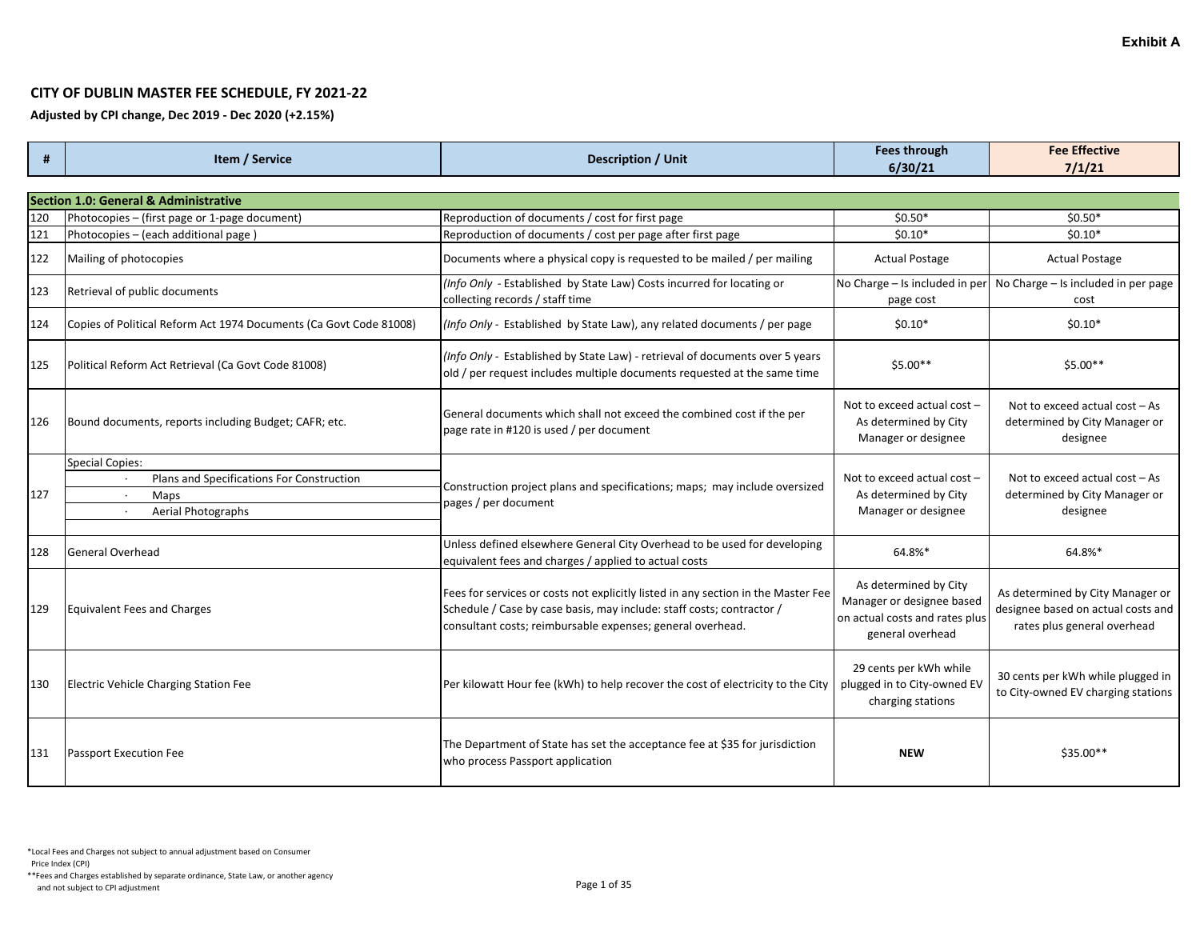Exhibit A

## CITY OF DUBLIN MASTER FEE SCHEDULE, FY 2021-22

**Adjusted by CPI change, Dec 2019 - Dec 2020 (+2.15%)**

| # | Item / Service | Description / Unit | Fees through 6/30/21 | Fee Effective 7/1/21 |
|---|---|---|---|---|
| **Section 1.0: General & Administrative** | | | | |
| 120 | Photocopies – (first page or 1-page document) | Reproduction of documents / cost for first page | $0.50* | $0.50* |
| 121 | Photocopies – (each additional page ) | Reproduction of documents / cost per page after first page | $0.10* | $0.10* |
| 122 | Mailing of photocopies | Documents where a physical copy is requested to be mailed / per mailing | Actual Postage | Actual Postage |
| 123 | Retrieval of public documents | *(Info Only* - Established by State Law) Costs incurred for locating or collecting records / staff time | No Charge – Is included in per page cost | No Charge – Is included in per page cost |
| 124 | Copies of Political Reform Act 1974 Documents (Ca Govt Code 81008) | *(Info Only* - Established by State Law), any related documents / per page | $0.10* | $0.10* |
| 125 | Political Reform Act Retrieval (Ca Govt Code 81008) | *(Info Only* - Established by State Law) - retrieval of documents over 5 years old / per request includes multiple documents requested at the same time | $5.00** | $5.00** |
| 126 | Bound documents, reports including Budget; CAFR; etc. | General documents which shall not exceed the combined cost if the per page rate in #120 is used / per document | Not to exceed actual cost – As determined by City Manager or designee | Not to exceed actual cost – As determined by City Manager or designee |
| 127 | Special Copies:<br>· Plans and Specifications For Construction<br>· Maps<br>· Aerial Photographs | Construction project plans and specifications; maps; may include oversized pages / per document | Not to exceed actual cost – As determined by City Manager or designee | Not to exceed actual cost – As determined by City Manager or designee |
| 128 | General Overhead | Unless defined elsewhere General City Overhead to be used for developing equivalent fees and charges / applied to actual costs | 64.8%* | 64.8%* |
| 129 | Equivalent Fees and Charges | Fees for services or costs not explicitly listed in any section in the Master Fee Schedule / Case by case basis, may include: staff costs; contractor / consultant costs; reimbursable expenses; general overhead. | As determined by City Manager or designee based on actual costs and rates plus general overhead | As determined by City Manager or designee based on actual costs and rates plus general overhead |
| 130 | Electric Vehicle Charging Station Fee | Per kilowatt Hour fee (kWh) to help recover the cost of electricity to the City | 29 cents per kWh while plugged in to City-owned EV charging stations | 30 cents per kWh while plugged in to City-owned EV charging stations |
| 131 | Passport Execution Fee | The Department of State has set the acceptance fee at $35 for jurisdiction who process Passport application | **NEW** | $35.00** |

*Local Fees and Charges not subject to annual adjustment based on Consumer Price Index (CPI)

**Fees and Charges established by separate ordinance, State Law, or another agency and not subject to CPI adjustment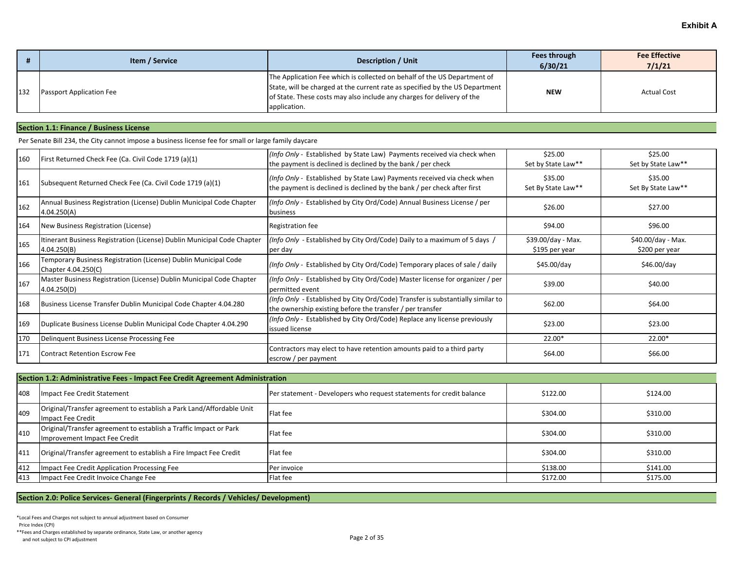**Exhibit A**

| # | Item / Service | Description / Unit | Fees through 6/30/21 | Fee Effective 7/1/21 |
|---|---|---|---|---|
| 132 | Passport Application Fee | The Application Fee which is collected on behalf of the US Department of State, will be charged at the current rate as specified by the US Department of State. These costs may also include any charges for delivery of the application. | **NEW** | Actual Cost |

## Section 1.1: Finance / Business License

Per Senate Bill 234, the City cannot impose a business license fee for small or large family daycare

| # | Item / Service | Description / Unit | Fees through 6/30/21 | Fee Effective 7/1/21 |
|---|---|---|---|---|
| 160 | First Returned Check Fee (Ca. Civil Code 1719 (a)(1) | *(Info Only -* Established by State Law) Payments received via check when the payment is declined is declined by the bank / per check | $25.00 Set by State Law** | $25.00 Set by State Law** |
| 161 | Subsequent Returned Check Fee (Ca. Civil Code 1719 (a)(1) | *(Info Only -* Established by State Law) Payments received via check when the payment is declined is declined by the bank / per check after first | $35.00 Set By State Law** | $35.00 Set By State Law** |
| 162 | Annual Business Registration (License) Dublin Municipal Code Chapter 4.04.250(A) | *(Info Only -* Established by City Ord/Code) Annual Business License / per business | $26.00 | $27.00 |
| 164 | New Business Registration (License) | Registration fee | $94.00 | $96.00 |
| 165 | Itinerant Business Registration (License) Dublin Municipal Code Chapter 4.04.250(B) | *(Info Only* - Established by City Ord/Code) Daily to a maximum of 5 days / per day | $39.00/day - Max. $195 per year | $40.00/day - Max. $200 per year |
| 166 | Temporary Business Registration (License) Dublin Municipal Code Chapter 4.04.250(C) | *(Info Only -* Established by City Ord/Code) Temporary places of sale / daily | $45.00/day | $46.00/day |
| 167 | Master Business Registration (License) Dublin Municipal Code Chapter 4.04.250(D) | *(Info Only -* Established by City Ord/Code) Master license for organizer / per permitted event | $39.00 | $40.00 |
| 168 | Business License Transfer Dublin Municipal Code Chapter 4.04.280 | *(Info Only* - Established by City Ord/Code) Transfer is substantially similar to the ownership existing before the transfer / per transfer | $62.00 | $64.00 |
| 169 | Duplicate Business License Dublin Municipal Code Chapter 4.04.290 | *(Info Only -* Established by City Ord/Code) Replace any license previously issued license | $23.00 | $23.00 |
| 170 | Delinquent Business License Processing Fee | | 22.00* | 22.00* |
| 171 | Contract Retention Escrow Fee | Contractors may elect to have retention amounts paid to a third party escrow / per payment | $64.00 | $66.00 |

## Section 1.2: Administrative Fees - Impact Fee Credit Agreement Administration

| # | Item / Service | Description / Unit | Fees through 6/30/21 | Fee Effective 7/1/21 |
|---|---|---|---|---|
| 408 | Impact Fee Credit Statement | Per statement - Developers who request statements for credit balance | $122.00 | $124.00 |
| 409 | Original/Transfer agreement to establish a Park Land/Affordable Unit Impact Fee Credit | Flat fee | $304.00 | $310.00 |
| 410 | Original/Transfer agreement to establish a Traffic Impact or Park Improvement Impact Fee Credit | Flat fee | $304.00 | $310.00 |
| 411 | Original/Transfer agreement to establish a Fire Impact Fee Credit | Flat fee | $304.00 | $310.00 |
| 412 | Impact Fee Credit Application Processing Fee | Per invoice | $138.00 | $141.00 |
| 413 | Impact Fee Credit Invoice Change Fee | Flat fee | $172.00 | $175.00 |

## Section 2.0: Police Services- General (Fingerprints / Records / Vehicles/ Development)

*Local Fees and Charges not subject to annual adjustment based on Consumer Price Index (CPI)

**Fees and Charges established by separate ordinance, State Law, or another agency and not subject to CPI adjustment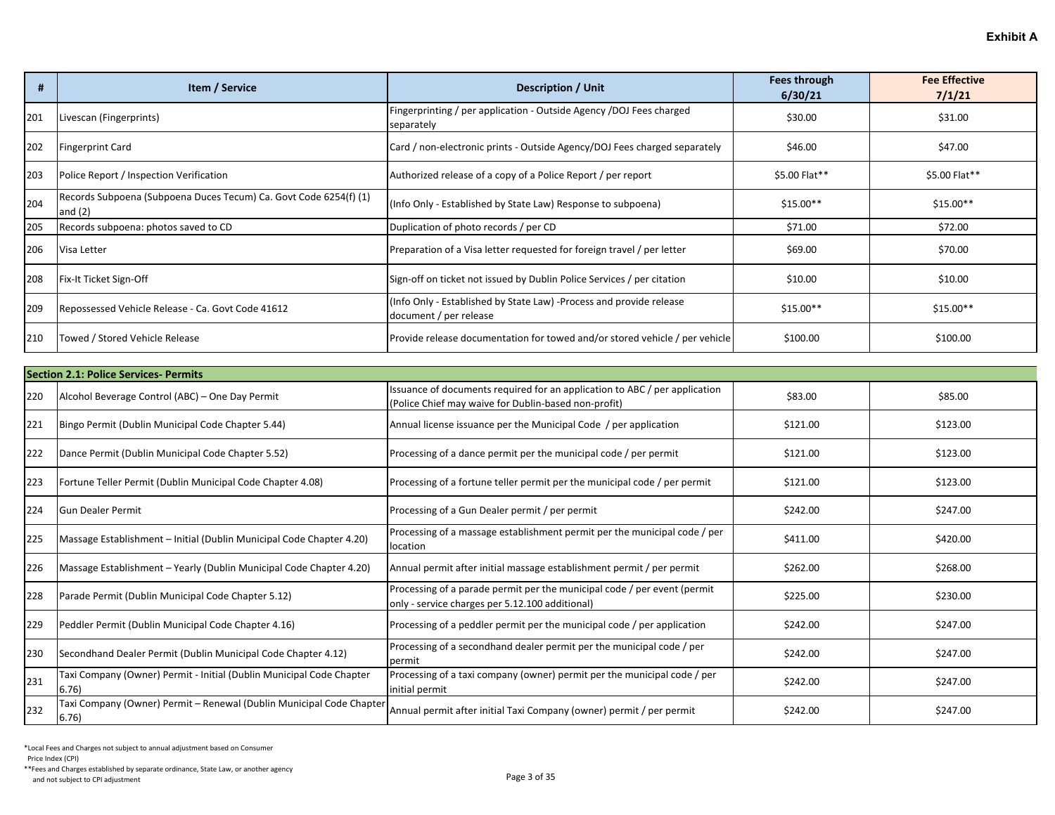**Exhibit A**

| # | Item / Service | Description / Unit | Fees through 6/30/21 | Fee Effective 7/1/21 |
|---|---|---|---|---|
| 201 | Livescan (Fingerprints) | Fingerprinting / per application - Outside Agency /DOJ Fees charged separately | $30.00 | $31.00 |
| 202 | Fingerprint Card | Card / non-electronic prints - Outside Agency/DOJ Fees charged separately | $46.00 | $47.00 |
| 203 | Police Report / Inspection Verification | Authorized release of a copy of a Police Report / per report | $5.00 Flat** | $5.00 Flat** |
| 204 | Records Subpoena (Subpoena Duces Tecum) Ca. Govt Code 6254(f) (1) and (2) | (Info Only - Established by State Law) Response to subpoena) | $15.00** | $15.00** |
| 205 | Records subpoena: photos saved to CD | Duplication of photo records / per CD | $71.00 | $72.00 |
| 206 | Visa Letter | Preparation of a Visa letter requested for foreign travel / per letter | $69.00 | $70.00 |
| 208 | Fix-It Ticket Sign-Off | Sign-off on ticket not issued by Dublin Police Services / per citation | $10.00 | $10.00 |
| 209 | Repossessed Vehicle Release - Ca. Govt Code 41612 | (Info Only - Established by State Law) -Process and provide release document / per release | $15.00** | $15.00** |
| 210 | Towed / Stored Vehicle Release | Provide release documentation for towed and/or stored vehicle / per vehicle | $100.00 | $100.00 |
| **Section 2.1: Police Services- Permits** | | | | |
| 220 | Alcohol Beverage Control (ABC) – One Day Permit | Issuance of documents required for an application to ABC / per application (Police Chief may waive for Dublin-based non-profit) | $83.00 | $85.00 |
| 221 | Bingo Permit (Dublin Municipal Code Chapter 5.44) | Annual license issuance per the Municipal Code / per application | $121.00 | $123.00 |
| 222 | Dance Permit (Dublin Municipal Code Chapter 5.52) | Processing of a dance permit per the municipal code / per permit | $121.00 | $123.00 |
| 223 | Fortune Teller Permit (Dublin Municipal Code Chapter 4.08) | Processing of a fortune teller permit per the municipal code / per permit | $121.00 | $123.00 |
| 224 | Gun Dealer Permit | Processing of a Gun Dealer permit / per permit | $242.00 | $247.00 |
| 225 | Massage Establishment – Initial (Dublin Municipal Code Chapter 4.20) | Processing of a massage establishment permit per the municipal code / per location | $411.00 | $420.00 |
| 226 | Massage Establishment – Yearly (Dublin Municipal Code Chapter 4.20) | Annual permit after initial massage establishment permit / per permit | $262.00 | $268.00 |
| 228 | Parade Permit (Dublin Municipal Code Chapter 5.12) | Processing of a parade permit per the municipal code / per event (permit only - service charges per 5.12.100 additional) | $225.00 | $230.00 |
| 229 | Peddler Permit (Dublin Municipal Code Chapter 4.16) | Processing of a peddler permit per the municipal code / per application | $242.00 | $247.00 |
| 230 | Secondhand Dealer Permit (Dublin Municipal Code Chapter 4.12) | Processing of a secondhand dealer permit per the municipal code / per permit | $242.00 | $247.00 |
| 231 | Taxi Company (Owner) Permit - Initial (Dublin Municipal Code Chapter 6.76) | Processing of a taxi company (owner) permit per the municipal code / per initial permit | $242.00 | $247.00 |
| 232 | Taxi Company (Owner) Permit – Renewal (Dublin Municipal Code Chapter 6.76) | Annual permit after initial Taxi Company (owner) permit / per permit | $242.00 | $247.00 |

*Local Fees and Charges not subject to annual adjustment based on Consumer Price Index (CPI)

**Fees and Charges established by separate ordinance, State Law, or another agency and not subject to CPI adjustment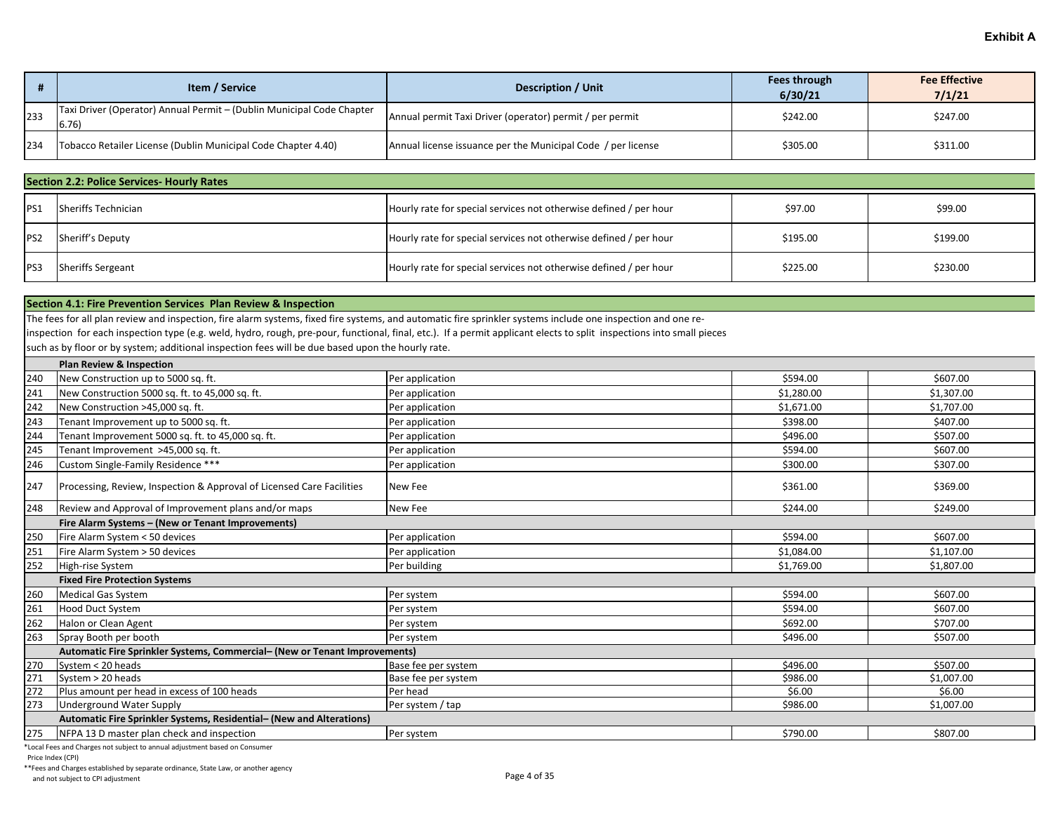**Exhibit A**

| # | Item / Service | Description / Unit | Fees through 6/30/21 | Fee Effective 7/1/21 |
|---|---|---|---|---|
| 233 | Taxi Driver (Operator) Annual Permit – (Dublin Municipal Code Chapter 6.76) | Annual permit Taxi Driver (operator) permit / per permit | $242.00 | $247.00 |
| 234 | Tobacco Retailer License (Dublin Municipal Code Chapter 4.40) | Annual license issuance per the Municipal Code / per license | $305.00 | $311.00 |

**Section 2.2: Police Services- Hourly Rates**

| # | Item / Service | Description / Unit | Fees through 6/30/21 | Fee Effective 7/1/21 |
|---|---|---|---|---|
| PS1 | Sheriffs Technician | Hourly rate for special services not otherwise defined / per hour | $97.00 | $99.00 |
| PS2 | Sheriff's Deputy | Hourly rate for special services not otherwise defined / per hour | $195.00 | $199.00 |
| PS3 | Sheriffs Sergeant | Hourly rate for special services not otherwise defined / per hour | $225.00 | $230.00 |

**Section 4.1: Fire Prevention Services Plan Review & Inspection**

The fees for all plan review and inspection, fire alarm systems, fixed fire systems, and automatic fire sprinkler systems include one inspection and one re-inspection for each inspection type (e.g. weld, hydro, rough, pre-pour, functional, final, etc.). If a permit applicant elects to split inspections into small pieces such as by floor or by system; additional inspection fees will be due based upon the hourly rate.

| # | Item / Service | Description / Unit | Fees through 6/30/21 | Fee Effective 7/1/21 |
|---|---|---|---|---|
| | **Plan Review & Inspection** | | | |
| 240 | New Construction up to 5000 sq. ft. | Per application | $594.00 | $607.00 |
| 241 | New Construction 5000 sq. ft. to 45,000 sq. ft. | Per application | $1,280.00 | $1,307.00 |
| 242 | New Construction >45,000 sq. ft. | Per application | $1,671.00 | $1,707.00 |
| 243 | Tenant Improvement up to 5000 sq. ft. | Per application | $398.00 | $407.00 |
| 244 | Tenant Improvement 5000 sq. ft. to 45,000 sq. ft. | Per application | $496.00 | $507.00 |
| 245 | Tenant Improvement >45,000 sq. ft. | Per application | $594.00 | $607.00 |
| 246 | Custom Single-Family Residence *** | Per application | $300.00 | $307.00 |
| 247 | Processing, Review, Inspection & Approval of Licensed Care Facilities | New Fee | $361.00 | $369.00 |
| 248 | Review and Approval of Improvement plans and/or maps | New Fee | $244.00 | $249.00 |
| | **Fire Alarm Systems – (New or Tenant Improvements)** | | | |
| 250 | Fire Alarm System < 50 devices | Per application | $594.00 | $607.00 |
| 251 | Fire Alarm System > 50 devices | Per application | $1,084.00 | $1,107.00 |
| 252 | High-rise System | Per building | $1,769.00 | $1,807.00 |
| | **Fixed Fire Protection Systems** | | | |
| 260 | Medical Gas System | Per system | $594.00 | $607.00 |
| 261 | Hood Duct System | Per system | $594.00 | $607.00 |
| 262 | Halon or Clean Agent | Per system | $692.00 | $707.00 |
| 263 | Spray Booth per booth | Per system | $496.00 | $507.00 |
| | **Automatic Fire Sprinkler Systems, Commercial– (New or Tenant Improvements)** | | | |
| 270 | System < 20 heads | Base fee per system | $496.00 | $507.00 |
| 271 | System > 20 heads | Base fee per system | $986.00 | $1,007.00 |
| 272 | Plus amount per head in excess of 100 heads | Per head | $6.00 | $6.00 |
| 273 | Underground Water Supply | Per system / tap | $986.00 | $1,007.00 |
| | **Automatic Fire Sprinkler Systems, Residential– (New and Alterations)** | | | |
| 275 | NFPA 13 D master plan check and inspection | Per system | $790.00 | $807.00 |

*Local Fees and Charges not subject to annual adjustment based on Consumer Price Index (CPI)

**Fees and Charges established by separate ordinance, State Law, or another agency and not subject to CPI adjustment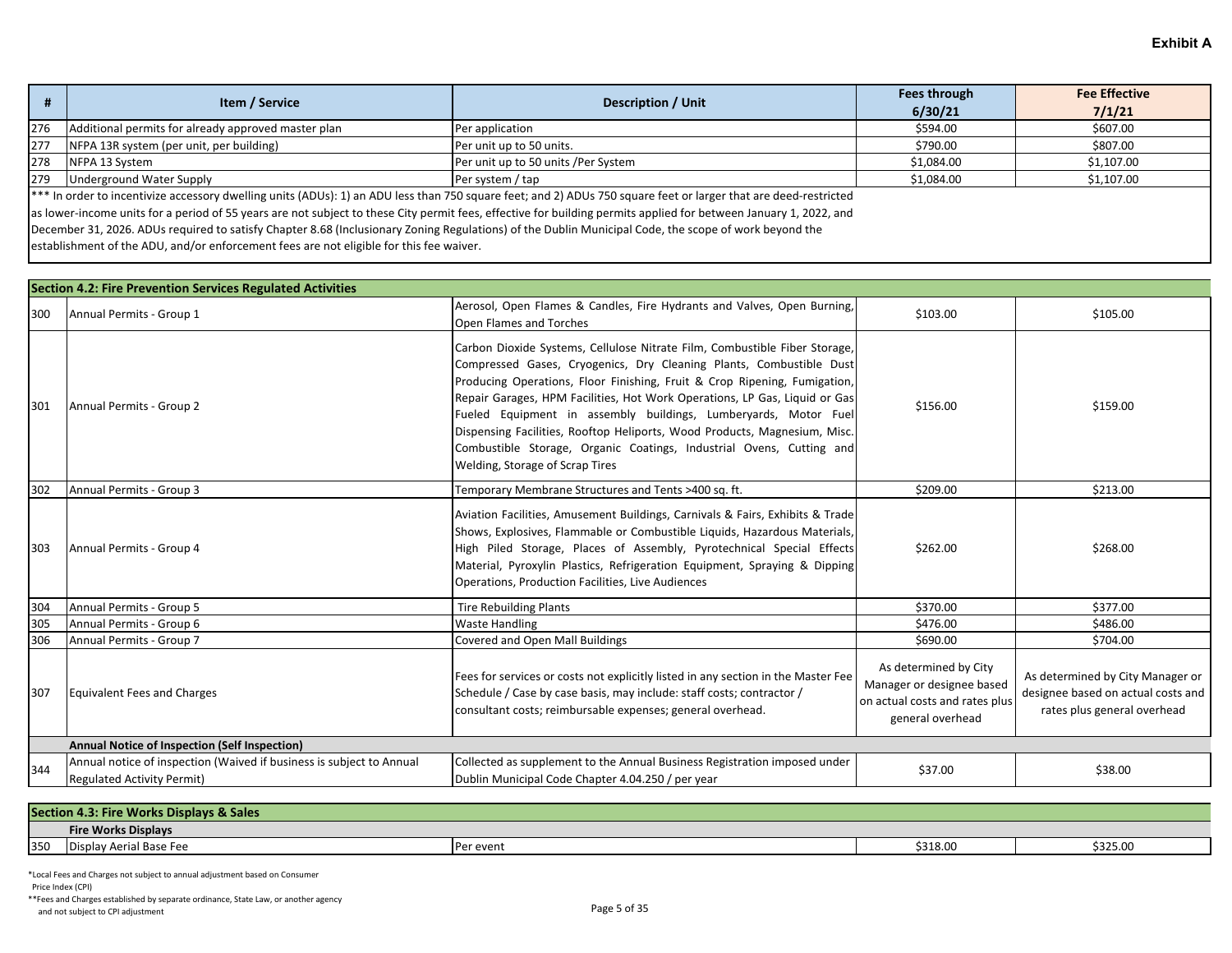**Exhibit A**

| # | Item / Service | Description / Unit | Fees through 6/30/21 | Fee Effective 7/1/21 |
|---|---|---|---|---|
| 276 | Additional permits for already approved master plan | Per application | $594.00 | $607.00 |
| 277 | NFPA 13R system (per unit, per building) | Per unit up to 50 units. | $790.00 | $807.00 |
| 278 | NFPA 13 System | Per unit up to 50 units /Per System | $1,084.00 | $1,107.00 |
| 279 | Underground Water Supply | Per system / tap | $1,084.00 | $1,107.00 |
| *** In order to incentivize accessory dwelling units (ADUs): 1) an ADU less than 750 square feet; and 2) ADUs 750 square feet or larger that are deed-restricted as lower-income units for a period of 55 years are not subject to these City permit fees, effective for building permits applied for between January 1, 2022, and December 31, 2026. ADUs required to satisfy Chapter 8.68 (Inclusionary Zoning Regulations) of the Dublin Municipal Code, the scope of work beyond the establishment of the ADU, and/or enforcement fees are not eligible for this fee waiver. | | | | |
| **Section 4.2: Fire Prevention Services Regulated Activities** | | | | |
| 300 | Annual Permits - Group 1 | Aerosol, Open Flames & Candles, Fire Hydrants and Valves, Open Burning, Open Flames and Torches | $103.00 | $105.00 |
| 301 | Annual Permits - Group 2 | Carbon Dioxide Systems, Cellulose Nitrate Film, Combustible Fiber Storage, Compressed Gases, Cryogenics, Dry Cleaning Plants, Combustible Dust Producing Operations, Floor Finishing, Fruit & Crop Ripening, Fumigation, Repair Garages, HPM Facilities, Hot Work Operations, LP Gas, Liquid or Gas Fueled Equipment in assembly buildings, Lumberyards, Motor Fuel Dispensing Facilities, Rooftop Heliports, Wood Products, Magnesium, Misc. Combustible Storage, Organic Coatings, Industrial Ovens, Cutting and Welding, Storage of Scrap Tires | $156.00 | $159.00 |
| 302 | Annual Permits - Group 3 | Temporary Membrane Structures and Tents >400 sq. ft. | $209.00 | $213.00 |
| 303 | Annual Permits - Group 4 | Aviation Facilities, Amusement Buildings, Carnivals & Fairs, Exhibits & Trade Shows, Explosives, Flammable or Combustible Liquids, Hazardous Materials, High Piled Storage, Places of Assembly, Pyrotechnical Special Effects Material, Pyroxylin Plastics, Refrigeration Equipment, Spraying & Dipping Operations, Production Facilities, Live Audiences | $262.00 | $268.00 |
| 304 | Annual Permits - Group 5 | Tire Rebuilding Plants | $370.00 | $377.00 |
| 305 | Annual Permits - Group 6 | Waste Handling | $476.00 | $486.00 |
| 306 | Annual Permits - Group 7 | Covered and Open Mall Buildings | $690.00 | $704.00 |
| 307 | Equivalent Fees and Charges | Fees for services or costs not explicitly listed in any section in the Master Fee Schedule / Case by case basis, may include: staff costs; contractor / consultant costs; reimbursable expenses; general overhead. | As determined by City Manager or designee based on actual costs and rates plus general overhead | As determined by City Manager or designee based on actual costs and rates plus general overhead |
| | **Annual Notice of Inspection (Self Inspection)** | | | |
| 344 | Annual notice of inspection (Waived if business is subject to Annual Regulated Activity Permit) | Collected as supplement to the Annual Business Registration imposed under Dublin Municipal Code Chapter 4.04.250 / per year | $37.00 | $38.00 |
| **Section 4.3: Fire Works Displays & Sales** | | | | |
| | **Fire Works Displays** | | | |
| 350 | Display Aerial Base Fee | Per event | $318.00 | $325.00 |

*Local Fees and Charges not subject to annual adjustment based on Consumer Price Index (CPI)

**Fees and Charges established by separate ordinance, State Law, or another agency and not subject to CPI adjustment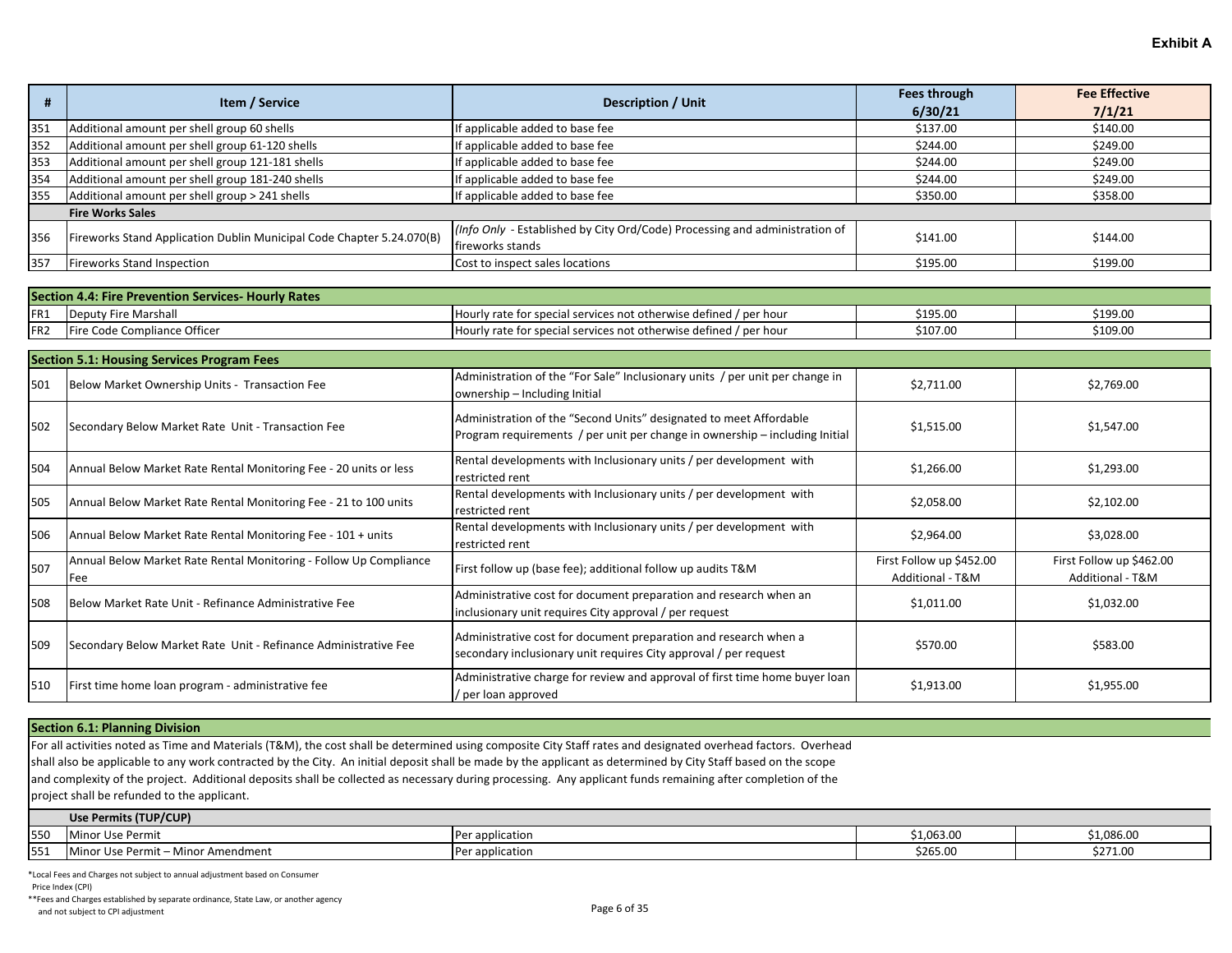**Exhibit A**

| # | Item / Service | Description / Unit | Fees through 6/30/21 | Fee Effective 7/1/21 |
|---|---|---|---|---|
| 351 | Additional amount per shell group 60 shells | If applicable added to base fee | $137.00 | $140.00 |
| 352 | Additional amount per shell group 61-120 shells | If applicable added to base fee | $244.00 | $249.00 |
| 353 | Additional amount per shell group 121-181 shells | If applicable added to base fee | $244.00 | $249.00 |
| 354 | Additional amount per shell group 181-240 shells | If applicable added to base fee | $244.00 | $249.00 |
| 355 | Additional amount per shell group > 241 shells | If applicable added to base fee | $350.00 | $358.00 |
| | **Fire Works Sales** | | | |
| 356 | Fireworks Stand Application Dublin Municipal Code Chapter 5.24.070(B) | *(Info Only* - Established by City Ord/Code) Processing and administration of fireworks stands | $141.00 | $144.00 |
| 357 | Fireworks Stand Inspection | Cost to inspect sales locations | $195.00 | $199.00 |

| **Section 4.4: Fire Prevention Services- Hourly Rates** | | | | |
|---|---|---|---|---|
| FR1 | Deputy Fire Marshall | Hourly rate for special services not otherwise defined / per hour | $195.00 | $199.00 |
| FR2 | Fire Code Compliance Officer | Hourly rate for special services not otherwise defined / per hour | $107.00 | $109.00 |

| **Section 5.1: Housing Services Program Fees** | | | | |
|---|---|---|---|---|
| 501 | Below Market Ownership Units - Transaction Fee | Administration of the "For Sale" Inclusionary units / per unit per change in ownership – Including Initial | $2,711.00 | $2,769.00 |
| 502 | Secondary Below Market Rate Unit - Transaction Fee | Administration of the "Second Units" designated to meet Affordable Program requirements / per unit per change in ownership – including Initial | $1,515.00 | $1,547.00 |
| 504 | Annual Below Market Rate Rental Monitoring Fee - 20 units or less | Rental developments with Inclusionary units / per development with restricted rent | $1,266.00 | $1,293.00 |
| 505 | Annual Below Market Rate Rental Monitoring Fee - 21 to 100 units | Rental developments with Inclusionary units / per development with restricted rent | $2,058.00 | $2,102.00 |
| 506 | Annual Below Market Rate Rental Monitoring Fee - 101 + units | Rental developments with Inclusionary units / per development with restricted rent | $2,964.00 | $3,028.00 |
| 507 | Annual Below Market Rate Rental Monitoring - Follow Up Compliance Fee | First follow up (base fee); additional follow up audits T&M | First Follow up $452.00 Additional - T&M | First Follow up $462.00 Additional - T&M |
| 508 | Below Market Rate Unit - Refinance Administrative Fee | Administrative cost for document preparation and research when an inclusionary unit requires City approval / per request | $1,011.00 | $1,032.00 |
| 509 | Secondary Below Market Rate Unit - Refinance Administrative Fee | Administrative cost for document preparation and research when a secondary inclusionary unit requires City approval / per request | $570.00 | $583.00 |
| 510 | First time home loan program - administrative fee | Administrative charge for review and approval of first time home buyer loan / per loan approved | $1,913.00 | $1,955.00 |

**Section 6.1: Planning Division**

For all activities noted as Time and Materials (T&M), the cost shall be determined using composite City Staff rates and designated overhead factors. Overhead shall also be applicable to any work contracted by the City. An initial deposit shall be made by the applicant as determined by City Staff based on the scope and complexity of the project. Additional deposits shall be collected as necessary during processing. Any applicant funds remaining after completion of the project shall be refunded to the applicant.

| | **Use Permits (TUP/CUP)** | | | |
|---|---|---|---|---|
| 550 | Minor Use Permit | Per application | $1,063.00 | $1,086.00 |
| 551 | Minor Use Permit – Minor Amendment | Per application | $265.00 | $271.00 |

*Local Fees and Charges not subject to annual adjustment based on Consumer Price Index (CPI)

**Fees and Charges established by separate ordinance, State Law, or another agency and not subject to CPI adjustment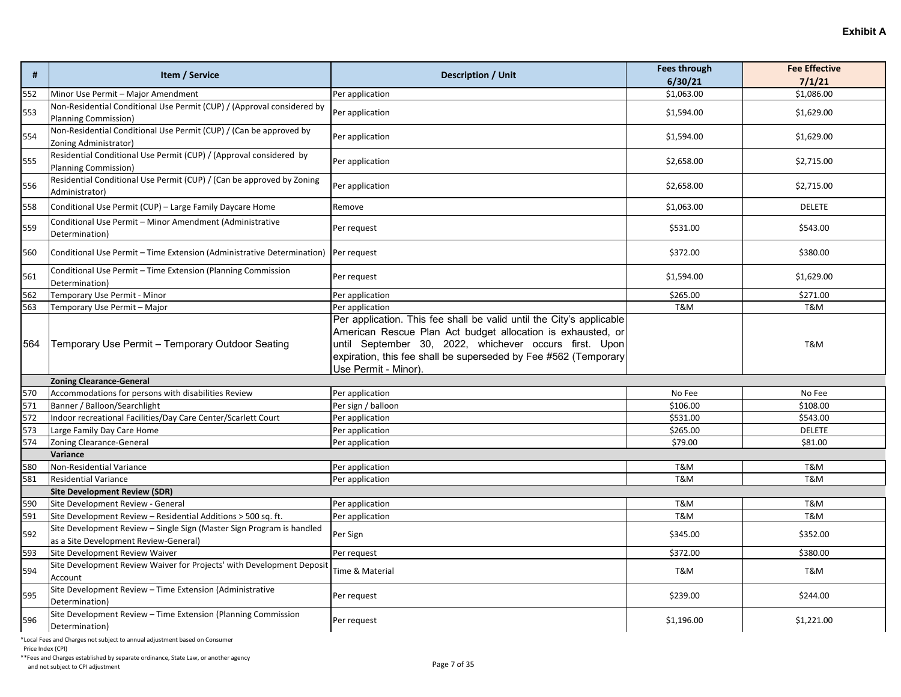**Exhibit A**

| # | Item / Service | Description / Unit | Fees through 6/30/21 | Fee Effective 7/1/21 |
|---|---|---|---|---|
| 552 | Minor Use Permit – Major Amendment | Per application | $1,063.00 | $1,086.00 |
| 553 | Non-Residential Conditional Use Permit (CUP) / (Approval considered by Planning Commission) | Per application | $1,594.00 | $1,629.00 |
| 554 | Non-Residential Conditional Use Permit (CUP) / (Can be approved by Zoning Administrator) | Per application | $1,594.00 | $1,629.00 |
| 555 | Residential Conditional Use Permit (CUP) / (Approval considered by Planning Commission) | Per application | $2,658.00 | $2,715.00 |
| 556 | Residential Conditional Use Permit (CUP) / (Can be approved by Zoning Administrator) | Per application | $2,658.00 | $2,715.00 |
| 558 | Conditional Use Permit (CUP) – Large Family Daycare Home | Remove | $1,063.00 | DELETE |
| 559 | Conditional Use Permit – Minor Amendment (Administrative Determination) | Per request | $531.00 | $543.00 |
| 560 | Conditional Use Permit – Time Extension (Administrative Determination) | Per request | $372.00 | $380.00 |
| 561 | Conditional Use Permit – Time Extension (Planning Commission Determination) | Per request | $1,594.00 | $1,629.00 |
| 562 | Temporary Use Permit - Minor | Per application | $265.00 | $271.00 |
| 563 | Temporary Use Permit – Major | Per application | T&M | T&M |
| 564 | Temporary Use Permit – Temporary Outdoor Seating | Per application. This fee shall be valid until the City's applicable American Rescue Plan Act budget allocation is exhausted, or until September 30, 2022, whichever occurs first. Upon expiration, this fee shall be superseded by Fee #562 (Temporary Use Permit - Minor). | | T&M |
| | **Zoning Clearance-General** | | | |
| 570 | Accommodations for persons with disabilities Review | Per application | No Fee | No Fee |
| 571 | Banner / Balloon/Searchlight | Per sign / balloon | $106.00 | $108.00 |
| 572 | Indoor recreational Facilities/Day Care Center/Scarlett Court | Per application | $531.00 | $543.00 |
| 573 | Large Family Day Care Home | Per application | $265.00 | DELETE |
| 574 | Zoning Clearance-General | Per application | $79.00 | $81.00 |
| | **Variance** | | | |
| 580 | Non-Residential Variance | Per application | T&M | T&M |
| 581 | Residential Variance | Per application | T&M | T&M |
| | **Site Development Review (SDR)** | | | |
| 590 | Site Development Review - General | Per application | T&M | T&M |
| 591 | Site Development Review – Residential Additions > 500 sq. ft. | Per application | T&M | T&M |
| 592 | Site Development Review – Single Sign (Master Sign Program is handled as a Site Development Review-General) | Per Sign | $345.00 | $352.00 |
| 593 | Site Development Review Waiver | Per request | $372.00 | $380.00 |
| 594 | Site Development Review Waiver for Projects' with Development Deposit Account | Time & Material | T&M | T&M |
| 595 | Site Development Review – Time Extension (Administrative Determination) | Per request | $239.00 | $244.00 |
| 596 | Site Development Review – Time Extension (Planning Commission Determination) | Per request | $1,196.00 | $1,221.00 |

*Local Fees and Charges not subject to annual adjustment based on Consumer Price Index (CPI)

**Fees and Charges established by separate ordinance, State Law, or another agency and not subject to CPI adjustment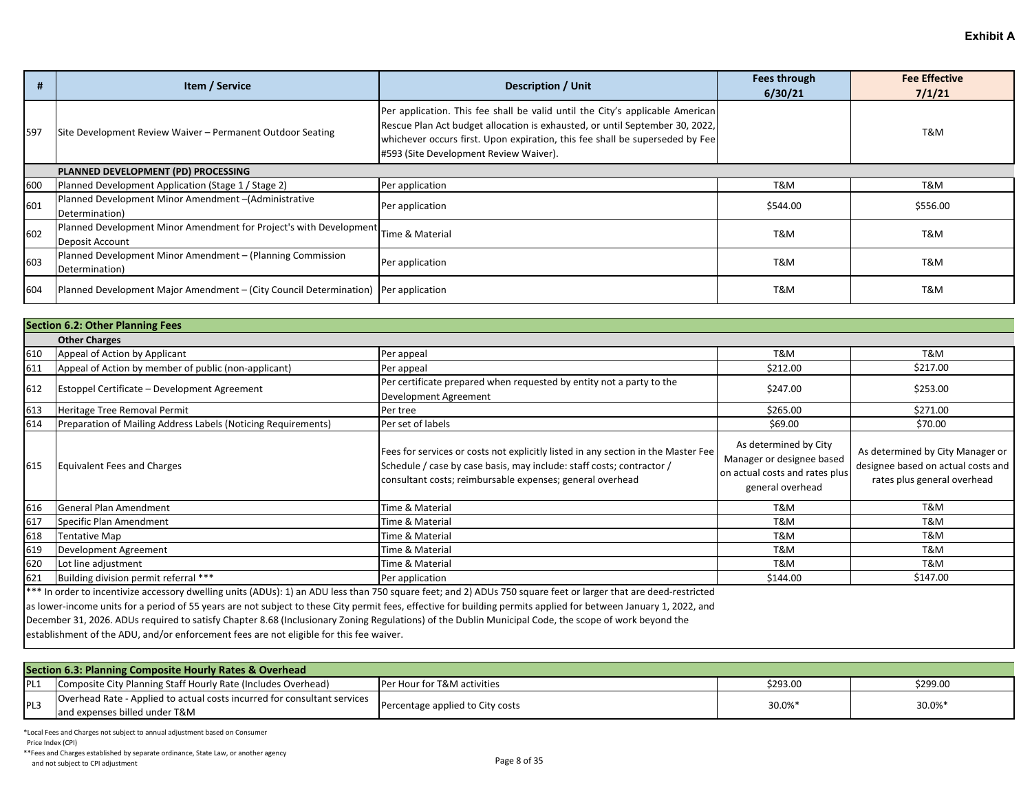**Exhibit A**

| # | Item / Service | Description / Unit | Fees through 6/30/21 | Fee Effective 7/1/21 |
|---|---|---|---|---|
| 597 | Site Development Review Waiver – Permanent Outdoor Seating | Per application. This fee shall be valid until the City's applicable American Rescue Plan Act budget allocation is exhausted, or until September 30, 2022, whichever occurs first. Upon expiration, this fee shall be superseded by Fee #593 (Site Development Review Waiver). | | T&M |
| | **PLANNED DEVELOPMENT (PD) PROCESSING** | | | |
| 600 | Planned Development Application (Stage 1 / Stage 2) | Per application | T&M | T&M |
| 601 | Planned Development Minor Amendment –(Administrative Determination) | Per application | $544.00 | $556.00 |
| 602 | Planned Development Minor Amendment for Project's with Development Deposit Account | Time & Material | T&M | T&M |
| 603 | Planned Development Minor Amendment – (Planning Commission Determination) | Per application | T&M | T&M |
| 604 | Planned Development Major Amendment – (City Council Determination) | Per application | T&M | T&M |

| # | Item / Service | Description / Unit | Fees through 6/30/21 | Fee Effective 7/1/21 |
|---|---|---|---|---|
| **Section 6.2: Other Planning Fees** | | | | |
| | **Other Charges** | | | |
| 610 | Appeal of Action by Applicant | Per appeal | T&M | T&M |
| 611 | Appeal of Action by member of public (non-applicant) | Per appeal | $212.00 | $217.00 |
| 612 | Estoppel Certificate – Development Agreement | Per certificate prepared when requested by entity not a party to the Development Agreement | $247.00 | $253.00 |
| 613 | Heritage Tree Removal Permit | Per tree | $265.00 | $271.00 |
| 614 | Preparation of Mailing Address Labels (Noticing Requirements) | Per set of labels | $69.00 | $70.00 |
| 615 | Equivalent Fees and Charges | Fees for services or costs not explicitly listed in any section in the Master Fee Schedule / case by case basis, may include: staff costs; contractor / consultant costs; reimbursable expenses; general overhead | As determined by City Manager or designee based on actual costs and rates plus general overhead | As determined by City Manager or designee based on actual costs and rates plus general overhead |
| 616 | General Plan Amendment | Time & Material | T&M | T&M |
| 617 | Specific Plan Amendment | Time & Material | T&M | T&M |
| 618 | Tentative Map | Time & Material | T&M | T&M |
| 619 | Development Agreement | Time & Material | T&M | T&M |
| 620 | Lot line adjustment | Time & Material | T&M | T&M |
| 621 | Building division permit referral *** | Per application | $144.00 | $147.00 |

*** In order to incentivize accessory dwelling units (ADUs): 1) an ADU less than 750 square feet; and 2) ADUs 750 square feet or larger that are deed-restricted as lower-income units for a period of 55 years are not subject to these City permit fees, effective for building permits applied for between January 1, 2022, and December 31, 2026. ADUs required to satisfy Chapter 8.68 (Inclusionary Zoning Regulations) of the Dublin Municipal Code, the scope of work beyond the establishment of the ADU, and/or enforcement fees are not eligible for this fee waiver.

| # | Item / Service | Description / Unit | Fees through 6/30/21 | Fee Effective 7/1/21 |
|---|---|---|---|---|
| **Section 6.3: Planning Composite Hourly Rates & Overhead** | | | | |
| PL1 | Composite City Planning Staff Hourly Rate (Includes Overhead) | Per Hour for T&M activities | $293.00 | $299.00 |
| PL3 | Overhead Rate - Applied to actual costs incurred for consultant services and expenses billed under T&M | Percentage applied to City costs | 30.0%* | 30.0%* |

*Local Fees and Charges not subject to annual adjustment based on Consumer Price Index (CPI)

**Fees and Charges established by separate ordinance, State Law, or another agency and not subject to CPI adjustment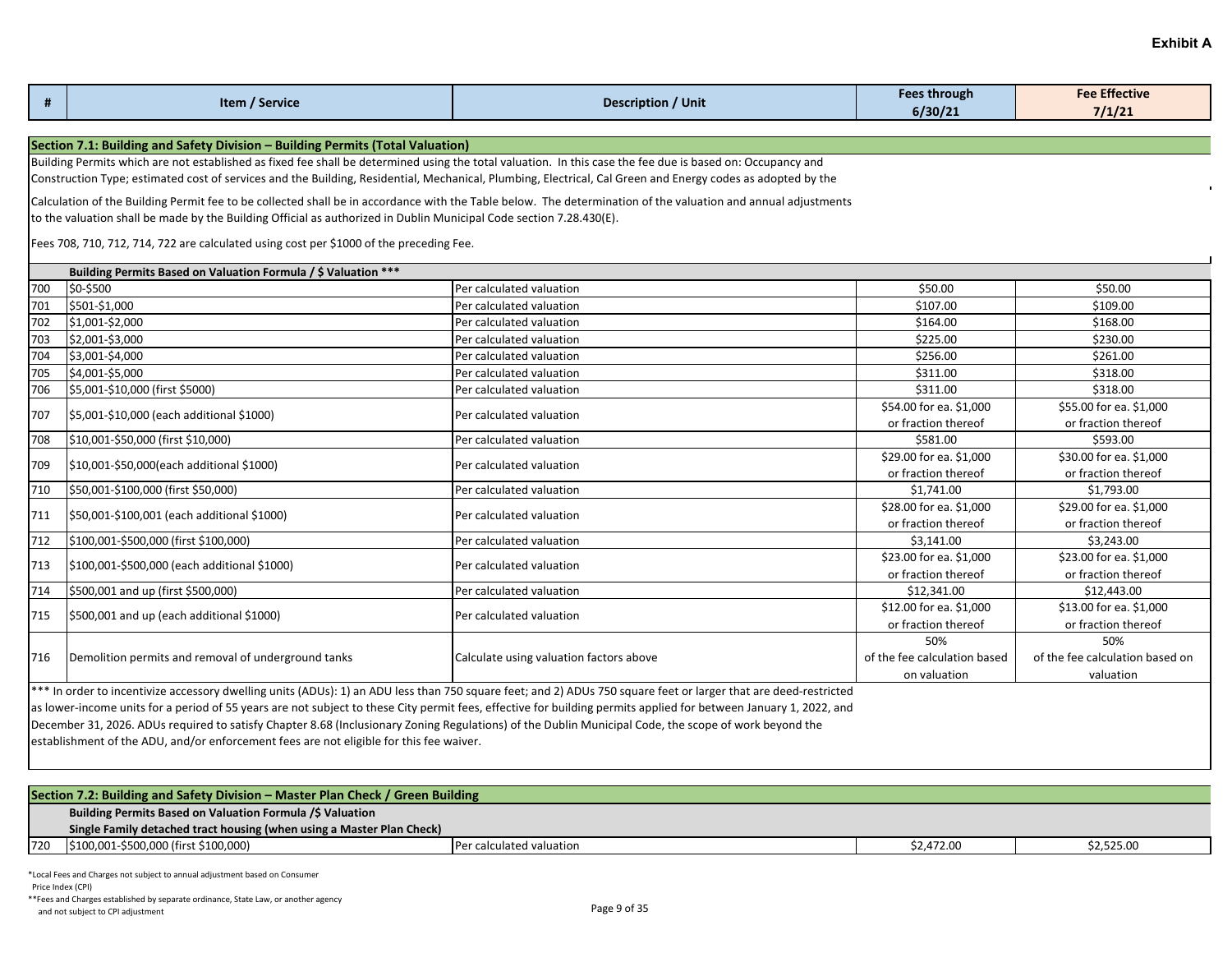**Exhibit A**

| # | Item / Service | Description / Unit | Fees through 6/30/21 | Fee Effective 7/1/21 |
|---|---|---|---|---|

**Section 7.1: Building and Safety Division – Building Permits (Total Valuation)**

Building Permits which are not established as fixed fee shall be determined using the total valuation. In this case the fee due is based on: Occupancy and Construction Type; estimated cost of services and the Building, Residential, Mechanical, Plumbing, Electrical, Cal Green and Energy codes as adopted by the

Calculation of the Building Permit fee to be collected shall be in accordance with the Table below. The determination of the valuation and annual adjustments to the valuation shall be made by the Building Official as authorized in Dublin Municipal Code section 7.28.430(E).

Fees 708, 710, 712, 714, 722 are calculated using cost per $1000 of the preceding Fee.

| # | Building Permits Based on Valuation Formula / $ Valuation *** | | | |
|---|---|---|---|---|
| 700 | $0-$500 | Per calculated valuation | $50.00 | $50.00 |
| 701 | $501-$1,000 | Per calculated valuation | $107.00 | $109.00 |
| 702 | $1,001-$2,000 | Per calculated valuation | $164.00 | $168.00 |
| 703 | $2,001-$3,000 | Per calculated valuation | $225.00 | $230.00 |
| 704 | $3,001-$4,000 | Per calculated valuation | $256.00 | $261.00 |
| 705 | $4,001-$5,000 | Per calculated valuation | $311.00 | $318.00 |
| 706 | $5,001-$10,000 (first $5000) | Per calculated valuation | $311.00 | $318.00 |
| 707 | $5,001-$10,000 (each additional $1000) | Per calculated valuation | $54.00 for ea. $1,000 or fraction thereof | $55.00 for ea. $1,000 or fraction thereof |
| 708 | $10,001-$50,000 (first $10,000) | Per calculated valuation | $581.00 | $593.00 |
| 709 | $10,001-$50,000(each additional $1000) | Per calculated valuation | $29.00 for ea. $1,000 or fraction thereof | $30.00 for ea. $1,000 or fraction thereof |
| 710 | $50,001-$100,000 (first $50,000) | Per calculated valuation | $1,741.00 | $1,793.00 |
| 711 | $50,001-$100,001 (each additional $1000) | Per calculated valuation | $28.00 for ea. $1,000 or fraction thereof | $29.00 for ea. $1,000 or fraction thereof |
| 712 | $100,001-$500,000 (first $100,000) | Per calculated valuation | $3,141.00 | $3,243.00 |
| 713 | $100,001-$500,000 (each additional $1000) | Per calculated valuation | $23.00 for ea. $1,000 or fraction thereof | $23.00 for ea. $1,000 or fraction thereof |
| 714 | $500,001 and up (first $500,000) | Per calculated valuation | $12,341.00 | $12,443.00 |
| 715 | $500,001 and up (each additional $1000) | Per calculated valuation | $12.00 for ea. $1,000 or fraction thereof | $13.00 for ea. $1,000 or fraction thereof |
| 716 | Demolition permits and removal of underground tanks | Calculate using valuation factors above | 50% of the fee calculation based on valuation | 50% of the fee calculation based on valuation |

*** In order to incentivize accessory dwelling units (ADUs): 1) an ADU less than 750 square feet; and 2) ADUs 750 square feet or larger that are deed-restricted as lower-income units for a period of 55 years are not subject to these City permit fees, effective for building permits applied for between January 1, 2022, and December 31, 2026. ADUs required to satisfy Chapter 8.68 (Inclusionary Zoning Regulations) of the Dublin Municipal Code, the scope of work beyond the establishment of the ADU, and/or enforcement fees are not eligible for this fee waiver.

**Section 7.2: Building and Safety Division – Master Plan Check / Green Building**

| # | Building Permits Based on Valuation Formula /$ Valuation<br>Single Family detached tract housing (when using a Master Plan Check) | | | |
|---|---|---|---|---|
| 720 | $100,001-$500,000 (first $100,000) | Per calculated valuation | $2,472.00 | $2,525.00 |

*Local Fees and Charges not subject to annual adjustment based on Consumer Price Index (CPI)

**Fees and Charges established by separate ordinance, State Law, or another agency and not subject to CPI adjustment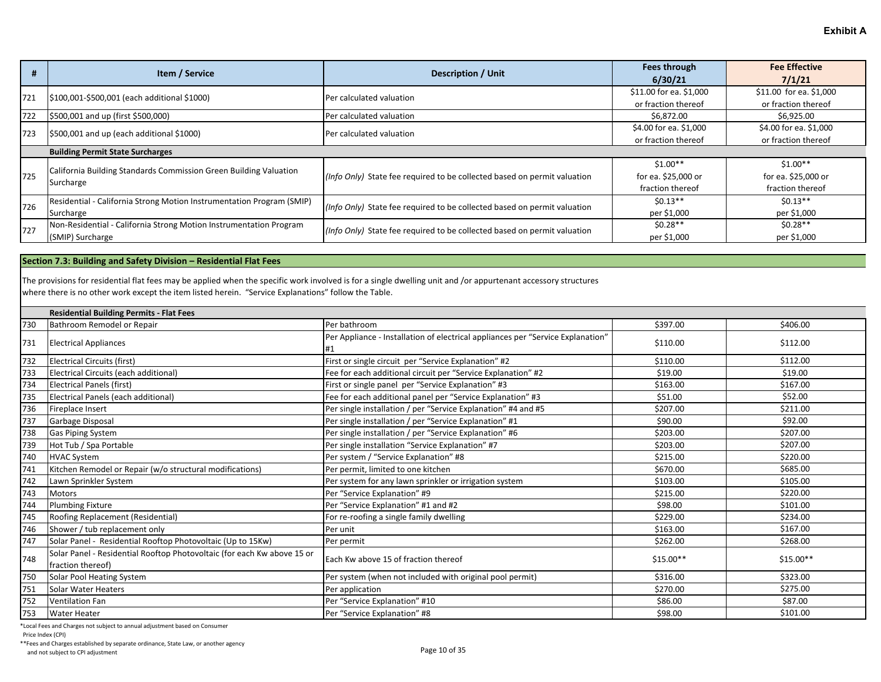**Exhibit A**

| # | Item / Service | Description / Unit | Fees through 6/30/21 | Fee Effective 7/1/21 |
|---|---|---|---|---|
| 721 | $100,001-$500,001 (each additional $1000) | Per calculated valuation | $11.00 for ea. $1,000 or fraction thereof | $11.00 for ea. $1,000 or fraction thereof |
| 722 | $500,001 and up (first $500,000) | Per calculated valuation | $6,872.00 | $6,925.00 |
| 723 | $500,001 and up (each additional $1000) | Per calculated valuation | $4.00 for ea. $1,000 or fraction thereof | $4.00 for ea. $1,000 or fraction thereof |
| | **Building Permit State Surcharges** | | | |
| 725 | California Building Standards Commission Green Building Valuation Surcharge | *(Info Only)* State fee required to be collected based on permit valuation | $1.00** for ea. $25,000 or fraction thereof | $1.00** for ea. $25,000 or fraction thereof |
| 726 | Residential - California Strong Motion Instrumentation Program (SMIP) Surcharge | *(Info Only)* State fee required to be collected based on permit valuation | $0.13** per $1,000 | $0.13** per $1,000 |
| 727 | Non-Residential - California Strong Motion Instrumentation Program (SMIP) Surcharge | *(Info Only)* State fee required to be collected based on permit valuation | $0.28** per $1,000 | $0.28** per $1,000 |

**Section 7.3: Building and Safety Division – Residential Flat Fees**

The provisions for residential flat fees may be applied when the specific work involved is for a single dwelling unit and /or appurtenant accessory structures where there is no other work except the item listed herein. "Service Explanations" follow the Table.

| # | Item / Service | Description / Unit | Fees through 6/30/21 | Fee Effective 7/1/21 |
|---|---|---|---|---|
| | **Residential Building Permits - Flat Fees** | | | |
| 730 | Bathroom Remodel or Repair | Per bathroom | $397.00 | $406.00 |
| 731 | Electrical Appliances | Per Appliance - Installation of electrical appliances per "Service Explanation" #1 | $110.00 | $112.00 |
| 732 | Electrical Circuits (first) | First or single circuit per "Service Explanation" #2 | $110.00 | $112.00 |
| 733 | Electrical Circuits (each additional) | Fee for each additional circuit per "Service Explanation" #2 | $19.00 | $19.00 |
| 734 | Electrical Panels (first) | First or single panel per "Service Explanation" #3 | $163.00 | $167.00 |
| 735 | Electrical Panels (each additional) | Fee for each additional panel per "Service Explanation" #3 | $51.00 | $52.00 |
| 736 | Fireplace Insert | Per single installation / per "Service Explanation" #4 and #5 | $207.00 | $211.00 |
| 737 | Garbage Disposal | Per single installation / per "Service Explanation" #1 | $90.00 | $92.00 |
| 738 | Gas Piping System | Per single installation / per "Service Explanation" #6 | $203.00 | $207.00 |
| 739 | Hot Tub / Spa Portable | Per single installation "Service Explanation" #7 | $203.00 | $207.00 |
| 740 | HVAC System | Per system / "Service Explanation" #8 | $215.00 | $220.00 |
| 741 | Kitchen Remodel or Repair (w/o structural modifications) | Per permit, limited to one kitchen | $670.00 | $685.00 |
| 742 | Lawn Sprinkler System | Per system for any lawn sprinkler or irrigation system | $103.00 | $105.00 |
| 743 | Motors | Per "Service Explanation" #9 | $215.00 | $220.00 |
| 744 | Plumbing Fixture | Per "Service Explanation" #1 and #2 | $98.00 | $101.00 |
| 745 | Roofing Replacement (Residential) | For re-roofing a single family dwelling | $229.00 | $234.00 |
| 746 | Shower / tub replacement only | Per unit | $163.00 | $167.00 |
| 747 | Solar Panel - Residential Rooftop Photovoltaic (Up to 15Kw) | Per permit | $262.00 | $268.00 |
| 748 | Solar Panel - Residential Rooftop Photovoltaic (for each Kw above 15 or fraction thereof) | Each Kw above 15 of fraction thereof | $15.00** | $15.00** |
| 750 | Solar Pool Heating System | Per system (when not included with original pool permit) | $316.00 | $323.00 |
| 751 | Solar Water Heaters | Per application | $270.00 | $275.00 |
| 752 | Ventilation Fan | Per "Service Explanation" #10 | $86.00 | $87.00 |
| 753 | Water Heater | Per "Service Explanation" #8 | $98.00 | $101.00 |

*Local Fees and Charges not subject to annual adjustment based on Consumer Price Index (CPI)

**Fees and Charges established by separate ordinance, State Law, or another agency and not subject to CPI adjustment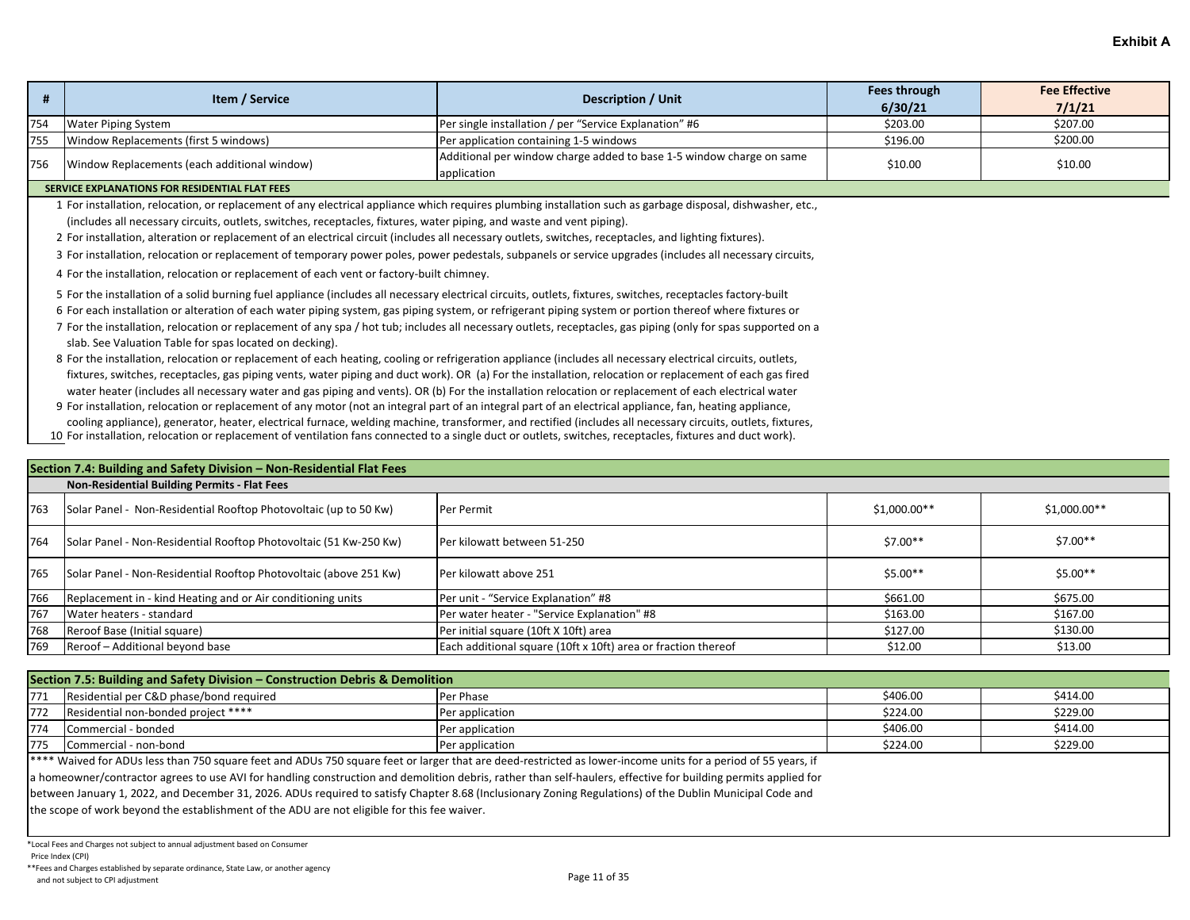**Exhibit A**

| # | Item / Service | Description / Unit | Fees through 6/30/21 | Fee Effective 7/1/21 |
|---|---|---|---|---|
| 754 | Water Piping System | Per single installation / per "Service Explanation" #6 | $203.00 | $207.00 |
| 755 | Window Replacements (first 5 windows) | Per application containing 1-5 windows | $196.00 | $200.00 |
| 756 | Window Replacements (each additional window) | Additional per window charge added to base 1-5 window charge on same application | $10.00 | $10.00 |

**SERVICE EXPLANATIONS FOR RESIDENTIAL FLAT FEES**

1. For installation, relocation, or replacement of any electrical appliance which requires plumbing installation such as garbage disposal, dishwasher, etc., (includes all necessary circuits, outlets, switches, receptacles, fixtures, water piping, and waste and vent piping).
2. For installation, alteration or replacement of an electrical circuit (includes all necessary outlets, switches, receptacles, and lighting fixtures).
3. For installation, relocation or replacement of temporary power poles, power pedestals, subpanels or service upgrades (includes all necessary circuits,
4. For the installation, relocation or replacement of each vent or factory-built chimney.
5. For the installation of a solid burning fuel appliance (includes all necessary electrical circuits, outlets, fixtures, switches, receptacles factory-built
6. For each installation or alteration of each water piping system, gas piping system, or refrigerant piping system or portion thereof where fixtures or
7. For the installation, relocation or replacement of any spa / hot tub; includes all necessary outlets, receptacles, gas piping (only for spas supported on a slab. See Valuation Table for spas located on decking).
8. For the installation, relocation or replacement of each heating, cooling or refrigeration appliance (includes all necessary electrical circuits, outlets, fixtures, switches, receptacles, gas piping vents, water piping and duct work). OR (a) For the installation, relocation or replacement of each gas fired water heater (includes all necessary water and gas piping and vents). OR (b) For the installation relocation or replacement of each electrical water
9. For installation, relocation or replacement of any motor (not an integral part of an integral part of an electrical appliance, fan, heating appliance, cooling appliance), generator, heater, electrical furnace, welding machine, transformer, and rectified (includes all necessary circuits, outlets, fixtures,
10. For installation, relocation or replacement of ventilation fans connected to a single duct or outlets, switches, receptacles, fixtures and duct work).

## Section 7.4: Building and Safety Division – Non-Residential Flat Fees

**Non-Residential Building Permits - Flat Fees**

| # | Item / Service | Description / Unit | Fees through 6/30/21 | Fee Effective 7/1/21 |
|---|---|---|---|---|
| 763 | Solar Panel - Non-Residential Rooftop Photovoltaic (up to 50 Kw) | Per Permit | $1,000.00** | $1,000.00** |
| 764 | Solar Panel - Non-Residential Rooftop Photovoltaic (51 Kw-250 Kw) | Per kilowatt between 51-250 | $7.00** | $7.00** |
| 765 | Solar Panel - Non-Residential Rooftop Photovoltaic (above 251 Kw) | Per kilowatt above 251 | $5.00** | $5.00** |
| 766 | Replacement in - kind Heating and or Air conditioning units | Per unit - "Service Explanation" #8 | $661.00 | $675.00 |
| 767 | Water heaters - standard | Per water heater - "Service Explanation" #8 | $163.00 | $167.00 |
| 768 | Reroof Base (Initial square) | Per initial square (10ft X 10ft) area | $127.00 | $130.00 |
| 769 | Reroof – Additional beyond base | Each additional square (10ft x 10ft) area or fraction thereof | $12.00 | $13.00 |

## Section 7.5: Building and Safety Division – Construction Debris & Demolition

| # | Item / Service | Description / Unit | Fees through 6/30/21 | Fee Effective 7/1/21 |
|---|---|---|---|---|
| 771 | Residential per C&D phase/bond required | Per Phase | $406.00 | $414.00 |
| 772 | Residential non-bonded project **** | Per application | $224.00 | $229.00 |
| 774 | Commercial - bonded | Per application | $406.00 | $414.00 |
| 775 | Commercial - non-bond | Per application | $224.00 | $229.00 |

**** Waived for ADUs less than 750 square feet and ADUs 750 square feet or larger that are deed-restricted as lower-income units for a period of 55 years, if a homeowner/contractor agrees to use AVI for handling construction and demolition debris, rather than self-haulers, effective for building permits applied for between January 1, 2022, and December 31, 2026. ADUs required to satisfy Chapter 8.68 (Inclusionary Zoning Regulations) of the Dublin Municipal Code and the scope of work beyond the establishment of the ADU are not eligible for this fee waiver.

*Local Fees and Charges not subject to annual adjustment based on Consumer Price Index (CPI)

**Fees and Charges established by separate ordinance, State Law, or another agency and not subject to CPI adjustment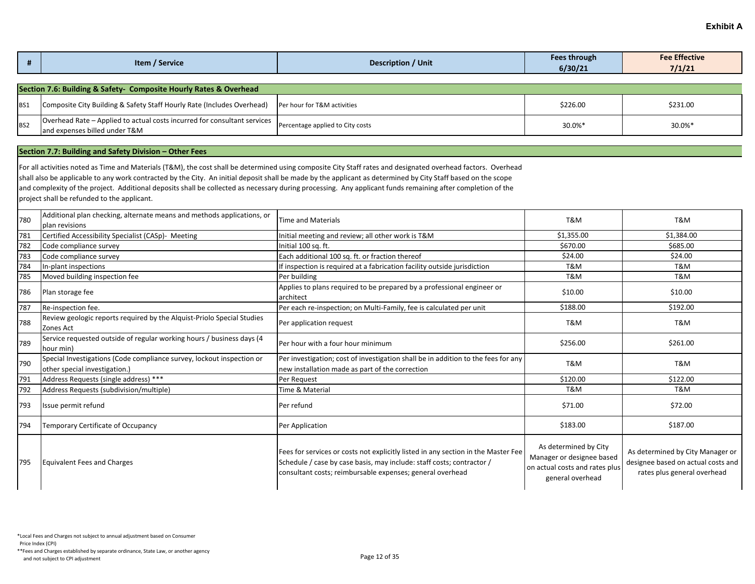**Exhibit A**

| # | Item / Service | Description / Unit | Fees through 6/30/21 | Fee Effective 7/1/21 |
|---|---|---|---|---|
| **Section 7.6: Building & Safety- Composite Hourly Rates & Overhead** | | | | |
| BS1 | Composite City Building & Safety Staff Hourly Rate (Includes Overhead) | Per hour for T&M activities | $226.00 | $231.00 |
| BS2 | Overhead Rate – Applied to actual costs incurred for consultant services and expenses billed under T&M | Percentage applied to City costs | 30.0%* | 30.0%* |

**Section 7.7: Building and Safety Division – Other Fees**

For all activities noted as Time and Materials (T&M), the cost shall be determined using composite City Staff rates and designated overhead factors. Overhead shall also be applicable to any work contracted by the City. An initial deposit shall be made by the applicant as determined by City Staff based on the scope and complexity of the project. Additional deposits shall be collected as necessary during processing. Any applicant funds remaining after completion of the project shall be refunded to the applicant.

| # | Item / Service | Description / Unit | Fees through 6/30/21 | Fee Effective 7/1/21 |
|---|---|---|---|---|
| 780 | Additional plan checking, alternate means and methods applications, or plan revisions | Time and Materials | T&M | T&M |
| 781 | Certified Accessibility Specialist (CASp)- Meeting | Initial meeting and review; all other work is T&M | $1,355.00 | $1,384.00 |
| 782 | Code compliance survey | Initial 100 sq. ft. | $670.00 | $685.00 |
| 783 | Code compliance survey | Each additional 100 sq. ft. or fraction thereof | $24.00 | $24.00 |
| 784 | In-plant inspections | If inspection is required at a fabrication facility outside jurisdiction | T&M | T&M |
| 785 | Moved building inspection fee | Per building | T&M | T&M |
| 786 | Plan storage fee | Applies to plans required to be prepared by a professional engineer or architect | $10.00 | $10.00 |
| 787 | Re-inspection fee. | Per each re-inspection; on Multi-Family, fee is calculated per unit | $188.00 | $192.00 |
| 788 | Review geologic reports required by the Alquist-Priolo Special Studies Zones Act | Per application request | T&M | T&M |
| 789 | Service requested outside of regular working hours / business days (4 hour min) | Per hour with a four hour minimum | $256.00 | $261.00 |
| 790 | Special Investigations (Code compliance survey, lockout inspection or other special investigation.) | Per investigation; cost of investigation shall be in addition to the fees for any new installation made as part of the correction | T&M | T&M |
| 791 | Address Requests (single address) *** | Per Request | $120.00 | $122.00 |
| 792 | Address Requests (subdivision/multiple) | Time & Material | T&M | T&M |
| 793 | Issue permit refund | Per refund | $71.00 | $72.00 |
| 794 | Temporary Certificate of Occupancy | Per Application | $183.00 | $187.00 |
| 795 | Equivalent Fees and Charges | Fees for services or costs not explicitly listed in any section in the Master Fee Schedule / case by case basis, may include: staff costs; contractor / consultant costs; reimbursable expenses; general overhead | As determined by City Manager or designee based on actual costs and rates plus general overhead | As determined by City Manager or designee based on actual costs and rates plus general overhead |

*Local Fees and Charges not subject to annual adjustment based on Consumer Price Index (CPI)

**Fees and Charges established by separate ordinance, State Law, or another agency and not subject to CPI adjustment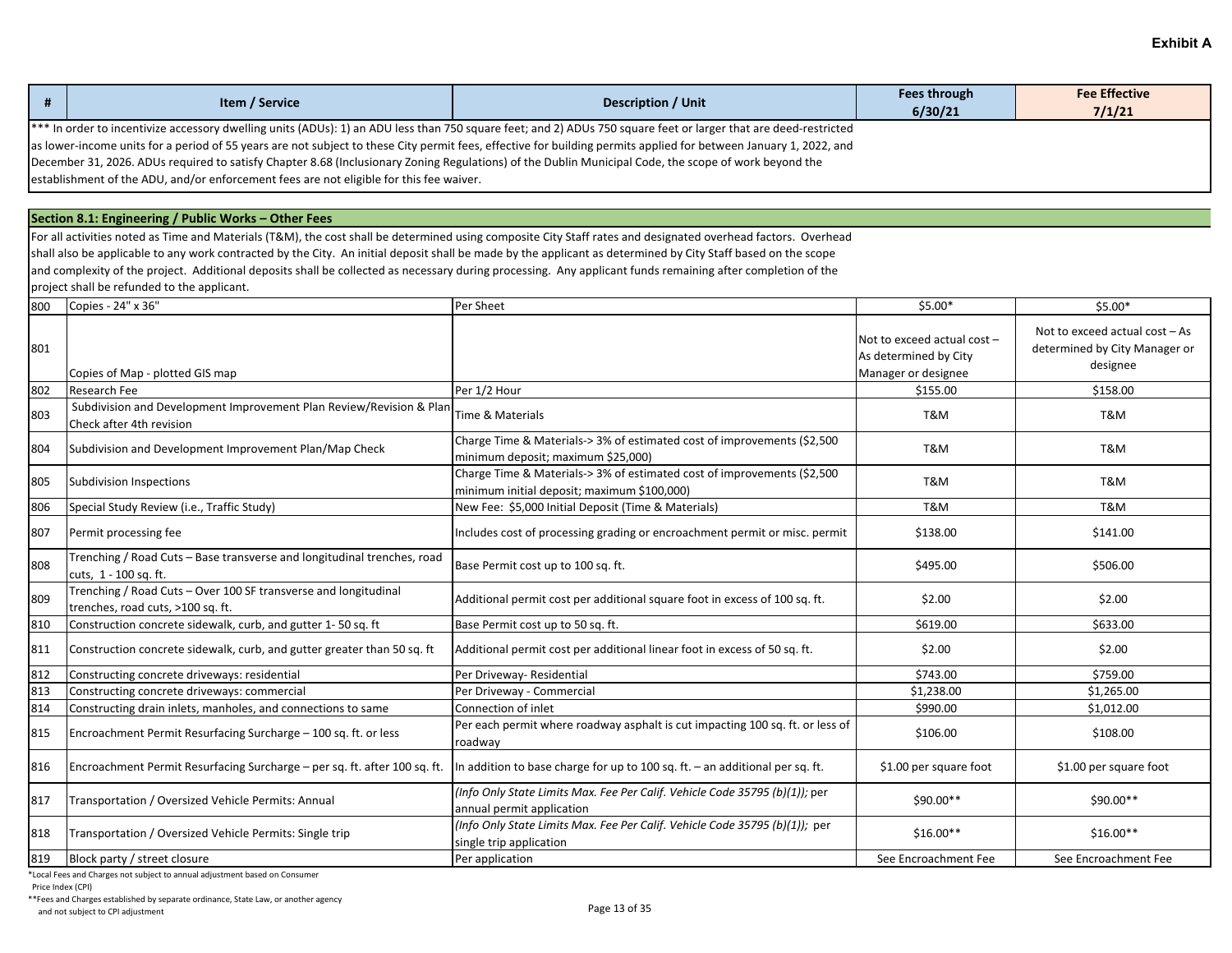**Exhibit A**

| # | Item / Service | Description / Unit | Fees through 6/30/21 | Fee Effective 7/1/21 |
|---|---|---|---|---|

*** In order to incentivize accessory dwelling units (ADUs): 1) an ADU less than 750 square feet; and 2) ADUs 750 square feet or larger that are deed-restricted as lower-income units for a period of 55 years are not subject to these City permit fees, effective for building permits applied for between January 1, 2022, and December 31, 2026. ADUs required to satisfy Chapter 8.68 (Inclusionary Zoning Regulations) of the Dublin Municipal Code, the scope of work beyond the establishment of the ADU, and/or enforcement fees are not eligible for this fee waiver.

## Section 8.1: Engineering / Public Works – Other Fees

For all activities noted as Time and Materials (T&M), the cost shall be determined using composite City Staff rates and designated overhead factors. Overhead shall also be applicable to any work contracted by the City. An initial deposit shall be made by the applicant as determined by City Staff based on the scope and complexity of the project. Additional deposits shall be collected as necessary during processing. Any applicant funds remaining after completion of the project shall be refunded to the applicant.

| # | Item / Service | Description / Unit | Fees through 6/30/21 | Fee Effective 7/1/21 |
|---|---|---|---|---|
| 800 | Copies - 24" x 36" | Per Sheet | $5.00* | $5.00* |
| 801 | Copies of Map - plotted GIS map | | Not to exceed actual cost – As determined by City Manager or designee | Not to exceed actual cost – As determined by City Manager or designee |
| 802 | Research Fee | Per 1/2 Hour | $155.00 | $158.00 |
| 803 | Subdivision and Development Improvement Plan Review/Revision & Plan Check after 4th revision | Time & Materials | T&M | T&M |
| 804 | Subdivision and Development Improvement Plan/Map Check | Charge Time & Materials-> 3% of estimated cost of improvements ($2,500 minimum deposit; maximum $25,000) | T&M | T&M |
| 805 | Subdivision Inspections | Charge Time & Materials-> 3% of estimated cost of improvements ($2,500 minimum initial deposit; maximum $100,000) | T&M | T&M |
| 806 | Special Study Review (i.e., Traffic Study) | New Fee: $5,000 Initial Deposit (Time & Materials) | T&M | T&M |
| 807 | Permit processing fee | Includes cost of processing grading or encroachment permit or misc. permit | $138.00 | $141.00 |
| 808 | Trenching / Road Cuts – Base transverse and longitudinal trenches, road cuts, 1 - 100 sq. ft. | Base Permit cost up to 100 sq. ft. | $495.00 | $506.00 |
| 809 | Trenching / Road Cuts – Over 100 SF transverse and longitudinal trenches, road cuts, >100 sq. ft. | Additional permit cost per additional square foot in excess of 100 sq. ft. | $2.00 | $2.00 |
| 810 | Construction concrete sidewalk, curb, and gutter 1- 50 sq. ft | Base Permit cost up to 50 sq. ft. | $619.00 | $633.00 |
| 811 | Construction concrete sidewalk, curb, and gutter greater than 50 sq. ft | Additional permit cost per additional linear foot in excess of 50 sq. ft. | $2.00 | $2.00 |
| 812 | Constructing concrete driveways: residential | Per Driveway- Residential | $743.00 | $759.00 |
| 813 | Constructing concrete driveways: commercial | Per Driveway - Commercial | $1,238.00 | $1,265.00 |
| 814 | Constructing drain inlets, manholes, and connections to same | Connection of inlet | $990.00 | $1,012.00 |
| 815 | Encroachment Permit Resurfacing Surcharge – 100 sq. ft. or less | Per each permit where roadway asphalt is cut impacting 100 sq. ft. or less of roadway | $106.00 | $108.00 |
| 816 | Encroachment Permit Resurfacing Surcharge – per sq. ft. after 100 sq. ft. | In addition to base charge for up to 100 sq. ft. – an additional per sq. ft. | $1.00 per square foot | $1.00 per square foot |
| 817 | Transportation / Oversized Vehicle Permits: Annual | *(Info Only State Limits Max. Fee Per Calif. Vehicle Code 35795 (b)(1));* per annual permit application | $90.00** | $90.00** |
| 818 | Transportation / Oversized Vehicle Permits: Single trip | *(Info Only State Limits Max. Fee Per Calif. Vehicle Code 35795 (b)(1));* per single trip application | $16.00** | $16.00** |
| 819 | Block party / street closure | Per application | See Encroachment Fee | See Encroachment Fee |

*Local Fees and Charges not subject to annual adjustment based on Consumer Price Index (CPI)

**Fees and Charges established by separate ordinance, State Law, or another agency and not subject to CPI adjustment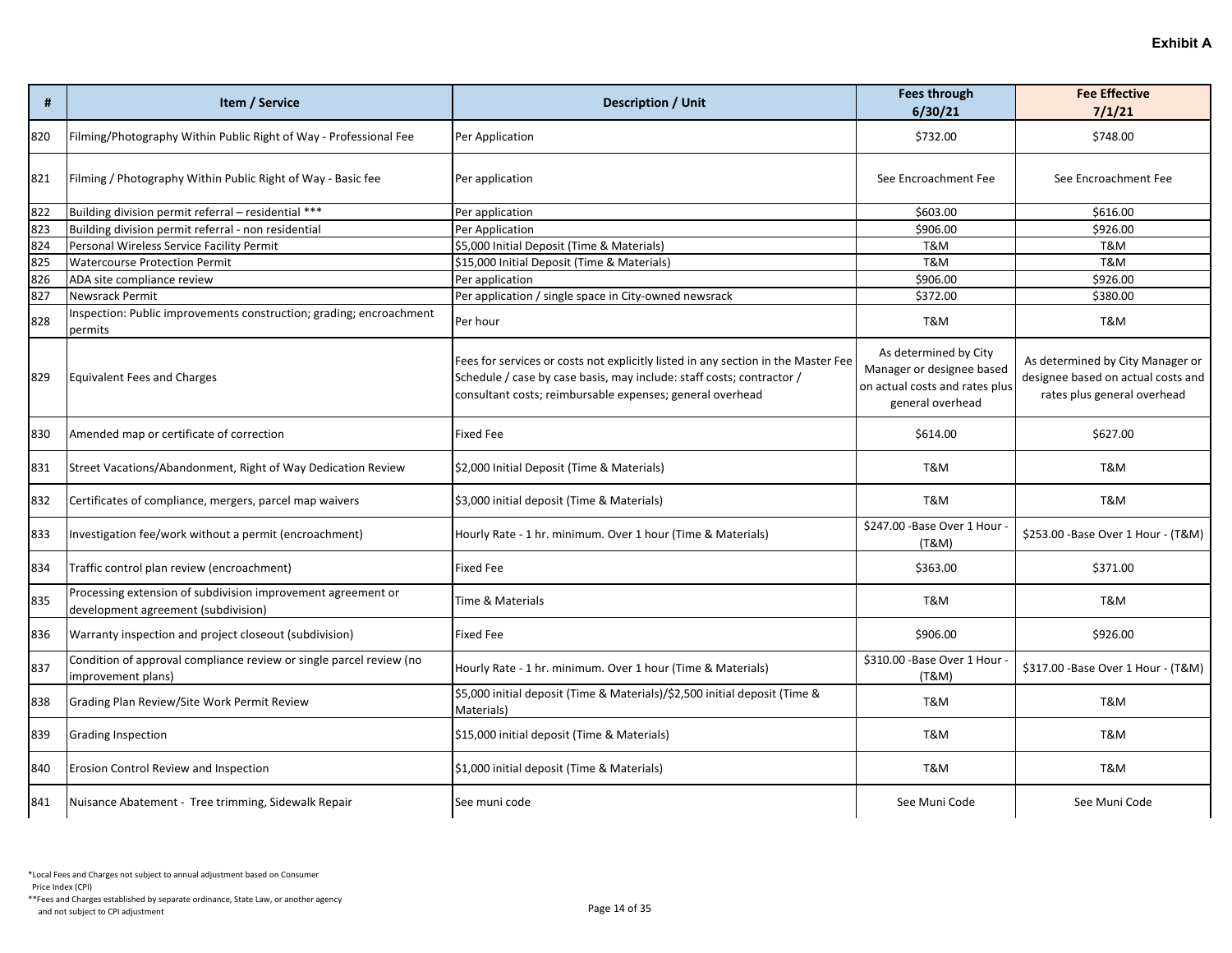**Exhibit A**

| # | Item / Service | Description / Unit | Fees through 6/30/21 | Fee Effective 7/1/21 |
|---|---|---|---|---|
| 820 | Filming/Photography Within Public Right of Way - Professional Fee | Per Application | $732.00 | $748.00 |
| 821 | Filming / Photography Within Public Right of Way - Basic fee | Per application | See Encroachment Fee | See Encroachment Fee |
| 822 | Building division permit referral – residential *** | Per application | $603.00 | $616.00 |
| 823 | Building division permit referral - non residential | Per Application | $906.00 | $926.00 |
| 824 | Personal Wireless Service Facility Permit | $5,000 Initial Deposit (Time & Materials) | T&M | T&M |
| 825 | Watercourse Protection Permit | $15,000 Initial Deposit (Time & Materials) | T&M | T&M |
| 826 | ADA site compliance review | Per application | $906.00 | $926.00 |
| 827 | Newsrack Permit | Per application / single space in City-owned newsrack | $372.00 | $380.00 |
| 828 | Inspection: Public improvements construction; grading; encroachment permits | Per hour | T&M | T&M |
| 829 | Equivalent Fees and Charges | Fees for services or costs not explicitly listed in any section in the Master Fee Schedule / case by case basis, may include: staff costs; contractor / consultant costs; reimbursable expenses; general overhead | As determined by City Manager or designee based on actual costs and rates plus general overhead | As determined by City Manager or designee based on actual costs and rates plus general overhead |
| 830 | Amended map or certificate of correction | Fixed Fee | $614.00 | $627.00 |
| 831 | Street Vacations/Abandonment, Right of Way Dedication Review | $2,000 Initial Deposit (Time & Materials) | T&M | T&M |
| 832 | Certificates of compliance, mergers, parcel map waivers | $3,000 initial deposit (Time & Materials) | T&M | T&M |
| 833 | Investigation fee/work without a permit (encroachment) | Hourly Rate - 1 hr. minimum. Over 1 hour (Time & Materials) | $247.00 -Base Over 1 Hour - (T&M) | $253.00 -Base Over 1 Hour - (T&M) |
| 834 | Traffic control plan review (encroachment) | Fixed Fee | $363.00 | $371.00 |
| 835 | Processing extension of subdivision improvement agreement or development agreement (subdivision) | Time & Materials | T&M | T&M |
| 836 | Warranty inspection and project closeout (subdivision) | Fixed Fee | $906.00 | $926.00 |
| 837 | Condition of approval compliance review or single parcel review (no improvement plans) | Hourly Rate - 1 hr. minimum. Over 1 hour (Time & Materials) | $310.00 -Base Over 1 Hour - (T&M) | $317.00 -Base Over 1 Hour - (T&M) |
| 838 | Grading Plan Review/Site Work Permit Review | $5,000 initial deposit (Time & Materials)/$2,500 initial deposit (Time & Materials) | T&M | T&M |
| 839 | Grading Inspection | $15,000 initial deposit (Time & Materials) | T&M | T&M |
| 840 | Erosion Control Review and Inspection | $1,000 initial deposit (Time & Materials) | T&M | T&M |
| 841 | Nuisance Abatement - Tree trimming, Sidewalk Repair | See muni code | See Muni Code | See Muni Code |

*Local Fees and Charges not subject to annual adjustment based on Consumer Price Index (CPI)

**Fees and Charges established by separate ordinance, State Law, or another agency and not subject to CPI adjustment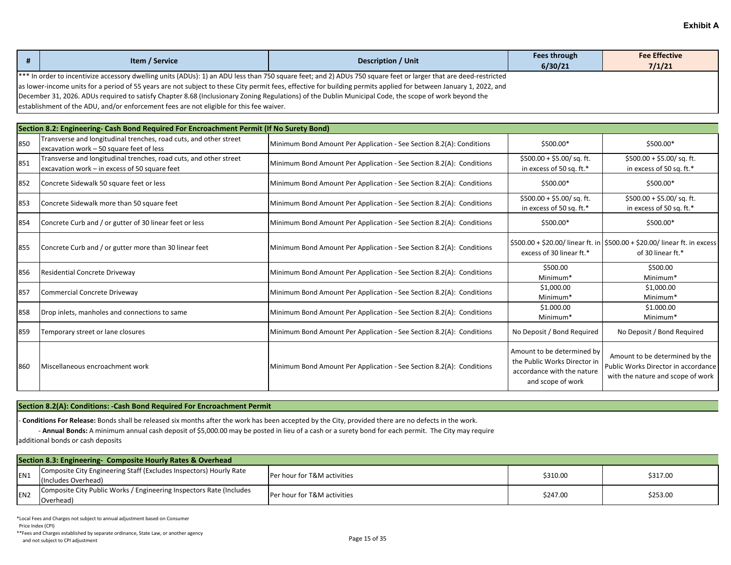**Exhibit A**

| # | Item / Service | Description / Unit | Fees through 6/30/21 | Fee Effective 7/1/21 |
|---|---|---|---|---|

*** In order to incentivize accessory dwelling units (ADUs): 1) an ADU less than 750 square feet; and 2) ADUs 750 square feet or larger that are deed-restricted as lower-income units for a period of 55 years are not subject to these City permit fees, effective for building permits applied for between January 1, 2022, and December 31, 2026. ADUs required to satisfy Chapter 8.68 (Inclusionary Zoning Regulations) of the Dublin Municipal Code, the scope of work beyond the establishment of the ADU, and/or enforcement fees are not eligible for this fee waiver.

| # | Item / Service | Description / Unit | Fees through 6/30/21 | Fee Effective 7/1/21 |
|---|---|---|---|---|
| **Section 8.2: Engineering- Cash Bond Required For Encroachment Permit (If No Surety Bond)** | | | | |
| 850 | Transverse and longitudinal trenches, road cuts, and other street excavation work – 50 square feet of less | Minimum Bond Amount Per Application - See Section 8.2(A): Conditions | $500.00* | $500.00* |
| 851 | Transverse and longitudinal trenches, road cuts, and other street excavation work – in excess of 50 square feet | Minimum Bond Amount Per Application - See Section 8.2(A): Conditions | $500.00 + $5.00/ sq. ft. in excess of 50 sq. ft.* | $500.00 + $5.00/ sq. ft. in excess of 50 sq. ft.* |
| 852 | Concrete Sidewalk 50 square feet or less | Minimum Bond Amount Per Application - See Section 8.2(A): Conditions | $500.00* | $500.00* |
| 853 | Concrete Sidewalk more than 50 square feet | Minimum Bond Amount Per Application - See Section 8.2(A): Conditions | $500.00 + $5.00/ sq. ft. in excess of 50 sq. ft.* | $500.00 + $5.00/ sq. ft. in excess of 50 sq. ft.* |
| 854 | Concrete Curb and / or gutter of 30 linear feet or less | Minimum Bond Amount Per Application - See Section 8.2(A): Conditions | $500.00* | $500.00* |
| 855 | Concrete Curb and / or gutter more than 30 linear feet | Minimum Bond Amount Per Application - See Section 8.2(A): Conditions | $500.00 + $20.00/ linear ft. in excess of 30 linear ft.* | $500.00 + $20.00/ linear ft. in excess of 30 linear ft.* |
| 856 | Residential Concrete Driveway | Minimum Bond Amount Per Application - See Section 8.2(A): Conditions | $500.00 Minimum* | $500.00 Minimum* |
| 857 | Commercial Concrete Driveway | Minimum Bond Amount Per Application - See Section 8.2(A): Conditions | $1,000.00 Minimum* | $1,000.00 Minimum* |
| 858 | Drop inlets, manholes and connections to same | Minimum Bond Amount Per Application - See Section 8.2(A): Conditions | $1.000.00 Minimum* | $1.000.00 Minimum* |
| 859 | Temporary street or lane closures | Minimum Bond Amount Per Application - See Section 8.2(A): Conditions | No Deposit / Bond Required | No Deposit / Bond Required |
| 860 | Miscellaneous encroachment work | Minimum Bond Amount Per Application - See Section 8.2(A): Conditions | Amount to be determined by the Public Works Director in accordance with the nature and scope of work | Amount to be determined by the Public Works Director in accordance with the nature and scope of work |

**Section 8.2(A): Conditions: -Cash Bond Required For Encroachment Permit**

- **Conditions For Release:** Bonds shall be released six months after the work has been accepted by the City, provided there are no defects in the work.
  - **Annual Bonds:** A minimum annual cash deposit of $5,000.00 may be posted in lieu of a cash or a surety bond for each permit. The City may require additional bonds or cash deposits

| # | Item / Service | Description / Unit | Fees through 6/30/21 | Fee Effective 7/1/21 |
|---|---|---|---|---|
| **Section 8.3: Engineering- Composite Hourly Rates & Overhead** | | | | |
| EN1 | Composite City Engineering Staff (Excludes Inspectors) Hourly Rate (Includes Overhead) | Per hour for T&M activities | $310.00 | $317.00 |
| EN2 | Composite City Public Works / Engineering Inspectors Rate (Includes Overhead) | Per hour for T&M activities | $247.00 | $253.00 |

*Local Fees and Charges not subject to annual adjustment based on Consumer Price Index (CPI)

**Fees and Charges established by separate ordinance, State Law, or another agency and not subject to CPI adjustment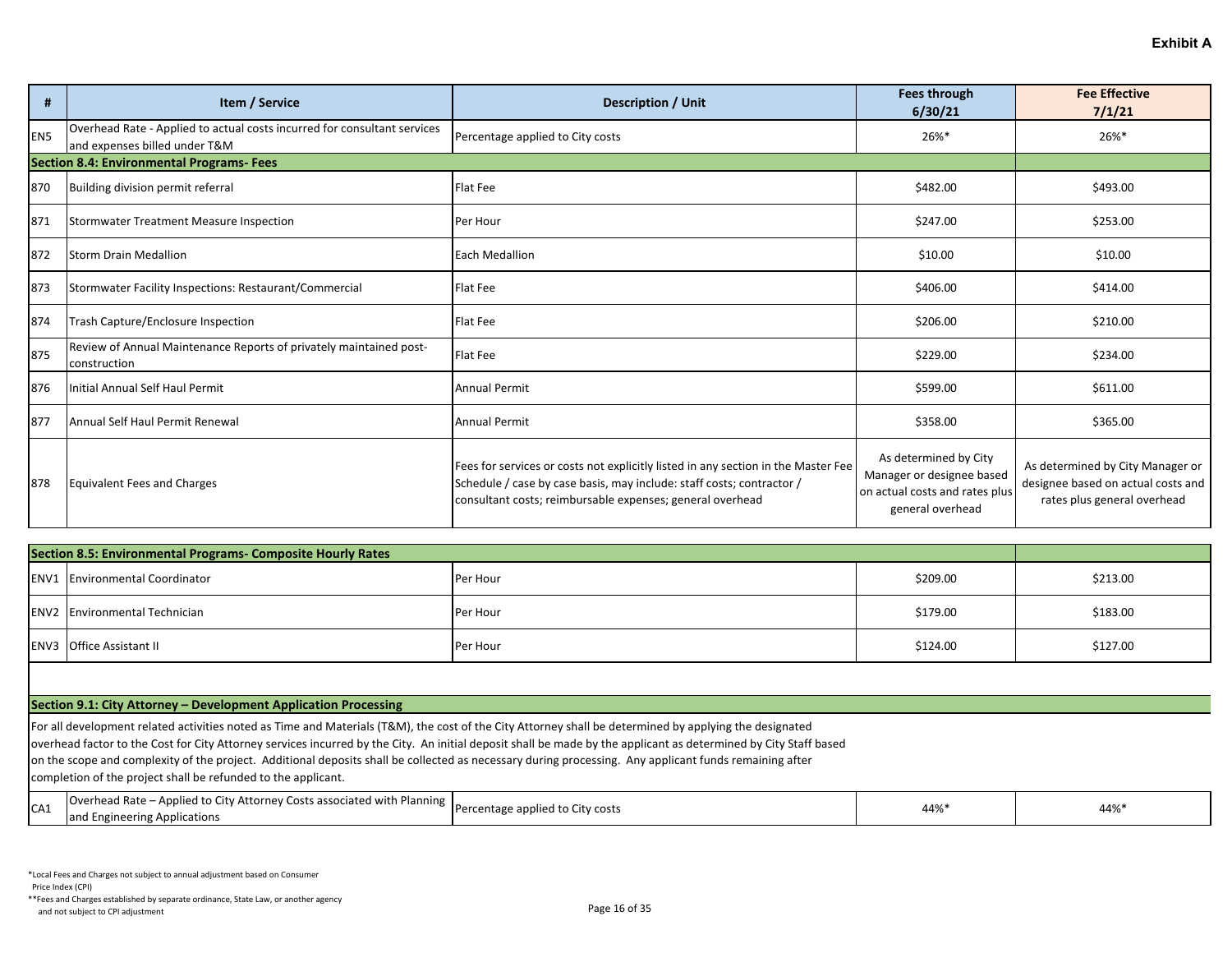**Exhibit A**

| # | Item / Service | Description / Unit | Fees through 6/30/21 | Fee Effective 7/1/21 |
|---|---|---|---|---|
| EN5 | Overhead Rate - Applied to actual costs incurred for consultant services and expenses billed under T&M | Percentage applied to City costs | 26%* | 26%* |
| **Section 8.4: Environmental Programs- Fees** | | | | |
| 870 | Building division permit referral | Flat Fee | $482.00 | $493.00 |
| 871 | Stormwater Treatment Measure Inspection | Per Hour | $247.00 | $253.00 |
| 872 | Storm Drain Medallion | Each Medallion | $10.00 | $10.00 |
| 873 | Stormwater Facility Inspections: Restaurant/Commercial | Flat Fee | $406.00 | $414.00 |
| 874 | Trash Capture/Enclosure Inspection | Flat Fee | $206.00 | $210.00 |
| 875 | Review of Annual Maintenance Reports of privately maintained post-construction | Flat Fee | $229.00 | $234.00 |
| 876 | Initial Annual Self Haul Permit | Annual Permit | $599.00 | $611.00 |
| 877 | Annual Self Haul Permit Renewal | Annual Permit | $358.00 | $365.00 |
| 878 | Equivalent Fees and Charges | Fees for services or costs not explicitly listed in any section in the Master Fee Schedule / case by case basis, may include: staff costs; contractor / consultant costs; reimbursable expenses; general overhead | As determined by City Manager or designee based on actual costs and rates plus general overhead | As determined by City Manager or designee based on actual costs and rates plus general overhead |
| **Section 8.5: Environmental Programs- Composite Hourly Rates** | | | | |
| ENV1 | Environmental Coordinator | Per Hour | $209.00 | $213.00 |
| ENV2 | Environmental Technician | Per Hour | $179.00 | $183.00 |
| ENV3 | Office Assistant II | Per Hour | $124.00 | $127.00 |

**Section 9.1: City Attorney – Development Application Processing**

For all development related activities noted as Time and Materials (T&M), the cost of the City Attorney shall be determined by applying the designated overhead factor to the Cost for City Attorney services incurred by the City. An initial deposit shall be made by the applicant as determined by City Staff based on the scope and complexity of the project. Additional deposits shall be collected as necessary during processing. Any applicant funds remaining after completion of the project shall be refunded to the applicant.

| # | Item / Service | Description / Unit | Fees through 6/30/21 | Fee Effective 7/1/21 |
|---|---|---|---|---|
| CA1 | Overhead Rate – Applied to City Attorney Costs associated with Planning and Engineering Applications | Percentage applied to City costs | 44%* | 44%* |

*Local Fees and Charges not subject to annual adjustment based on Consumer Price Index (CPI)

**Fees and Charges established by separate ordinance, State Law, or another agency and not subject to CPI adjustment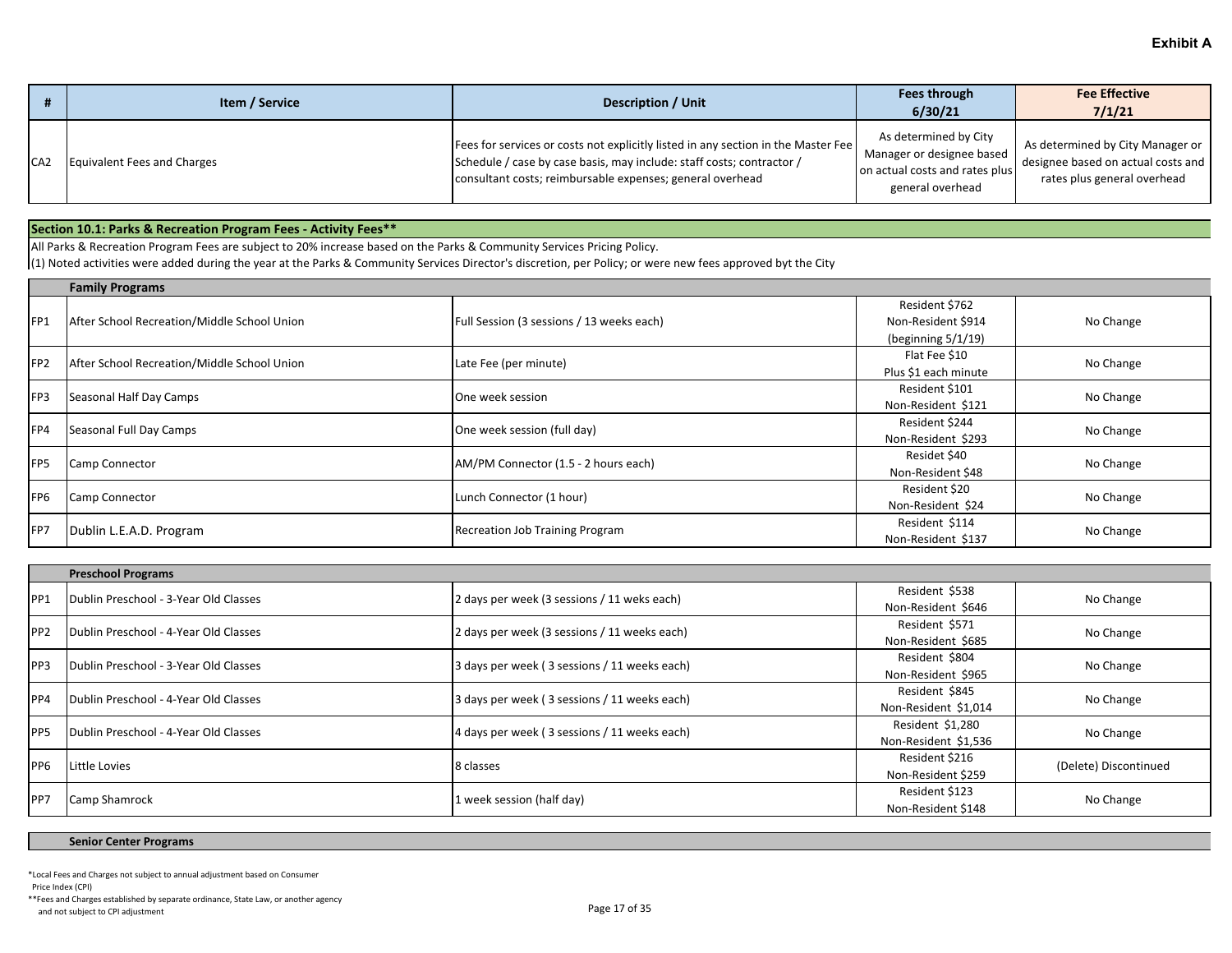**Exhibit A**

| # | Item / Service | Description / Unit | Fees through 6/30/21 | Fee Effective 7/1/21 |
|---|---|---|---|---|
| CA2 | Equivalent Fees and Charges | Fees for services or costs not explicitly listed in any section in the Master Fee Schedule / case by case basis, may include: staff costs; contractor / consultant costs; reimbursable expenses; general overhead | As determined by City Manager or designee based on actual costs and rates plus general overhead | As determined by City Manager or designee based on actual costs and rates plus general overhead |

## Section 10.1: Parks & Recreation Program Fees - Activity Fees**

All Parks & Recreation Program Fees are subject to 20% increase based on the Parks & Community Services Pricing Policy.

(1) Noted activities were added during the year at the Parks & Community Services Director's discretion, per Policy; or were new fees approved byt the City

| # | Item / Service | Description / Unit | Fees through 6/30/21 | Fee Effective 7/1/21 |
|---|---|---|---|---|
| | **Family Programs** | | | |
| FP1 | After School Recreation/Middle School Union | Full Session (3 sessions / 13 weeks each) | Resident $762<br>Non-Resident $914<br>(beginning 5/1/19) | No Change |
| FP2 | After School Recreation/Middle School Union | Late Fee (per minute) | Flat Fee $10<br>Plus $1 each minute | No Change |
| FP3 | Seasonal Half Day Camps | One week session | Resident $101<br>Non-Resident $121 | No Change |
| FP4 | Seasonal Full Day Camps | One week session (full day) | Resident $244<br>Non-Resident $293 | No Change |
| FP5 | Camp Connector | AM/PM Connector (1.5 - 2 hours each) | Residet $40<br>Non-Resident $48 | No Change |
| FP6 | Camp Connector | Lunch Connector (1 hour) | Resident $20<br>Non-Resident $24 | No Change |
| FP7 | Dublin L.E.A.D. Program | Recreation Job Training Program | Resident $114<br>Non-Resident $137 | No Change |
| | **Preschool Programs** | | | |
| PP1 | Dublin Preschool - 3-Year Old Classes | 2 days per week (3 sessions / 11 weks each) | Resident $538<br>Non-Resident $646 | No Change |
| PP2 | Dublin Preschool - 4-Year Old Classes | 2 days per week (3 sessions / 11 weeks each) | Resident $571<br>Non-Resident $685 | No Change |
| PP3 | Dublin Preschool - 3-Year Old Classes | 3 days per week ( 3 sessions / 11 weeks each) | Resident $804<br>Non-Resident $965 | No Change |
| PP4 | Dublin Preschool - 4-Year Old Classes | 3 days per week ( 3 sessions / 11 weeks each) | Resident $845<br>Non-Resident $1,014 | No Change |
| PP5 | Dublin Preschool - 4-Year Old Classes | 4 days per week ( 3 sessions / 11 weeks each) | Resident $1,280<br>Non-Resident $1,536 | No Change |
| PP6 | Little Lovies | 8 classes | Resident $216<br>Non-Resident $259 | (Delete) Discontinued |
| PP7 | Camp Shamrock | 1 week session (half day) | Resident $123<br>Non-Resident $148 | No Change |
| | **Senior Center Programs** | | | |

*Local Fees and Charges not subject to annual adjustment based on Consumer Price Index (CPI)

**Fees and Charges established by separate ordinance, State Law, or another agency and not subject to CPI adjustment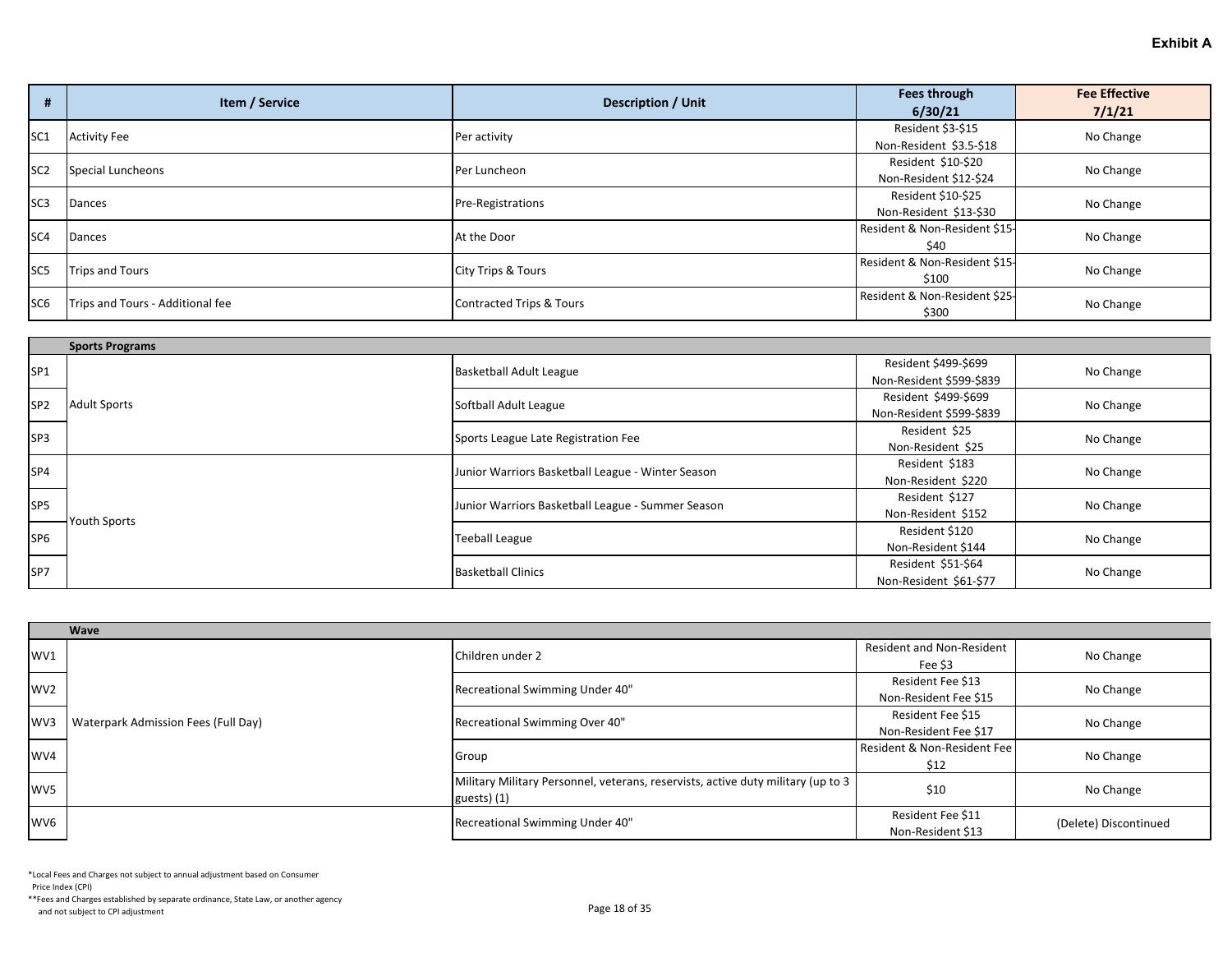**Exhibit A**

| # | Item / Service | Description / Unit | Fees through 6/30/21 | Fee Effective 7/1/21 |
|---|---|---|---|---|
| SC1 | Activity Fee | Per activity | Resident $3-$15<br>Non-Resident $3.5-$18 | No Change |
| SC2 | Special Luncheons | Per Luncheon | Resident $10-$20<br>Non-Resident $12-$24 | No Change |
| SC3 | Dances | Pre-Registrations | Resident $10-$25<br>Non-Resident $13-$30 | No Change |
| SC4 | Dances | At the Door | Resident & Non-Resident $15-$40 | No Change |
| SC5 | Trips and Tours | City Trips & Tours | Resident & Non-Resident $15-$100 | No Change |
| SC6 | Trips and Tours - Additional fee | Contracted Trips & Tours | Resident & Non-Resident $25-$300 | No Change |
| | **Sports Programs** | | | |
| SP1 | Adult Sports | Basketball Adult League | Resident $499-$699<br>Non-Resident $599-$839 | No Change |
| SP2 | | Softball Adult League | Resident $499-$699<br>Non-Resident $599-$839 | No Change |
| SP3 | | Sports League Late Registration Fee | Resident $25<br>Non-Resident $25 | No Change |
| SP4 | Youth Sports | Junior Warriors Basketball League - Winter Season | Resident $183<br>Non-Resident $220 | No Change |
| SP5 | | Junior Warriors Basketball League - Summer Season | Resident $127<br>Non-Resident $152 | No Change |
| SP6 | | Teeball League | Resident $120<br>Non-Resident $144 | No Change |
| SP7 | | Basketball Clinics | Resident $51-$64<br>Non-Resident $61-$77 | No Change |
| | **Wave** | | | |
| WV1 | Waterpark Admission Fees (Full Day) | Children under 2 | Resident and Non-Resident Fee $3 | No Change |
| WV2 | | Recreational Swimming Under 40" | Resident Fee $13<br>Non-Resident Fee $15 | No Change |
| WV3 | | Recreational Swimming Over 40" | Resident Fee $15<br>Non-Resident Fee $17 | No Change |
| WV4 | | Group | Resident & Non-Resident Fee $12 | No Change |
| WV5 | | Military Military Personnel, veterans, reservists, active duty military (up to 3 guests) (1) | $10 | No Change |
| WV6 | | Recreational Swimming Under 40" | Resident Fee $11<br>Non-Resident $13 | (Delete) Discontinued |

*Local Fees and Charges not subject to annual adjustment based on Consumer Price Index (CPI)

**Fees and Charges established by separate ordinance, State Law, or another agency and not subject to CPI adjustment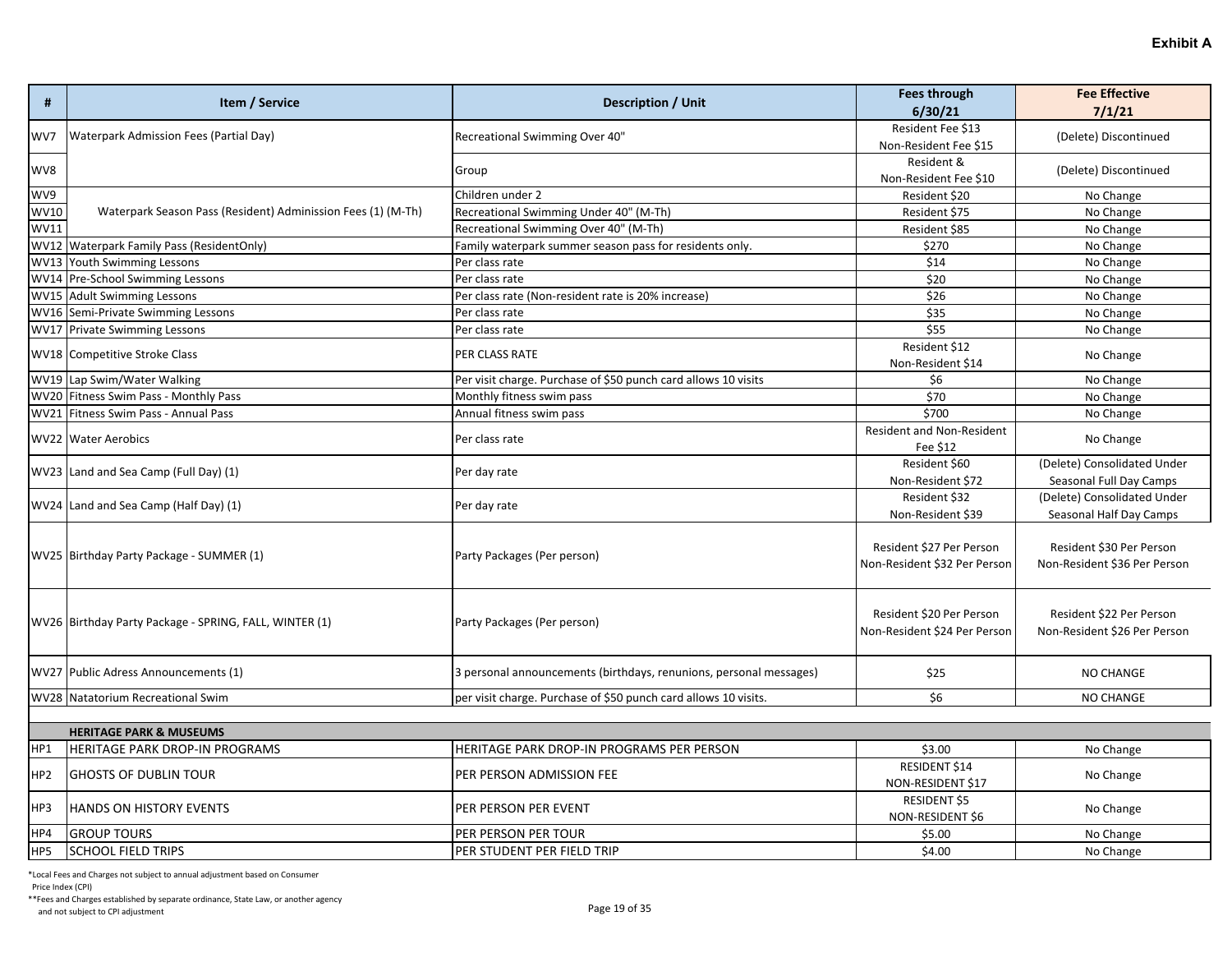**Exhibit A**

| # | Item / Service | Description / Unit | Fees through 6/30/21 | Fee Effective 7/1/21 |
|---|---|---|---|---|
| WV7 | Waterpark Admission Fees (Partial Day) | Recreational Swimming Over 40" | Resident Fee $13 Non-Resident Fee $15 | (Delete) Discontinued |
| WV8 | | Group | Resident & Non-Resident Fee $10 | (Delete) Discontinued |
| WV9 | Waterpark Season Pass (Resident) Admission Fees (1) (M-Th) | Children under 2 | Resident $20 | No Change |
| WV10 | | Recreational Swimming Under 40" (M-Th) | Resident $75 | No Change |
| WV11 | | Recreational Swimming Over 40" (M-Th) | Resident $85 | No Change |
| WV12 | Waterpark Family Pass (ResidentOnly) | Family waterpark summer season pass for residents only. | $270 | No Change |
| WV13 | Youth Swimming Lessons | Per class rate | $14 | No Change |
| WV14 | Pre-School Swimming Lessons | Per class rate | $20 | No Change |
| WV15 | Adult Swimming Lessons | Per class rate (Non-resident rate is 20% increase) | $26 | No Change |
| WV16 | Semi-Private Swimming Lessons | Per class rate | $35 | No Change |
| WV17 | Private Swimming Lessons | Per class rate | $55 | No Change |
| WV18 | Competitive Stroke Class | PER CLASS RATE | Resident $12 Non-Resident $14 | No Change |
| WV19 | Lap Swim/Water Walking | Per visit charge. Purchase of $50 punch card allows 10 visits | $6 | No Change |
| WV20 | Fitness Swim Pass - Monthly Pass | Monthly fitness swim pass | $70 | No Change |
| WV21 | Fitness Swim Pass - Annual Pass | Annual fitness swim pass | $700 | No Change |
| WV22 | Water Aerobics | Per class rate | Resident and Non-Resident Fee $12 | No Change |
| WV23 | Land and Sea Camp (Full Day) (1) | Per day rate | Resident $60 Non-Resident $72 | (Delete) Consolidated Under Seasonal Full Day Camps |
| WV24 | Land and Sea Camp (Half Day) (1) | Per day rate | Resident $32 Non-Resident $39 | (Delete) Consolidated Under Seasonal Half Day Camps |
| WV25 | Birthday Party Package - SUMMER (1) | Party Packages (Per person) | Resident $27 Per Person Non-Resident $32 Per Person | Resident $30 Per Person Non-Resident $36 Per Person |
| WV26 | Birthday Party Package - SPRING, FALL, WINTER (1) | Party Packages (Per person) | Resident $20 Per Person Non-Resident $24 Per Person | Resident $22 Per Person Non-Resident $26 Per Person |
| WV27 | Public Adress Announcements (1) | 3 personal announcements (birthdays, renunions, personal messages) | $25 | NO CHANGE |
| WV28 | Natatorium Recreational Swim | per visit charge. Purchase of $50 punch card allows 10 visits. | $6 | NO CHANGE |
| | **HERITAGE PARK & MUSEUMS** | | | |
| HP1 | HERITAGE PARK DROP-IN PROGRAMS | HERITAGE PARK DROP-IN PROGRAMS PER PERSON | $3.00 | No Change |
| HP2 | GHOSTS OF DUBLIN TOUR | PER PERSON ADMISSION FEE | RESIDENT $14 NON-RESIDENT $17 | No Change |
| HP3 | HANDS ON HISTORY EVENTS | PER PERSON PER EVENT | RESIDENT $5 NON-RESIDENT $6 | No Change |
| HP4 | GROUP TOURS | PER PERSON PER TOUR | $5.00 | No Change |
| HP5 | SCHOOL FIELD TRIPS | PER STUDENT PER FIELD TRIP | $4.00 | No Change |

*Local Fees and Charges not subject to annual adjustment based on Consumer Price Index (CPI)

**Fees and Charges established by separate ordinance, State Law, or another agency and not subject to CPI adjustment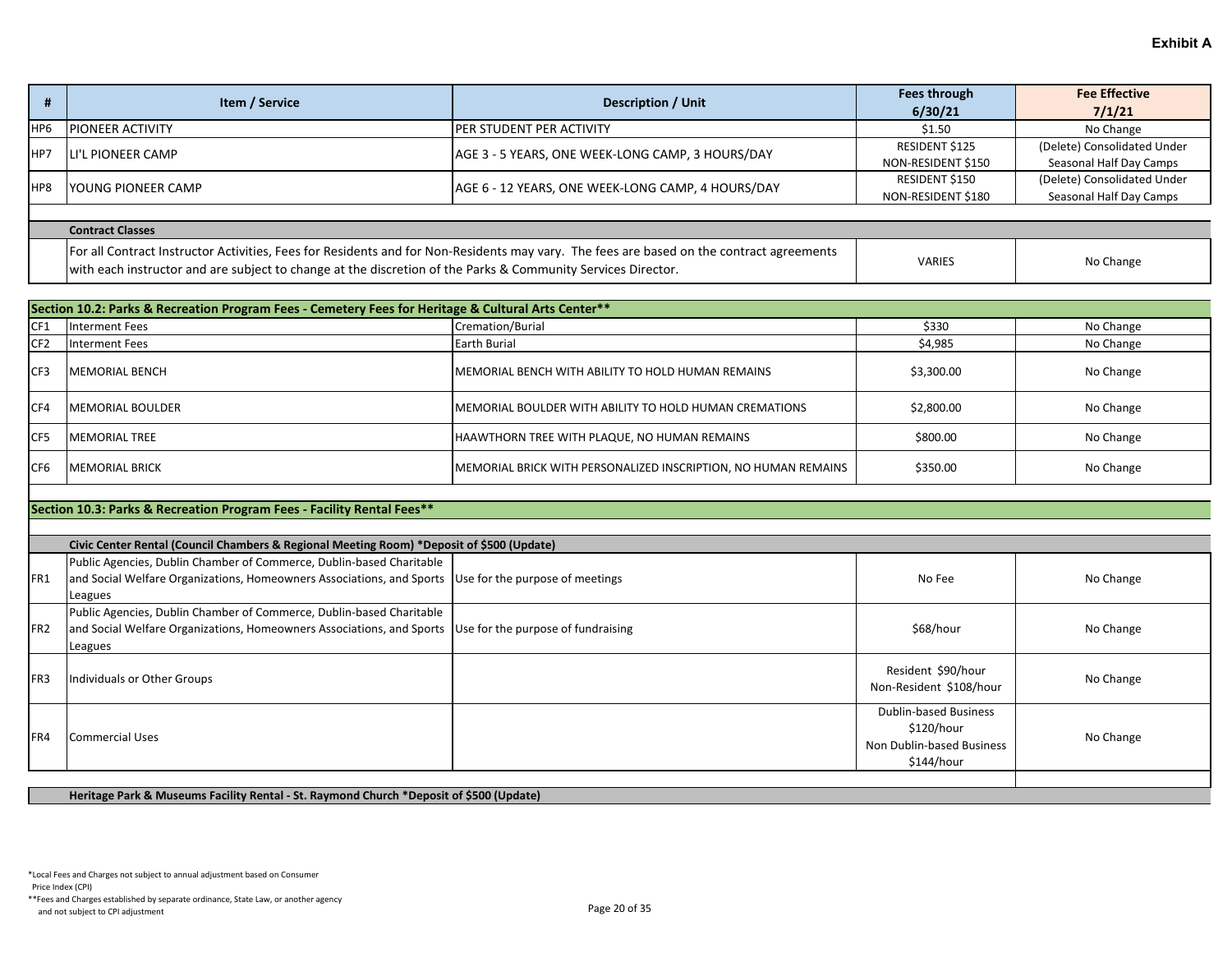**Exhibit A**

| # | Item / Service | Description / Unit | Fees through 6/30/21 | Fee Effective 7/1/21 |
|---|---|---|---|---|
| HP6 | PIONEER ACTIVITY | PER STUDENT PER ACTIVITY | $1.50 | No Change |
| HP7 | LI'L PIONEER CAMP | AGE 3 - 5 YEARS, ONE WEEK-LONG CAMP, 3 HOURS/DAY | RESIDENT $125<br>NON-RESIDENT $150 | (Delete) Consolidated Under Seasonal Half Day Camps |
| HP8 | YOUNG PIONEER CAMP | AGE 6 - 12 YEARS, ONE WEEK-LONG CAMP, 4 HOURS/DAY | RESIDENT $150<br>NON-RESIDENT $180 | (Delete) Consolidated Under Seasonal Half Day Camps |
| | **Contract Classes** | | | |
| | For all Contract Instructor Activities, Fees for Residents and for Non-Residents may vary. The fees are based on the contract agreements with each instructor and are subject to change at the discretion of the Parks & Community Services Director. | | VARIES | No Change |

**Section 10.2: Parks & Recreation Program Fees - Cemetery Fees for Heritage & Cultural Arts Center****

| # | Item / Service | Description / Unit | Fees through 6/30/21 | Fee Effective 7/1/21 |
|---|---|---|---|---|
| CF1 | Interment Fees | Cremation/Burial | $330 | No Change |
| CF2 | Interment Fees | Earth Burial | $4,985 | No Change |
| CF3 | MEMORIAL BENCH | MEMORIAL BENCH WITH ABILITY TO HOLD HUMAN REMAINS | $3,300.00 | No Change |
| CF4 | MEMORIAL BOULDER | MEMORIAL BOULDER WITH ABILITY TO HOLD HUMAN CREMATIONS | $2,800.00 | No Change |
| CF5 | MEMORIAL TREE | HAAWTHORN TREE WITH PLAQUE, NO HUMAN REMAINS | $800.00 | No Change |
| CF6 | MEMORIAL BRICK | MEMORIAL BRICK WITH PERSONALIZED INSCRIPTION, NO HUMAN REMAINS | $350.00 | No Change |

**Section 10.3: Parks & Recreation Program Fees - Facility Rental Fees****

| # | Item / Service | Description / Unit | Fees through 6/30/21 | Fee Effective 7/1/21 |
|---|---|---|---|---|
| | **Civic Center Rental (Council Chambers & Regional Meeting Room) *Deposit of $500 (Update)** | | | |
| FR1 | Public Agencies, Dublin Chamber of Commerce, Dublin-based Charitable and Social Welfare Organizations, Homeowners Associations, and Sports Leagues | Use for the purpose of meetings | No Fee | No Change |
| FR2 | Public Agencies, Dublin Chamber of Commerce, Dublin-based Charitable and Social Welfare Organizations, Homeowners Associations, and Sports Leagues | Use for the purpose of fundraising | $68/hour | No Change |
| FR3 | Individuals or Other Groups | | Resident $90/hour<br>Non-Resident $108/hour | No Change |
| FR4 | Commercial Uses | | Dublin-based Business $120/hour<br>Non Dublin-based Business $144/hour | No Change |
| | **Heritage Park & Museums Facility Rental - St. Raymond Church *Deposit of $500 (Update)** | | | |

*Local Fees and Charges not subject to annual adjustment based on Consumer Price Index (CPI)

**Fees and Charges established by separate ordinance, State Law, or another agency and not subject to CPI adjustment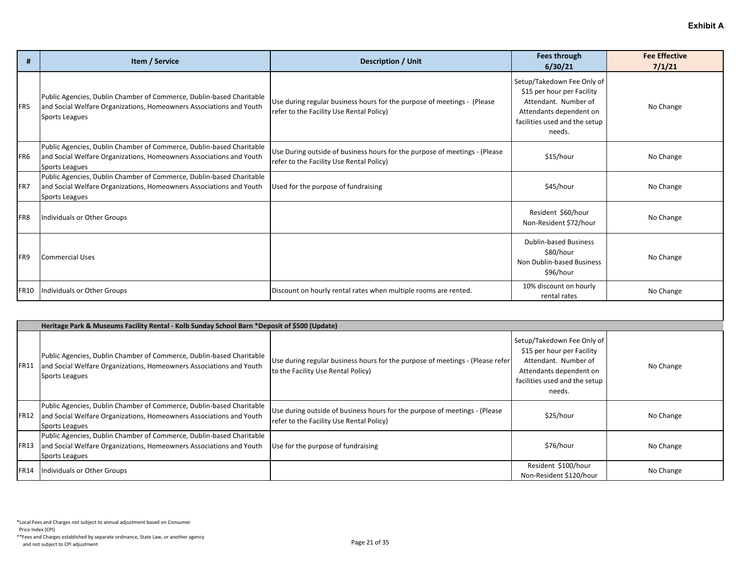**Exhibit A**

| # | Item / Service | Description / Unit | Fees through 6/30/21 | Fee Effective 7/1/21 |
|---|---|---|---|---|
| FR5 | Public Agencies, Dublin Chamber of Commerce, Dublin-based Charitable and Social Welfare Organizations, Homeowners Associations and Youth Sports Leagues | Use during regular business hours for the purpose of meetings - (Please refer to the Facility Use Rental Policy) | Setup/Takedown Fee Only of $15 per hour per Facility Attendant. Number of Attendants dependent on facilities used and the setup needs. | No Change |
| FR6 | Public Agencies, Dublin Chamber of Commerce, Dublin-based Charitable and Social Welfare Organizations, Homeowners Associations and Youth Sports Leagues | Use During outside of business hours for the purpose of meetings - (Please refer to the Facility Use Rental Policy) | $15/hour | No Change |
| FR7 | Public Agencies, Dublin Chamber of Commerce, Dublin-based Charitable and Social Welfare Organizations, Homeowners Associations and Youth Sports Leagues | Used for the purpose of fundraising | $45/hour | No Change |
| FR8 | Individuals or Other Groups | | Resident $60/hour<br>Non-Resident $72/hour | No Change |
| FR9 | Commercial Uses | | Dublin-based Business $80/hour<br>Non Dublin-based Business $96/hour | No Change |
| FR10 | Individuals or Other Groups | Discount on hourly rental rates when multiple rooms are rented. | 10% discount on hourly rental rates | No Change |
| | **Heritage Park & Museums Facility Rental - Kolb Sunday School Barn *Deposit of $500 (Update)** | | | |
| FR11 | Public Agencies, Dublin Chamber of Commerce, Dublin-based Charitable and Social Welfare Organizations, Homeowners Associations and Youth Sports Leagues | Use during regular business hours for the purpose of meetings - (Please refer to the Facility Use Rental Policy) | Setup/Takedown Fee Only of $15 per hour per Facility Attendant. Number of Attendants dependent on facilities used and the setup needs. | No Change |
| FR12 | Public Agencies, Dublin Chamber of Commerce, Dublin-based Charitable and Social Welfare Organizations, Homeowners Associations and Youth Sports Leagues | Use during outside of business hours for the purpose of meetings - (Please refer to the Facility Use Rental Policy) | $25/hour | No Change |
| FR13 | Public Agencies, Dublin Chamber of Commerce, Dublin-based Charitable and Social Welfare Organizations, Homeowners Associations and Youth Sports Leagues | Use for the purpose of fundraising | $76/hour | No Change |
| FR14 | Individuals or Other Groups | | Resident $100/hour<br>Non-Resident $120/hour | No Change |

*Local Fees and Charges not subject to annual adjustment based on Consumer Price Index (CPI)

**Fees and Charges established by separate ordinance, State Law, or another agency and not subject to CPI adjustment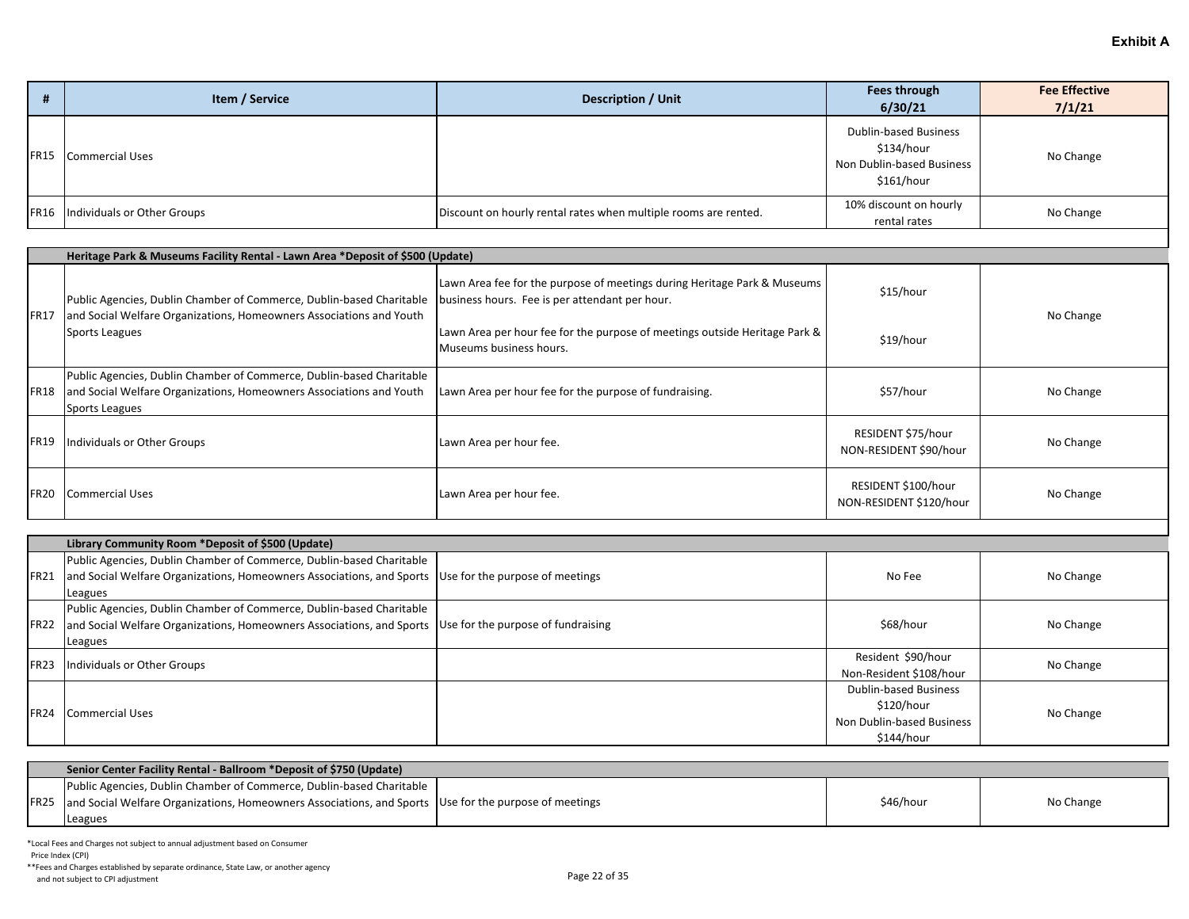**Exhibit A**

| # | Item / Service | Description / Unit | Fees through 6/30/21 | Fee Effective 7/1/21 |
|---|---|---|---|---|
| FR15 | Commercial Uses | | Dublin-based Business $134/hour Non Dublin-based Business $161/hour | No Change |
| FR16 | Individuals or Other Groups | Discount on hourly rental rates when multiple rooms are rented. | 10% discount on hourly rental rates | No Change |
| | **Heritage Park & Museums Facility Rental - Lawn Area *Deposit of $500 (Update)** | | | |
| FR17 | Public Agencies, Dublin Chamber of Commerce, Dublin-based Charitable and Social Welfare Organizations, Homeowners Associations and Youth Sports Leagues | Lawn Area fee for the purpose of meetings during Heritage Park & Museums business hours. Fee is per attendant per hour.<br>Lawn Area per hour fee for the purpose of meetings outside Heritage Park & Museums business hours. | $15/hour<br>$19/hour | No Change |
| FR18 | Public Agencies, Dublin Chamber of Commerce, Dublin-based Charitable and Social Welfare Organizations, Homeowners Associations and Youth Sports Leagues | Lawn Area per hour fee for the purpose of fundraising. | $57/hour | No Change |
| FR19 | Individuals or Other Groups | Lawn Area per hour fee. | RESIDENT $75/hour NON-RESIDENT $90/hour | No Change |
| FR20 | Commercial Uses | Lawn Area per hour fee. | RESIDENT $100/hour NON-RESIDENT $120/hour | No Change |
| | **Library Community Room *Deposit of $500 (Update)** | | | |
| FR21 | Public Agencies, Dublin Chamber of Commerce, Dublin-based Charitable and Social Welfare Organizations, Homeowners Associations, and Sports Leagues | Use for the purpose of meetings | No Fee | No Change |
| FR22 | Public Agencies, Dublin Chamber of Commerce, Dublin-based Charitable and Social Welfare Organizations, Homeowners Associations, and Sports Leagues | Use for the purpose of fundraising | $68/hour | No Change |
| FR23 | Individuals or Other Groups | | Resident $90/hour Non-Resident $108/hour | No Change |
| FR24 | Commercial Uses | | Dublin-based Business $120/hour Non Dublin-based Business $144/hour | No Change |
| | **Senior Center Facility Rental - Ballroom *Deposit of $750 (Update)** | | | |
| FR25 | Public Agencies, Dublin Chamber of Commerce, Dublin-based Charitable and Social Welfare Organizations, Homeowners Associations, and Sports Leagues | Use for the purpose of meetings | $46/hour | No Change |

*Local Fees and Charges not subject to annual adjustment based on Consumer Price Index (CPI)

**Fees and Charges established by separate ordinance, State Law, or another agency and not subject to CPI adjustment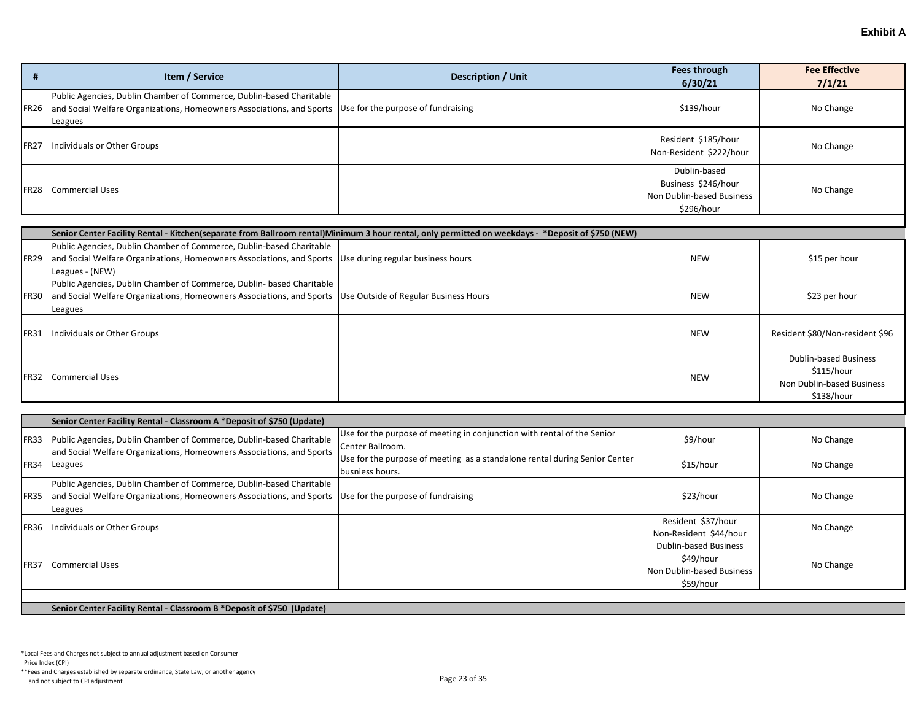**Exhibit A**

| # | Item / Service | Description / Unit | Fees through 6/30/21 | Fee Effective 7/1/21 |
|---|---|---|---|---|
| FR26 | Public Agencies, Dublin Chamber of Commerce, Dublin-based Charitable and Social Welfare Organizations, Homeowners Associations, and Sports Leagues | Use for the purpose of fundraising | $139/hour | No Change |
| FR27 | Individuals or Other Groups | | Resident $185/hour Non-Resident $222/hour | No Change |
| FR28 | Commercial Uses | | Dublin-based Business $246/hour Non Dublin-based Business $296/hour | No Change |
| | **Senior Center Facility Rental - Kitchen(separate from Ballroom rental)Minimum 3 hour rental, only permitted on weekdays - *Deposit of $750 (NEW)** | | | |
| FR29 | Public Agencies, Dublin Chamber of Commerce, Dublin-based Charitable and Social Welfare Organizations, Homeowners Associations, and Sports Leagues - (NEW) | Use during regular business hours | NEW | $15 per hour |
| FR30 | Public Agencies, Dublin Chamber of Commerce, Dublin- based Charitable and Social Welfare Organizations, Homeowners Associations, and Sports Leagues | Use Outside of Regular Business Hours | NEW | $23 per hour |
| FR31 | Individuals or Other Groups | | NEW | Resident $80/Non-resident $96 |
| FR32 | Commercial Uses | | NEW | Dublin-based Business $115/hour Non Dublin-based Business $138/hour |
| | **Senior Center Facility Rental - Classroom A *Deposit of $750 (Update)** | | | |
| FR33 | Public Agencies, Dublin Chamber of Commerce, Dublin-based Charitable and Social Welfare Organizations, Homeowners Associations, and Sports Leagues | Use for the purpose of meeting in conjunction with rental of the Senior Center Ballroom. | $9/hour | No Change |
| FR34 | | Use for the purpose of meeting as a standalone rental during Senior Center busniess hours. | $15/hour | No Change |
| FR35 | Public Agencies, Dublin Chamber of Commerce, Dublin-based Charitable and Social Welfare Organizations, Homeowners Associations, and Sports Leagues | Use for the purpose of fundraising | $23/hour | No Change |
| FR36 | Individuals or Other Groups | | Resident $37/hour Non-Resident $44/hour | No Change |
| FR37 | Commercial Uses | | Dublin-based Business $49/hour Non Dublin-based Business $59/hour | No Change |
| | **Senior Center Facility Rental - Classroom B *Deposit of $750 (Update)** | | | |

*Local Fees and Charges not subject to annual adjustment based on Consumer Price Index (CPI)

**Fees and Charges established by separate ordinance, State Law, or another agency and not subject to CPI adjustment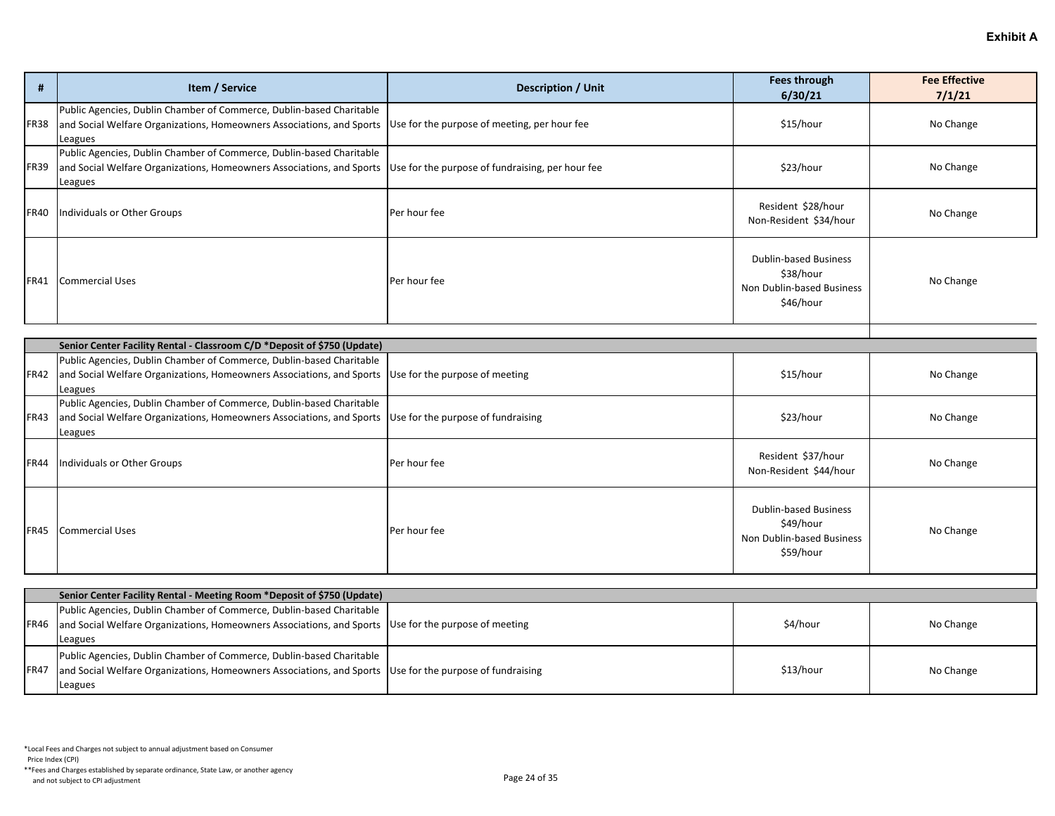**Exhibit A**

| # | Item / Service | Description / Unit | Fees through 6/30/21 | Fee Effective 7/1/21 |
|---|---|---|---|---|
| FR38 | Public Agencies, Dublin Chamber of Commerce, Dublin-based Charitable and Social Welfare Organizations, Homeowners Associations, and Sports Leagues | Use for the purpose of meeting, per hour fee | $15/hour | No Change |
| FR39 | Public Agencies, Dublin Chamber of Commerce, Dublin-based Charitable and Social Welfare Organizations, Homeowners Associations, and Sports Leagues | Use for the purpose of fundraising, per hour fee | $23/hour | No Change |
| FR40 | Individuals or Other Groups | Per hour fee | Resident $28/hour<br>Non-Resident $34/hour | No Change |
| FR41 | Commercial Uses | Per hour fee | Dublin-based Business $38/hour<br>Non Dublin-based Business $46/hour | No Change |
| | **Senior Center Facility Rental - Classroom C/D *Deposit of $750 (Update)** | | | |
| FR42 | Public Agencies, Dublin Chamber of Commerce, Dublin-based Charitable and Social Welfare Organizations, Homeowners Associations, and Sports Leagues | Use for the purpose of meeting | $15/hour | No Change |
| FR43 | Public Agencies, Dublin Chamber of Commerce, Dublin-based Charitable and Social Welfare Organizations, Homeowners Associations, and Sports Leagues | Use for the purpose of fundraising | $23/hour | No Change |
| FR44 | Individuals or Other Groups | Per hour fee | Resident $37/hour<br>Non-Resident $44/hour | No Change |
| FR45 | Commercial Uses | Per hour fee | Dublin-based Business $49/hour<br>Non Dublin-based Business $59/hour | No Change |
| | **Senior Center Facility Rental - Meeting Room *Deposit of $750 (Update)** | | | |
| FR46 | Public Agencies, Dublin Chamber of Commerce, Dublin-based Charitable and Social Welfare Organizations, Homeowners Associations, and Sports Leagues | Use for the purpose of meeting | $4/hour | No Change |
| FR47 | Public Agencies, Dublin Chamber of Commerce, Dublin-based Charitable and Social Welfare Organizations, Homeowners Associations, and Sports Leagues | Use for the purpose of fundraising | $13/hour | No Change |

*Local Fees and Charges not subject to annual adjustment based on Consumer Price Index (CPI)

**Fees and Charges established by separate ordinance, State Law, or another agency and not subject to CPI adjustment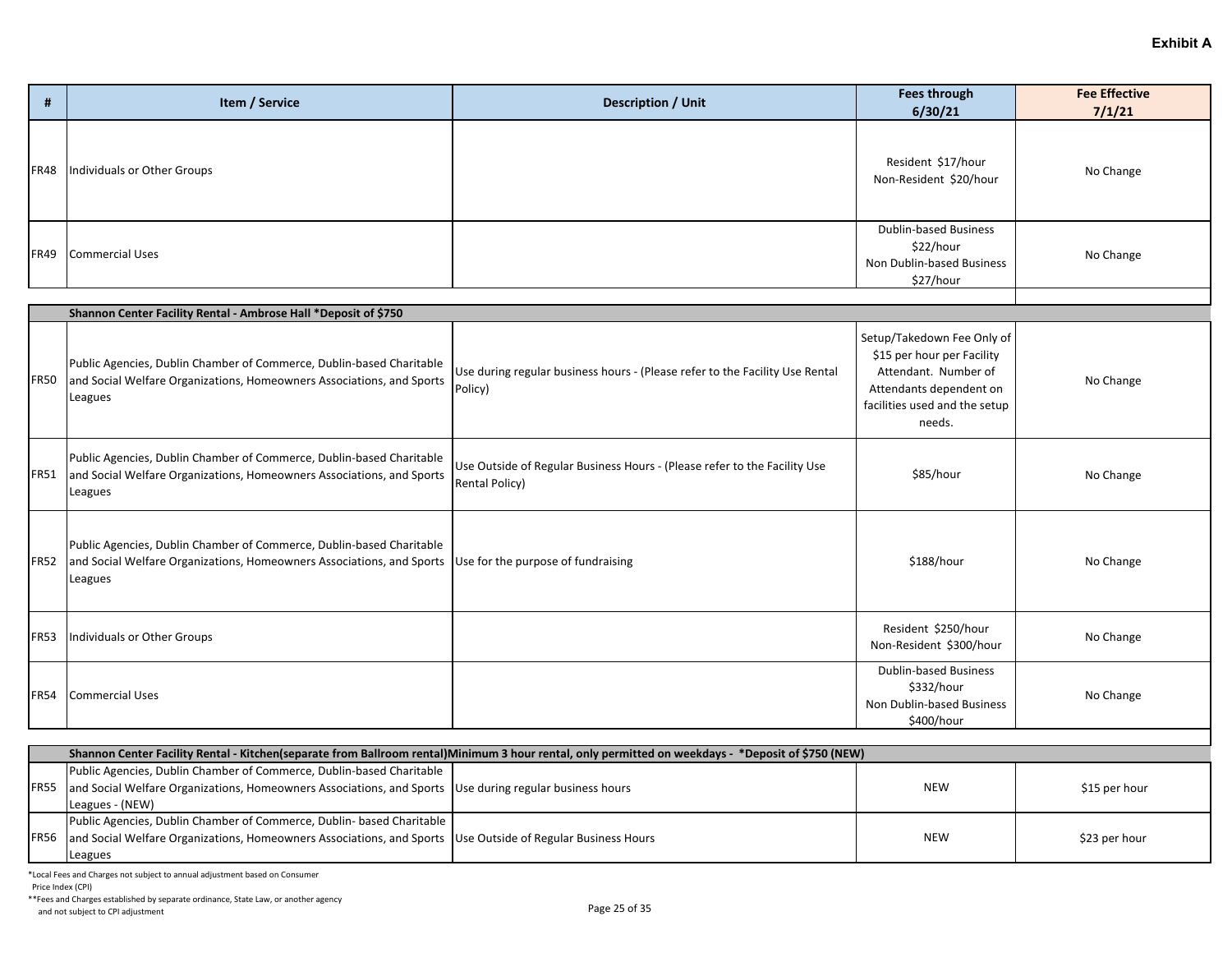**Exhibit A**

| # | Item / Service | Description / Unit | Fees through 6/30/21 | Fee Effective 7/1/21 |
|---|---|---|---|---|
| FR48 | Individuals or Other Groups | | Resident $17/hour<br>Non-Resident $20/hour | No Change |
| FR49 | Commercial Uses | | Dublin-based Business $22/hour<br>Non Dublin-based Business $27/hour | No Change |
| | **Shannon Center Facility Rental - Ambrose Hall *Deposit of $750** | | | |
| FR50 | Public Agencies, Dublin Chamber of Commerce, Dublin-based Charitable and Social Welfare Organizations, Homeowners Associations, and Sports Leagues | Use during regular business hours - (Please refer to the Facility Use Rental Policy) | Setup/Takedown Fee Only of $15 per hour per Facility Attendant. Number of Attendants dependent on facilities used and the setup needs. | No Change |
| FR51 | Public Agencies, Dublin Chamber of Commerce, Dublin-based Charitable and Social Welfare Organizations, Homeowners Associations, and Sports Leagues | Use Outside of Regular Business Hours - (Please refer to the Facility Use Rental Policy) | $85/hour | No Change |
| FR52 | Public Agencies, Dublin Chamber of Commerce, Dublin-based Charitable and Social Welfare Organizations, Homeowners Associations, and Sports Leagues | Use for the purpose of fundraising | $188/hour | No Change |
| FR53 | Individuals or Other Groups | | Resident $250/hour<br>Non-Resident $300/hour | No Change |
| FR54 | Commercial Uses | | Dublin-based Business $332/hour<br>Non Dublin-based Business $400/hour | No Change |
| | **Shannon Center Facility Rental - Kitchen(separate from Ballroom rental)Minimum 3 hour rental, only permitted on weekdays - *Deposit of $750 (NEW)** | | | |
| FR55 | Public Agencies, Dublin Chamber of Commerce, Dublin-based Charitable and Social Welfare Organizations, Homeowners Associations, and Sports Leagues - (NEW) | Use during regular business hours | NEW | $15 per hour |
| FR56 | Public Agencies, Dublin Chamber of Commerce, Dublin- based Charitable and Social Welfare Organizations, Homeowners Associations, and Sports Leagues | Use Outside of Regular Business Hours | NEW | $23 per hour |

*Local Fees and Charges not subject to annual adjustment based on Consumer Price Index (CPI)

**Fees and Charges established by separate ordinance, State Law, or another agency and not subject to CPI adjustment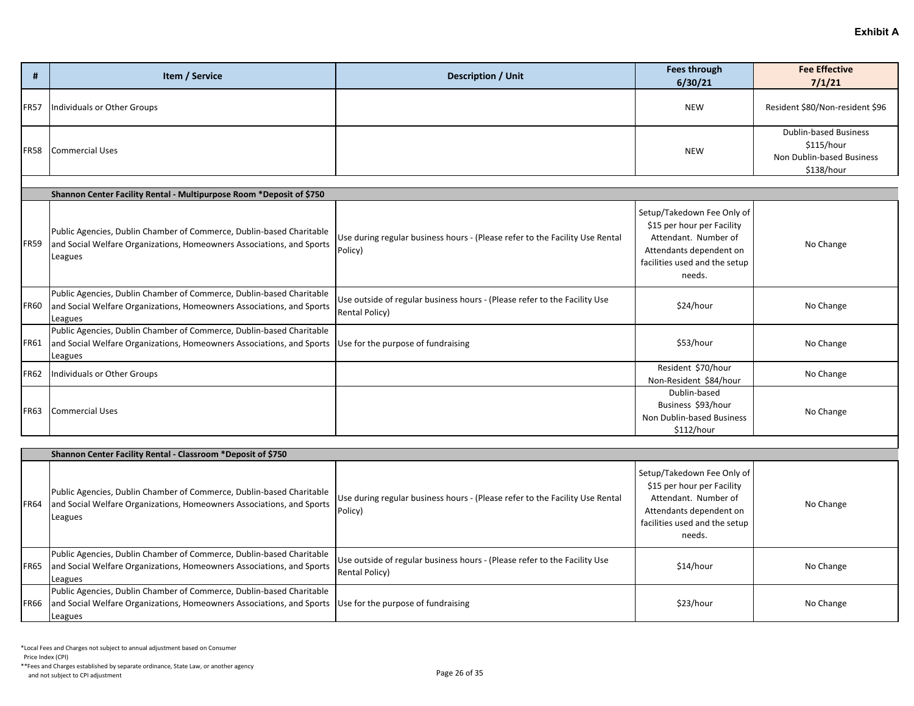**Exhibit A**

| # | Item / Service | Description / Unit | Fees through 6/30/21 | Fee Effective 7/1/21 |
|---|---|---|---|---|
| FR57 | Individuals or Other Groups | | NEW | Resident $80/Non-resident $96 |
| FR58 | Commercial Uses | | NEW | Dublin-based Business $115/hour Non Dublin-based Business $138/hour |
| | **Shannon Center Facility Rental - Multipurpose Room *Deposit of $750** | | | |
| FR59 | Public Agencies, Dublin Chamber of Commerce, Dublin-based Charitable and Social Welfare Organizations, Homeowners Associations, and Sports Leagues | Use during regular business hours - (Please refer to the Facility Use Rental Policy) | Setup/Takedown Fee Only of $15 per hour per Facility Attendant. Number of Attendants dependent on facilities used and the setup needs. | No Change |
| FR60 | Public Agencies, Dublin Chamber of Commerce, Dublin-based Charitable and Social Welfare Organizations, Homeowners Associations, and Sports Leagues | Use outside of regular business hours - (Please refer to the Facility Use Rental Policy) | $24/hour | No Change |
| FR61 | Public Agencies, Dublin Chamber of Commerce, Dublin-based Charitable and Social Welfare Organizations, Homeowners Associations, and Sports Leagues | Use for the purpose of fundraising | $53/hour | No Change |
| FR62 | Individuals or Other Groups | | Resident $70/hour Non-Resident $84/hour | No Change |
| FR63 | Commercial Uses | | Dublin-based Business $93/hour Non Dublin-based Business $112/hour | No Change |
| | **Shannon Center Facility Rental - Classroom *Deposit of $750** | | | |
| FR64 | Public Agencies, Dublin Chamber of Commerce, Dublin-based Charitable and Social Welfare Organizations, Homeowners Associations, and Sports Leagues | Use during regular business hours - (Please refer to the Facility Use Rental Policy) | Setup/Takedown Fee Only of $15 per hour per Facility Attendant. Number of Attendants dependent on facilities used and the setup needs. | No Change |
| FR65 | Public Agencies, Dublin Chamber of Commerce, Dublin-based Charitable and Social Welfare Organizations, Homeowners Associations, and Sports Leagues | Use outside of regular business hours - (Please refer to the Facility Use Rental Policy) | $14/hour | No Change |
| FR66 | Public Agencies, Dublin Chamber of Commerce, Dublin-based Charitable and Social Welfare Organizations, Homeowners Associations, and Sports Leagues | Use for the purpose of fundraising | $23/hour | No Change |

*Local Fees and Charges not subject to annual adjustment based on Consumer Price Index (CPI)

**Fees and Charges established by separate ordinance, State Law, or another agency and not subject to CPI adjustment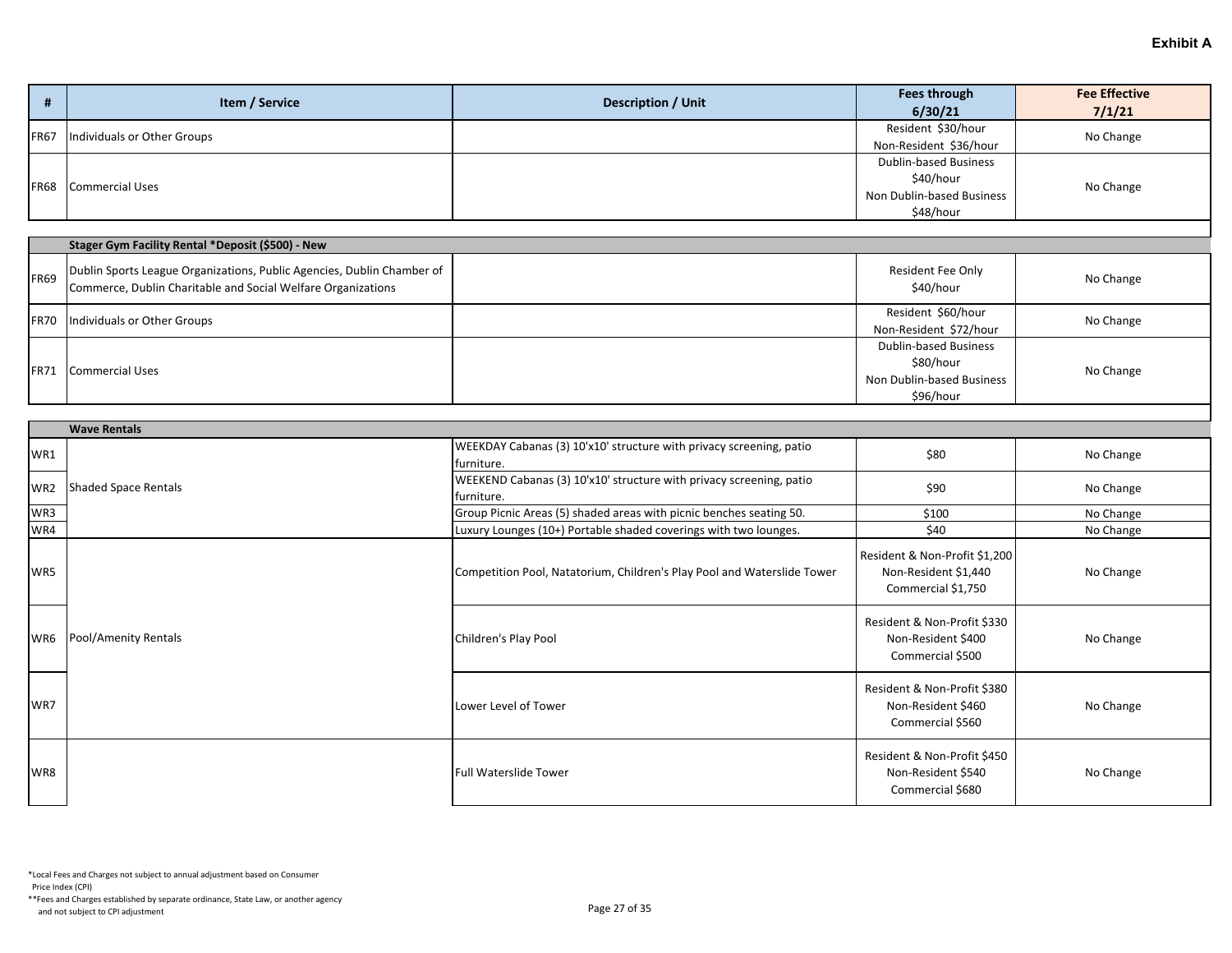**Exhibit A**

| # | Item / Service | Description / Unit | Fees through 6/30/21 | Fee Effective 7/1/21 |
|---|---|---|---|---|
| FR67 | Individuals or Other Groups | | Resident $30/hour<br>Non-Resident $36/hour | No Change |
| FR68 | Commercial Uses | | Dublin-based Business $40/hour<br>Non Dublin-based Business $48/hour | No Change |
| | **Stager Gym Facility Rental *Deposit ($500) - New** | | | |
| FR69 | Dublin Sports League Organizations, Public Agencies, Dublin Chamber of Commerce, Dublin Charitable and Social Welfare Organizations | | Resident Fee Only $40/hour | No Change |
| FR70 | Individuals or Other Groups | | Resident $60/hour<br>Non-Resident $72/hour | No Change |
| FR71 | Commercial Uses | | Dublin-based Business $80/hour<br>Non Dublin-based Business $96/hour | No Change |
| | **Wave Rentals** | | | |
| WR1 | Shaded Space Rentals | WEEKDAY Cabanas (3) 10'x10' structure with privacy screening, patio furniture. | $80 | No Change |
| WR2 | | WEEKEND Cabanas (3) 10'x10' structure with privacy screening, patio furniture. | $90 | No Change |
| WR3 | | Group Picnic Areas (5) shaded areas with picnic benches seating 50. | $100 | No Change |
| WR4 | | Luxury Lounges (10+) Portable shaded coverings with two lounges. | $40 | No Change |
| WR5 | Pool/Amenity Rentals | Competition Pool, Natatorium, Children's Play Pool and Waterslide Tower | Resident & Non-Profit $1,200<br>Non-Resident $1,440<br>Commercial $1,750 | No Change |
| WR6 | | Children's Play Pool | Resident & Non-Profit $330<br>Non-Resident $400<br>Commercial $500 | No Change |
| WR7 | | Lower Level of Tower | Resident & Non-Profit $380<br>Non-Resident $460<br>Commercial $560 | No Change |
| WR8 | | Full Waterslide Tower | Resident & Non-Profit $450<br>Non-Resident $540<br>Commercial $680 | No Change |

*Local Fees and Charges not subject to annual adjustment based on Consumer Price Index (CPI)

**Fees and Charges established by separate ordinance, State Law, or another agency and not subject to CPI adjustment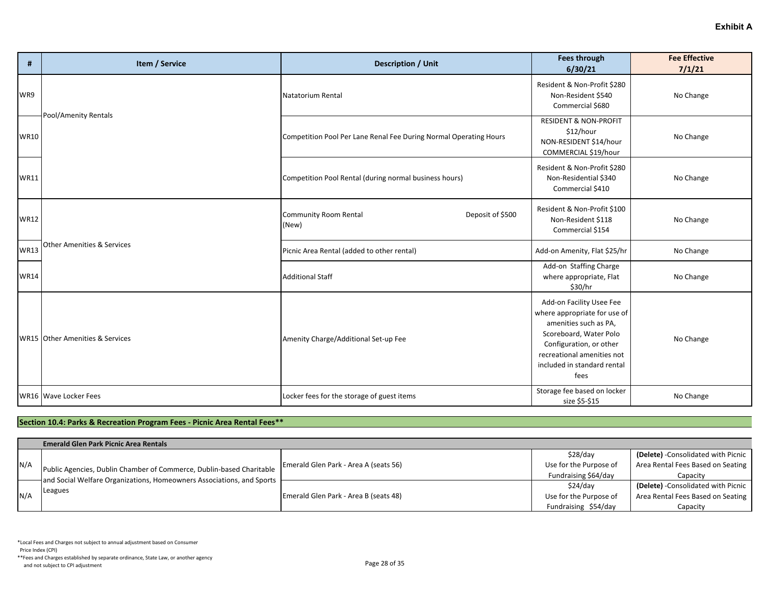**Exhibit A**

| # | Item / Service | Description / Unit | Fees through 6/30/21 | Fee Effective 7/1/21 |
|---|---|---|---|---|
| WR9 | Pool/Amenity Rentals | Natatorium Rental | Resident & Non-Profit $280<br>Non-Resident $540<br>Commercial $680 | No Change |
| WR10 | | Competition Pool Per Lane Renal Fee During Normal Operating Hours | RESIDENT & NON-PROFIT $12/hour<br>NON-RESIDENT $14/hour<br>COMMERCIAL $19/hour | No Change |
| WR11 | | Competition Pool Rental (during normal business hours) | Resident & Non-Profit $280<br>Non-Residential $340<br>Commercial $410 | No Change |
| WR12 | Other Amenities & Services | Community Room Rental (New) Deposit of $500 | Resident & Non-Profit $100<br>Non-Resident $118<br>Commercial $154 | No Change |
| WR13 | | Picnic Area Rental (added to other rental) | Add-on Amenity, Flat $25/hr | No Change |
| WR14 | | Additional Staff | Add-on Staffing Charge where appropriate, Flat $30/hr | No Change |
| WR15 | Other Amenities & Services | Amenity Charge/Additional Set-up Fee | Add-on Facility Usee Fee where appropriate for use of amenities such as PA, Scoreboard, Water Polo Configuration, or other recreational amenities not included in standard rental fees | No Change |
| WR16 | Wave Locker Fees | Locker fees for the storage of guest items | Storage fee based on locker size $5-$15 | No Change |

**Section 10.4: Parks & Recreation Program Fees - Picnic Area Rental Fees****

| | **Emerald Glen Park Picnic Area Rentals** | | | |
|---|---|---|---|---|
| N/A | Public Agencies, Dublin Chamber of Commerce, Dublin-based Charitable and Social Welfare Organizations, Homeowners Associations, and Sports Leagues | Emerald Glen Park - Area A (seats 56) | $28/day<br>Use for the Purpose of Fundraising $64/day | **(Delete)** -Consolidated with Picnic Area Rental Fees Based on Seating Capacity |
| N/A | | Emerald Glen Park - Area B (seats 48) | $24/day<br>Use for the Purpose of Fundraising $54/day | **(Delete)** -Consolidated with Picnic Area Rental Fees Based on Seating Capacity |

*Local Fees and Charges not subject to annual adjustment based on Consumer Price Index (CPI)

**Fees and Charges established by separate ordinance, State Law, or another agency and not subject to CPI adjustment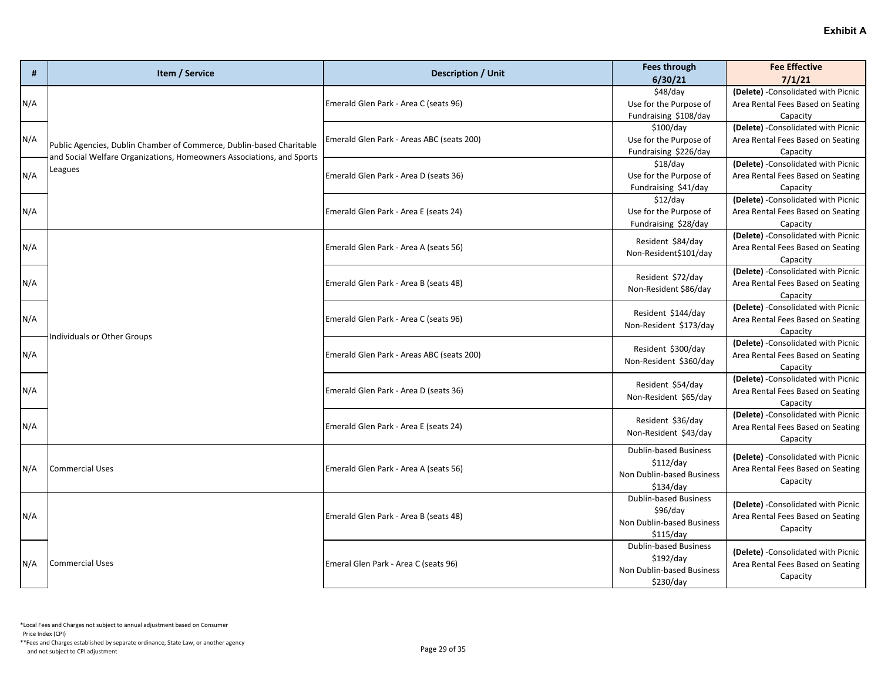**Exhibit A**

| # | Item / Service | Description / Unit | Fees through 6/30/21 | Fee Effective 7/1/21 |
|---|---|---|---|---|
| N/A | Public Agencies, Dublin Chamber of Commerce, Dublin-based Charitable and Social Welfare Organizations, Homeowners Associations, and Sports Leagues | Emerald Glen Park - Area C (seats 96) | $48/day Use for the Purpose of Fundraising $108/day | **(Delete)** -Consolidated with Picnic Area Rental Fees Based on Seating Capacity |
| N/A | | Emerald Glen Park - Areas ABC (seats 200) | $100/day Use for the Purpose of Fundraising $226/day | **(Delete)** -Consolidated with Picnic Area Rental Fees Based on Seating Capacity |
| N/A | | Emerald Glen Park - Area D (seats 36) | $18/day Use for the Purpose of Fundraising $41/day | **(Delete)** -Consolidated with Picnic Area Rental Fees Based on Seating Capacity |
| N/A | | Emerald Glen Park - Area E (seats 24) | $12/day Use for the Purpose of Fundraising $28/day | **(Delete)** -Consolidated with Picnic Area Rental Fees Based on Seating Capacity |
| N/A | Individuals or Other Groups | Emerald Glen Park - Area A (seats 56) | Resident $84/day Non-Resident$101/day | **(Delete)** -Consolidated with Picnic Area Rental Fees Based on Seating Capacity |
| N/A | | Emerald Glen Park - Area B (seats 48) | Resident $72/day Non-Resident $86/day | **(Delete)** -Consolidated with Picnic Area Rental Fees Based on Seating Capacity |
| N/A | | Emerald Glen Park - Area C (seats 96) | Resident $144/day Non-Resident $173/day | **(Delete)** -Consolidated with Picnic Area Rental Fees Based on Seating Capacity |
| N/A | | Emerald Glen Park - Areas ABC (seats 200) | Resident $300/day Non-Resident $360/day | **(Delete)** -Consolidated with Picnic Area Rental Fees Based on Seating Capacity |
| N/A | | Emerald Glen Park - Area D (seats 36) | Resident $54/day Non-Resident $65/day | **(Delete)** -Consolidated with Picnic Area Rental Fees Based on Seating Capacity |
| N/A | | Emerald Glen Park - Area E (seats 24) | Resident $36/day Non-Resident $43/day | **(Delete)** -Consolidated with Picnic Area Rental Fees Based on Seating Capacity |
| N/A | Commercial Uses | Emerald Glen Park - Area A (seats 56) | Dublin-based Business $112/day Non Dublin-based Business $134/day | **(Delete)** -Consolidated with Picnic Area Rental Fees Based on Seating Capacity |
| N/A | | Emerald Glen Park - Area B (seats 48) | Dublin-based Business $96/day Non Dublin-based Business $115/day | **(Delete)** -Consolidated with Picnic Area Rental Fees Based on Seating Capacity |
| N/A | Commercial Uses | Emeral Glen Park - Area C (seats 96) | Dublin-based Business $192/day Non Dublin-based Business $230/day | **(Delete)** -Consolidated with Picnic Area Rental Fees Based on Seating Capacity |

*Local Fees and Charges not subject to annual adjustment based on Consumer Price Index (CPI)

**Fees and Charges established by separate ordinance, State Law, or another agency and not subject to CPI adjustment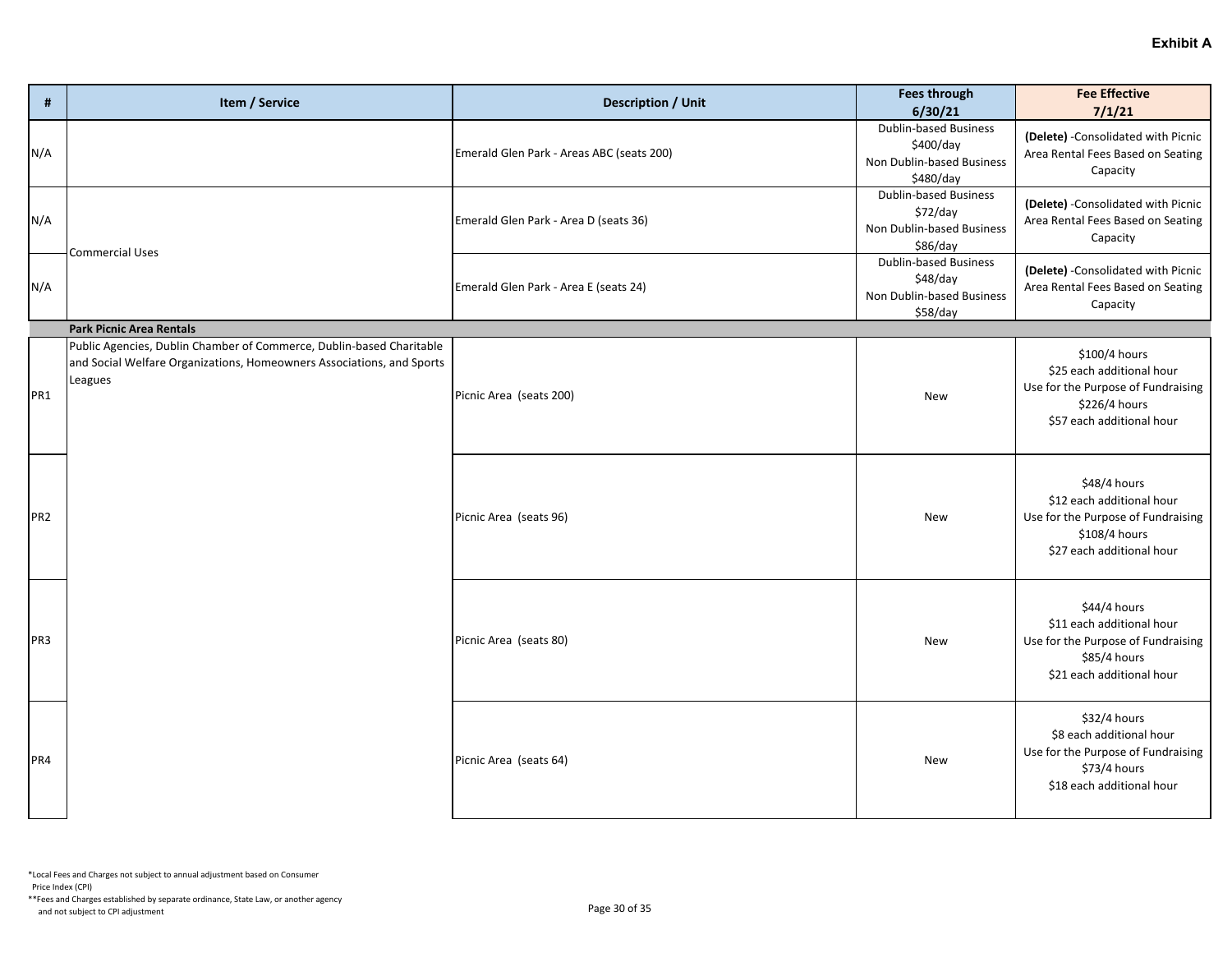**Exhibit A**

| # | Item / Service | Description / Unit | Fees through 6/30/21 | Fee Effective 7/1/21 |
|---|---|---|---|---|
| N/A | Commercial Uses | Emerald Glen Park - Areas ABC (seats 200) | Dublin-based Business $400/day Non Dublin-based Business $480/day | **(Delete)** -Consolidated with Picnic Area Rental Fees Based on Seating Capacity |
| N/A | | Emerald Glen Park - Area D (seats 36) | Dublin-based Business $72/day Non Dublin-based Business $86/day | **(Delete)** -Consolidated with Picnic Area Rental Fees Based on Seating Capacity |
| N/A | | Emerald Glen Park - Area E (seats 24) | Dublin-based Business $48/day Non Dublin-based Business $58/day | **(Delete)** -Consolidated with Picnic Area Rental Fees Based on Seating Capacity |
| | **Park Picnic Area Rentals** | | | |
| PR1 | Public Agencies, Dublin Chamber of Commerce, Dublin-based Charitable and Social Welfare Organizations, Homeowners Associations, and Sports Leagues | Picnic Area (seats 200) | New | $100/4 hours $25 each additional hour Use for the Purpose of Fundraising $226/4 hours $57 each additional hour |
| PR2 | | Picnic Area (seats 96) | New | $48/4 hours $12 each additional hour Use for the Purpose of Fundraising $108/4 hours $27 each additional hour |
| PR3 | | Picnic Area (seats 80) | New | $44/4 hours $11 each additional hour Use for the Purpose of Fundraising $85/4 hours $21 each additional hour |
| PR4 | | Picnic Area (seats 64) | New | $32/4 hours $8 each additional hour Use for the Purpose of Fundraising $73/4 hours $18 each additional hour |

*Local Fees and Charges not subject to annual adjustment based on Consumer Price Index (CPI)

**Fees and Charges established by separate ordinance, State Law, or another agency and not subject to CPI adjustment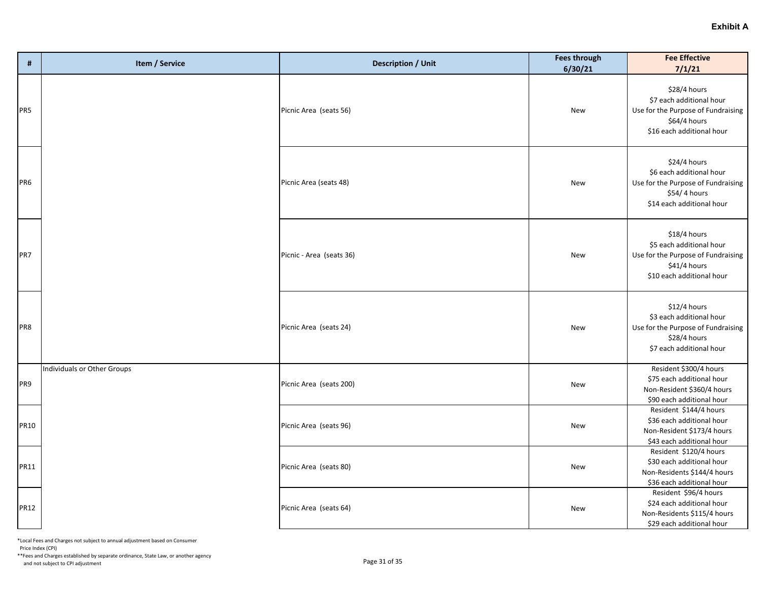**Exhibit A**

| # | Item / Service | Description / Unit | Fees through 6/30/21 | Fee Effective 7/1/21 |
|---|---|---|---|---|
| PR5 | | Picnic Area (seats 56) | New | $28/4 hours<br>$7 each additional hour<br>Use for the Purpose of Fundraising<br>$64/4 hours<br>$16 each additional hour |
| PR6 | | Picnic Area (seats 48) | New | $24/4 hours<br>$6 each additional hour<br>Use for the Purpose of Fundraising<br>$54/ 4 hours<br>$14 each additional hour |
| PR7 | | Picnic - Area (seats 36) | New | $18/4 hours<br>$5 each additional hour<br>Use for the Purpose of Fundraising<br>$41/4 hours<br>$10 each additional hour |
| PR8 | | Picnic Area (seats 24) | New | $12/4 hours<br>$3 each additional hour<br>Use for the Purpose of Fundraising<br>$28/4 hours<br>$7 each additional hour |
| PR9 | Individuals or Other Groups | Picnic Area (seats 200) | New | Resident $300/4 hours<br>$75 each additional hour<br>Non-Resident $360/4 hours<br>$90 each additional hour |
| PR10 | | Picnic Area (seats 96) | New | Resident $144/4 hours<br>$36 each additional hour<br>Non-Resident $173/4 hours<br>$43 each additional hour |
| PR11 | | Picnic Area (seats 80) | New | Resident $120/4 hours<br>$30 each additional hour<br>Non-Residents $144/4 hours<br>$36 each additional hour |
| PR12 | | Picnic Area (seats 64) | New | Resident $96/4 hours<br>$24 each additional hour<br>Non-Residents $115/4 hours<br>$29 each additional hour |

*Local Fees and Charges not subject to annual adjustment based on Consumer Price Index (CPI)

**Fees and Charges established by separate ordinance, State Law, or another agency and not subject to CPI adjustment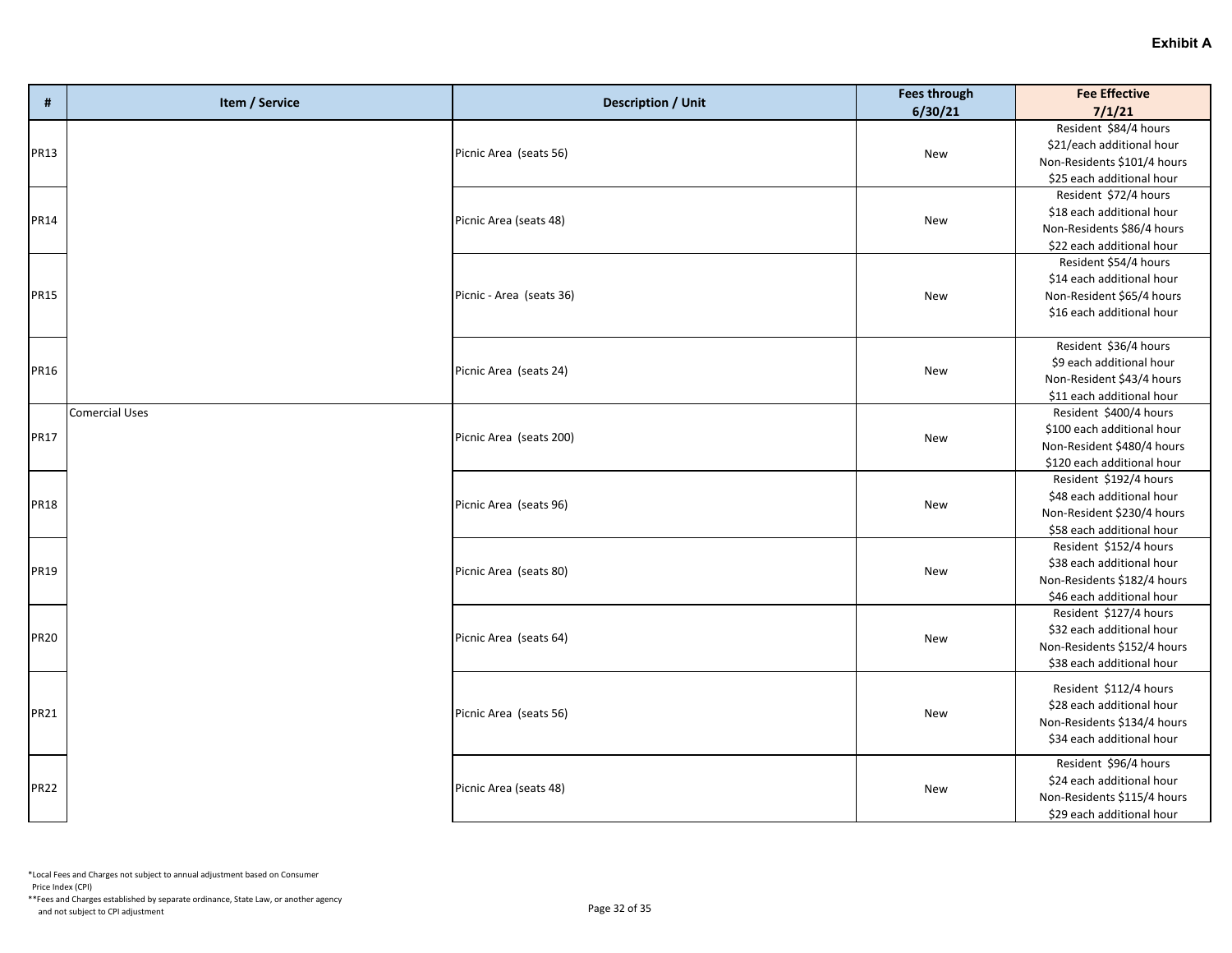**Exhibit A**

| # | Item / Service | Description / Unit | Fees through 6/30/21 | Fee Effective 7/1/21 |
|---|---|---|---|---|
| PR13 | | Picnic Area (seats 56) | New | Resident $84/4 hours<br>$21/each additional hour<br>Non-Residents $101/4 hours<br>$25 each additional hour |
| PR14 | | Picnic Area (seats 48) | New | Resident $72/4 hours<br>$18 each additional hour<br>Non-Residents $86/4 hours<br>$22 each additional hour |
| PR15 | | Picnic - Area (seats 36) | New | Resident $54/4 hours<br>$14 each additional hour<br>Non-Resident $65/4 hours<br>$16 each additional hour |
| PR16 | | Picnic Area (seats 24) | New | Resident $36/4 hours<br>$9 each additional hour<br>Non-Resident $43/4 hours<br>$11 each additional hour |
| PR17 | Comercial Uses | Picnic Area (seats 200) | New | Resident $400/4 hours<br>$100 each additional hour<br>Non-Resident $480/4 hours<br>$120 each additional hour |
| PR18 | | Picnic Area (seats 96) | New | Resident $192/4 hours<br>$48 each additional hour<br>Non-Resident $230/4 hours<br>$58 each additional hour |
| PR19 | | Picnic Area (seats 80) | New | Resident $152/4 hours<br>$38 each additional hour<br>Non-Residents $182/4 hours<br>$46 each additional hour |
| PR20 | | Picnic Area (seats 64) | New | Resident $127/4 hours<br>$32 each additional hour<br>Non-Residents $152/4 hours<br>$38 each additional hour |
| PR21 | | Picnic Area (seats 56) | New | Resident $112/4 hours<br>$28 each additional hour<br>Non-Residents $134/4 hours<br>$34 each additional hour |
| PR22 | | Picnic Area (seats 48) | New | Resident $96/4 hours<br>$24 each additional hour<br>Non-Residents $115/4 hours<br>$29 each additional hour |

*Local Fees and Charges not subject to annual adjustment based on Consumer Price Index (CPI)

**Fees and Charges established by separate ordinance, State Law, or another agency and not subject to CPI adjustment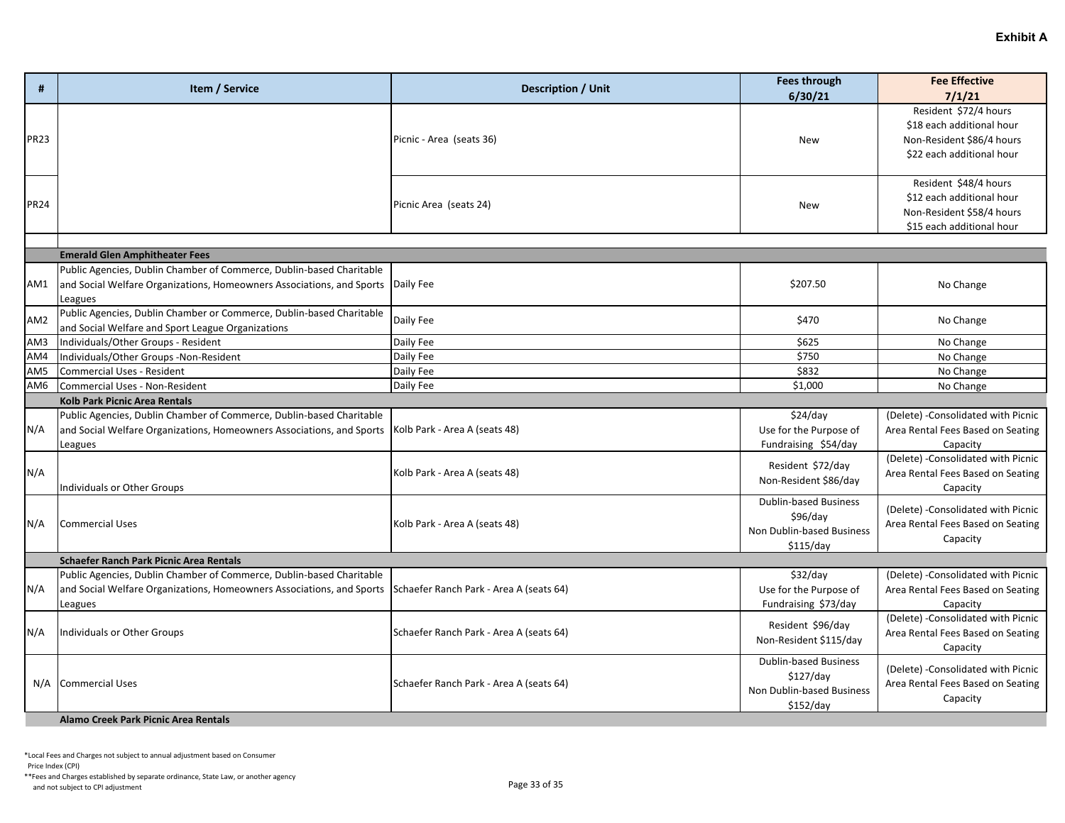**Exhibit A**

| # | Item / Service | Description / Unit | Fees through 6/30/21 | Fee Effective 7/1/21 |
|---|---|---|---|---|
| PR23 | | Picnic - Area (seats 36) | New | Resident $72/4 hours<br>$18 each additional hour<br>Non-Resident $86/4 hours<br>$22 each additional hour |
| PR24 | | Picnic Area (seats 24) | New | Resident $48/4 hours<br>$12 each additional hour<br>Non-Resident $58/4 hours<br>$15 each additional hour |
| | | | | |
| | **Emerald Glen Amphitheater Fees** | | | |
| AM1 | Public Agencies, Dublin Chamber of Commerce, Dublin-based Charitable and Social Welfare Organizations, Homeowners Associations, and Sports Leagues | Daily Fee | $207.50 | No Change |
| AM2 | Public Agencies, Dublin Chamber or Commerce, Dublin-based Charitable and Social Welfare and Sport League Organizations | Daily Fee | $470 | No Change |
| AM3 | Individuals/Other Groups - Resident | Daily Fee | $625 | No Change |
| AM4 | Individuals/Other Groups -Non-Resident | Daily Fee | $750 | No Change |
| AM5 | Commercial Uses - Resident | Daily Fee | $832 | No Change |
| AM6 | Commercial Uses - Non-Resident | Daily Fee | $1,000 | No Change |
| | **Kolb Park Picnic Area Rentals** | | | |
| N/A | Public Agencies, Dublin Chamber of Commerce, Dublin-based Charitable and Social Welfare Organizations, Homeowners Associations, and Sports Leagues | Kolb Park - Area A (seats 48) | $24/day<br>Use for the Purpose of Fundraising $54/day | (Delete) -Consolidated with Picnic Area Rental Fees Based on Seating Capacity |
| N/A | Individuals or Other Groups | Kolb Park - Area A (seats 48) | Resident $72/day<br>Non-Resident $86/day | (Delete) -Consolidated with Picnic Area Rental Fees Based on Seating Capacity |
| N/A | Commercial Uses | Kolb Park - Area A (seats 48) | Dublin-based Business $96/day<br>Non Dublin-based Business $115/day | (Delete) -Consolidated with Picnic Area Rental Fees Based on Seating Capacity |
| | **Schaefer Ranch Park Picnic Area Rentals** | | | |
| N/A | Public Agencies, Dublin Chamber of Commerce, Dublin-based Charitable and Social Welfare Organizations, Homeowners Associations, and Sports Leagues | Schaefer Ranch Park - Area A (seats 64) | $32/day<br>Use for the Purpose of Fundraising $73/day | (Delete) -Consolidated with Picnic Area Rental Fees Based on Seating Capacity |
| N/A | Individuals or Other Groups | Schaefer Ranch Park - Area A (seats 64) | Resident $96/day<br>Non-Resident $115/day | (Delete) -Consolidated with Picnic Area Rental Fees Based on Seating Capacity |
| N/A | Commercial Uses | Schaefer Ranch Park - Area A (seats 64) | Dublin-based Business $127/day<br>Non Dublin-based Business $152/day | (Delete) -Consolidated with Picnic Area Rental Fees Based on Seating Capacity |
| | **Alamo Creek Park Picnic Area Rentals** | | | |

*Local Fees and Charges not subject to annual adjustment based on Consumer Price Index (CPI)

**Fees and Charges established by separate ordinance, State Law, or another agency and not subject to CPI adjustment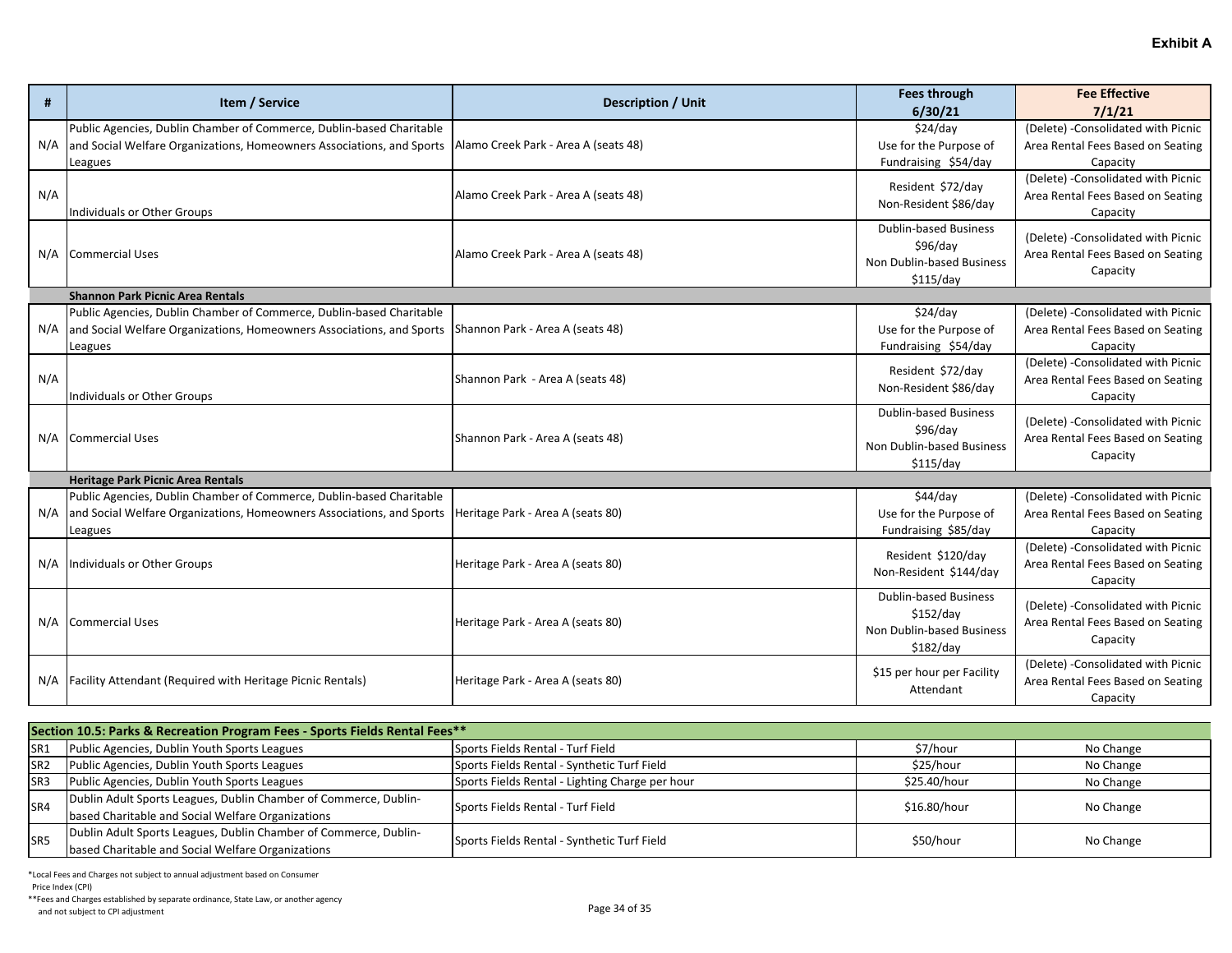**Exhibit A**

| # | Item / Service | Description / Unit | Fees through 6/30/21 | Fee Effective 7/1/21 |
|---|---|---|---|---|
| N/A | Public Agencies, Dublin Chamber of Commerce, Dublin-based Charitable and Social Welfare Organizations, Homeowners Associations, and Sports Leagues | Alamo Creek Park - Area A (seats 48) | \$24/day Use for the Purpose of Fundraising \$54/day | (Delete) -Consolidated with Picnic Area Rental Fees Based on Seating Capacity |
| N/A | Individuals or Other Groups | Alamo Creek Park - Area A (seats 48) | Resident \$72/day Non-Resident \$86/day | (Delete) -Consolidated with Picnic Area Rental Fees Based on Seating Capacity |
| N/A | Commercial Uses | Alamo Creek Park - Area A (seats 48) | Dublin-based Business \$96/day Non Dublin-based Business \$115/day | (Delete) -Consolidated with Picnic Area Rental Fees Based on Seating Capacity |
| | **Shannon Park Picnic Area Rentals** | | | |
| N/A | Public Agencies, Dublin Chamber of Commerce, Dublin-based Charitable and Social Welfare Organizations, Homeowners Associations, and Sports Leagues | Shannon Park - Area A (seats 48) | \$24/day Use for the Purpose of Fundraising \$54/day | (Delete) -Consolidated with Picnic Area Rental Fees Based on Seating Capacity |
| N/A | Individuals or Other Groups | Shannon Park - Area A (seats 48) | Resident \$72/day Non-Resident \$86/day | (Delete) -Consolidated with Picnic Area Rental Fees Based on Seating Capacity |
| N/A | Commercial Uses | Shannon Park - Area A (seats 48) | Dublin-based Business \$96/day Non Dublin-based Business \$115/day | (Delete) -Consolidated with Picnic Area Rental Fees Based on Seating Capacity |
| | **Heritage Park Picnic Area Rentals** | | | |
| N/A | Public Agencies, Dublin Chamber of Commerce, Dublin-based Charitable and Social Welfare Organizations, Homeowners Associations, and Sports Leagues | Heritage Park - Area A (seats 80) | \$44/day Use for the Purpose of Fundraising \$85/day | (Delete) -Consolidated with Picnic Area Rental Fees Based on Seating Capacity |
| N/A | Individuals or Other Groups | Heritage Park - Area A (seats 80) | Resident \$120/day Non-Resident \$144/day | (Delete) -Consolidated with Picnic Area Rental Fees Based on Seating Capacity |
| N/A | Commercial Uses | Heritage Park - Area A (seats 80) | Dublin-based Business \$152/day Non Dublin-based Business \$182/day | (Delete) -Consolidated with Picnic Area Rental Fees Based on Seating Capacity |
| N/A | Facility Attendant (Required with Heritage Picnic Rentals) | Heritage Park - Area A (seats 80) | \$15 per hour per Facility Attendant | (Delete) -Consolidated with Picnic Area Rental Fees Based on Seating Capacity |

| **Section 10.5: Parks & Recreation Program Fees - Sports Fields Rental Fees**** | | | | |
|---|---|---|---|---|
| SR1 | Public Agencies, Dublin Youth Sports Leagues | Sports Fields Rental - Turf Field | \$7/hour | No Change |
| SR2 | Public Agencies, Dublin Youth Sports Leagues | Sports Fields Rental - Synthetic Turf Field | \$25/hour | No Change |
| SR3 | Public Agencies, Dublin Youth Sports Leagues | Sports Fields Rental - Lighting Charge per hour | \$25.40/hour | No Change |
| SR4 | Dublin Adult Sports Leagues, Dublin Chamber of Commerce, Dublin-based Charitable and Social Welfare Organizations | Sports Fields Rental - Turf Field | \$16.80/hour | No Change |
| SR5 | Dublin Adult Sports Leagues, Dublin Chamber of Commerce, Dublin-based Charitable and Social Welfare Organizations | Sports Fields Rental - Synthetic Turf Field | \$50/hour | No Change |

*Local Fees and Charges not subject to annual adjustment based on Consumer Price Index (CPI)

**Fees and Charges established by separate ordinance, State Law, or another agency and not subject to CPI adjustment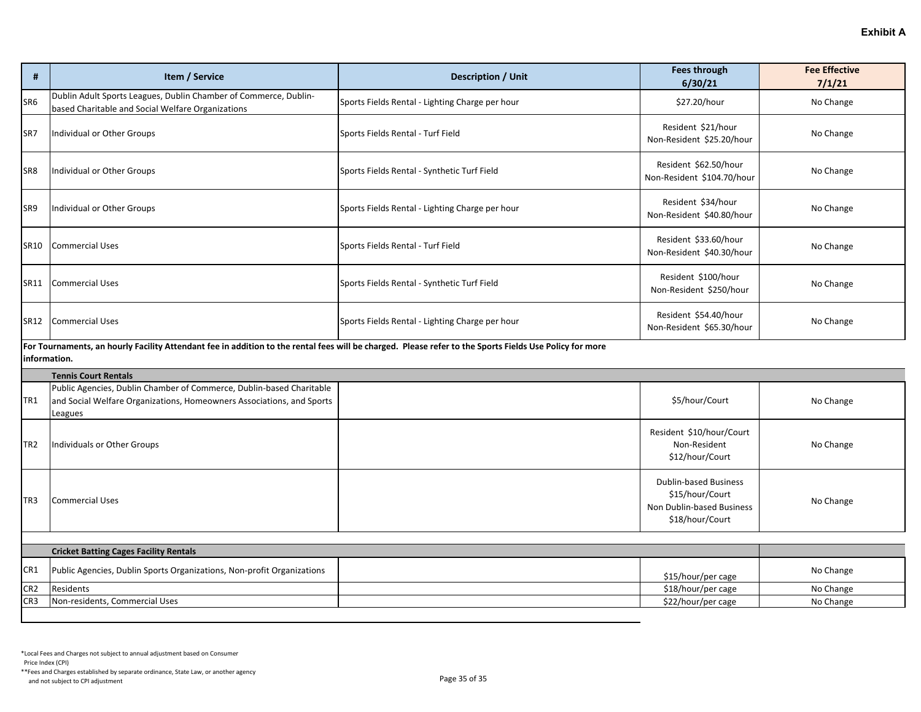**Exhibit A**

| # | Item / Service | Description / Unit | Fees through 6/30/21 | Fee Effective 7/1/21 |
|---|---|---|---|---|
| SR6 | Dublin Adult Sports Leagues, Dublin Chamber of Commerce, Dublin-based Charitable and Social Welfare Organizations | Sports Fields Rental - Lighting Charge per hour | $27.20/hour | No Change |
| SR7 | Individual or Other Groups | Sports Fields Rental - Turf Field | Resident $21/hour<br>Non-Resident $25.20/hour | No Change |
| SR8 | Individual or Other Groups | Sports Fields Rental - Synthetic Turf Field | Resident $62.50/hour<br>Non-Resident $104.70/hour | No Change |
| SR9 | Individual or Other Groups | Sports Fields Rental - Lighting Charge per hour | Resident $34/hour<br>Non-Resident $40.80/hour | No Change |
| SR10 | Commercial Uses | Sports Fields Rental - Turf Field | Resident $33.60/hour<br>Non-Resident $40.30/hour | No Change |
| SR11 | Commercial Uses | Sports Fields Rental - Synthetic Turf Field | Resident $100/hour<br>Non-Resident $250/hour | No Change |
| SR12 | Commercial Uses | Sports Fields Rental - Lighting Charge per hour | Resident $54.40/hour<br>Non-Resident $65.30/hour | No Change |
| **For Tournaments, an hourly Facility Attendant fee in addition to the rental fees will be charged. Please refer to the Sports Fields Use Policy for more information.** | | | | |
| | **Tennis Court Rentals** | | | |
| TR1 | Public Agencies, Dublin Chamber of Commerce, Dublin-based Charitable and Social Welfare Organizations, Homeowners Associations, and Sports Leagues | | $5/hour/Court | No Change |
| TR2 | Individuals or Other Groups | | Resident $10/hour/Court<br>Non-Resident $12/hour/Court | No Change |
| TR3 | Commercial Uses | | Dublin-based Business $15/hour/Court<br>Non Dublin-based Business $18/hour/Court | No Change |
| | **Cricket Batting Cages Facility Rentals** | | | |
| CR1 | Public Agencies, Dublin Sports Organizations, Non-profit Organizations | | $15/hour/per cage | No Change |
| CR2 | Residents | | $18/hour/per cage | No Change |
| CR3 | Non-residents, Commercial Uses | | $22/hour/per cage | No Change |

*Local Fees and Charges not subject to annual adjustment based on Consumer Price Index (CPI)

**Fees and Charges established by separate ordinance, State Law, or another agency and not subject to CPI adjustment